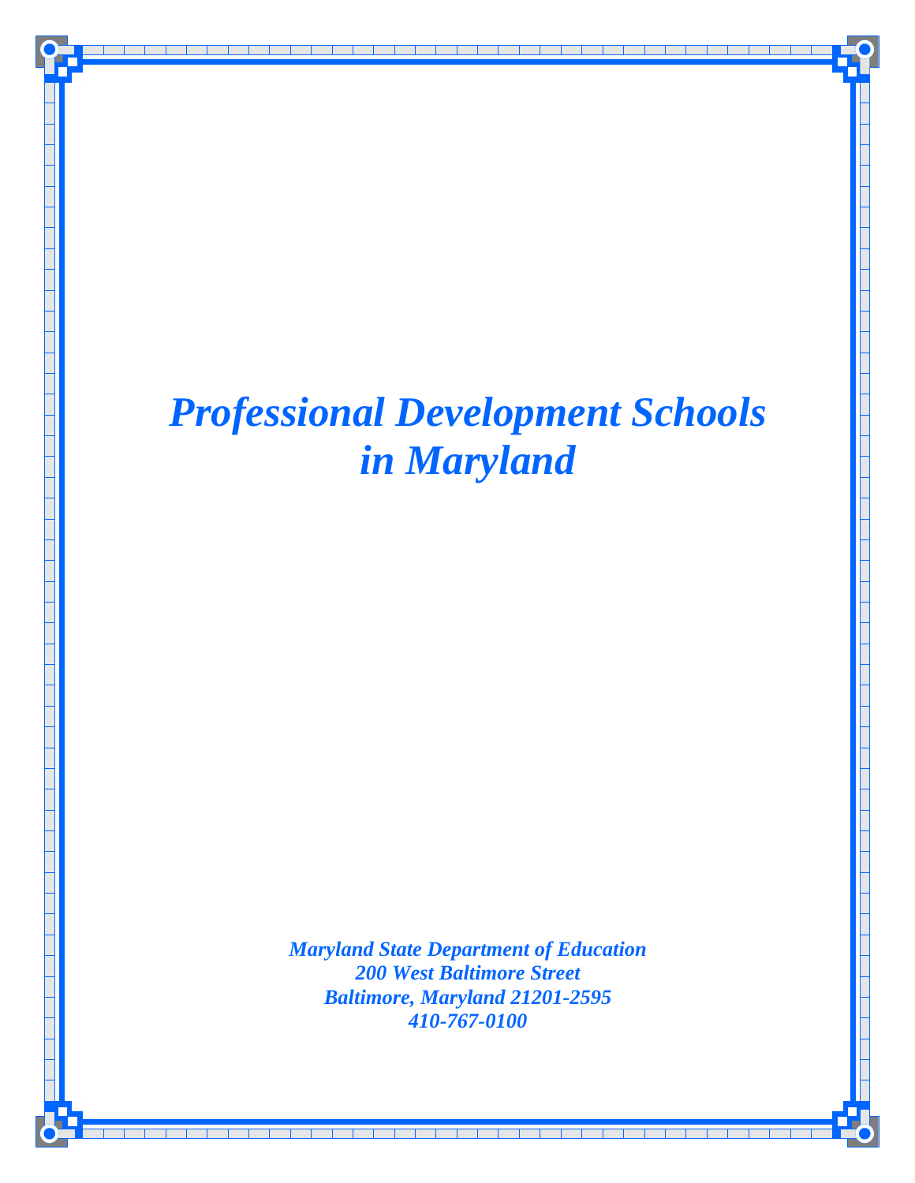# *Professional Development Schools in Maryland*

*Maryland State Department of Education*
*200 West Baltimore Street*
*Baltimore, Maryland 21201-2595*
*410-767-0100*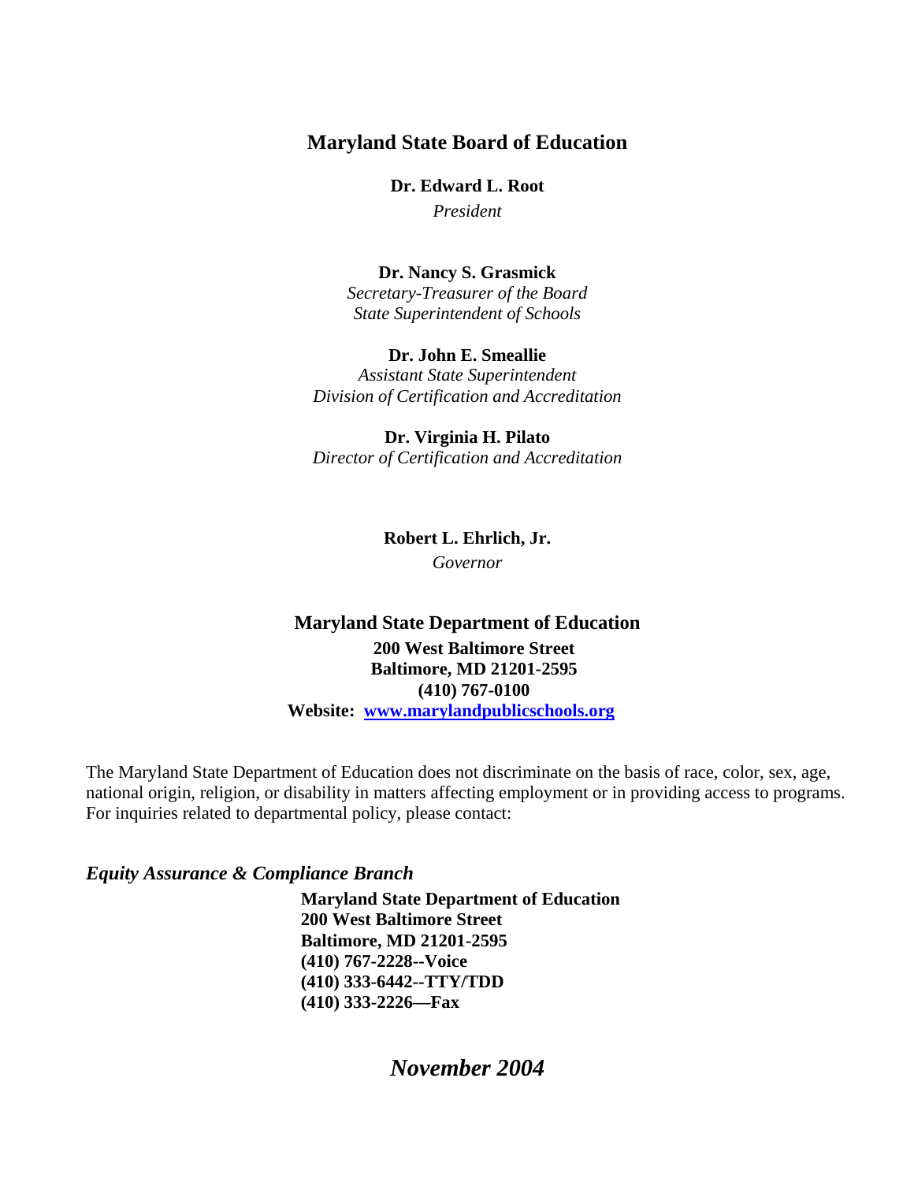## Maryland State Board of Education

**Dr. Edward L. Root**
*President*

**Dr. Nancy S. Grasmick**
*Secretary-Treasurer of the Board*
*State Superintendent of Schools*

**Dr. John E. Smeallie**
*Assistant State Superintendent*
*Division of Certification and Accreditation*

**Dr. Virginia H. Pilato**
*Director of Certification and Accreditation*

**Robert L. Ehrlich, Jr.**
*Governor*

### Maryland State Department of Education

**200 West Baltimore Street**
**Baltimore, MD 21201-2595**
**(410) 767-0100**
**Website: [www.marylandpublicschools.org](http://www.marylandpublicschools.org)**

The Maryland State Department of Education does not discriminate on the basis of race, color, sex, age, national origin, religion, or disability in matters affecting employment or in providing access to programs. For inquiries related to departmental policy, please contact:

***Equity Assurance & Compliance Branch***

**Maryland State Department of Education**
**200 West Baltimore Street**
**Baltimore, MD 21201-2595**
**(410) 767-2228--Voice**
**(410) 333-6442--TTY/TDD**
**(410) 333-2226—Fax**

***November 2004***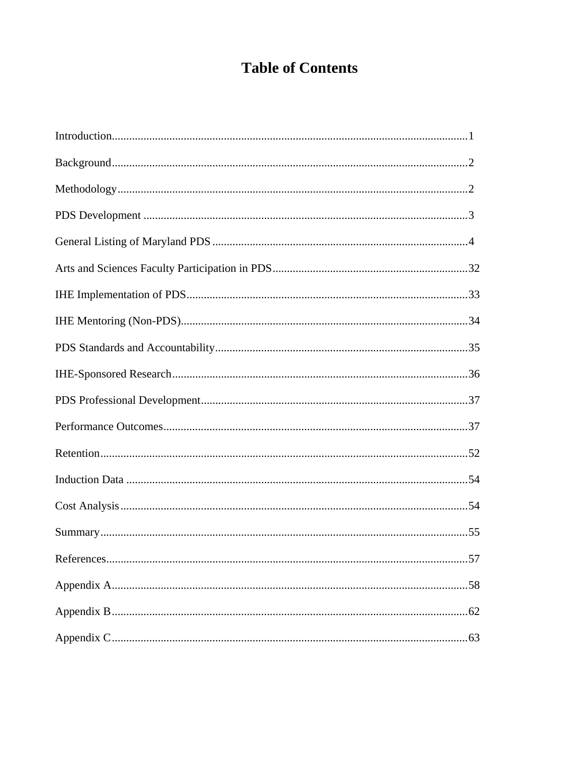# Table of Contents

Introduction........................................................................................................................1

Background........................................................................................................................2

Methodology.......................................................................................................................2

PDS Development ..............................................................................................................3

General Listing of Maryland PDS ......................................................................................4

Arts and Sciences Faculty Participation in PDS..................................................................32

IHE Implementation of PDS................................................................................................33

IHE Mentoring (Non-PDS)..................................................................................................34

PDS Standards and Accountability......................................................................................35

IHE-Sponsored Research.....................................................................................................36

PDS Professional Development...........................................................................................37

Performance Outcomes.......................................................................................................37

Retention.............................................................................................................................52

Induction Data ....................................................................................................................54

Cost Analysis.......................................................................................................................54

Summary.............................................................................................................................55

References...........................................................................................................................57

Appendix A.........................................................................................................................58

Appendix B.........................................................................................................................62

Appendix C.........................................................................................................................63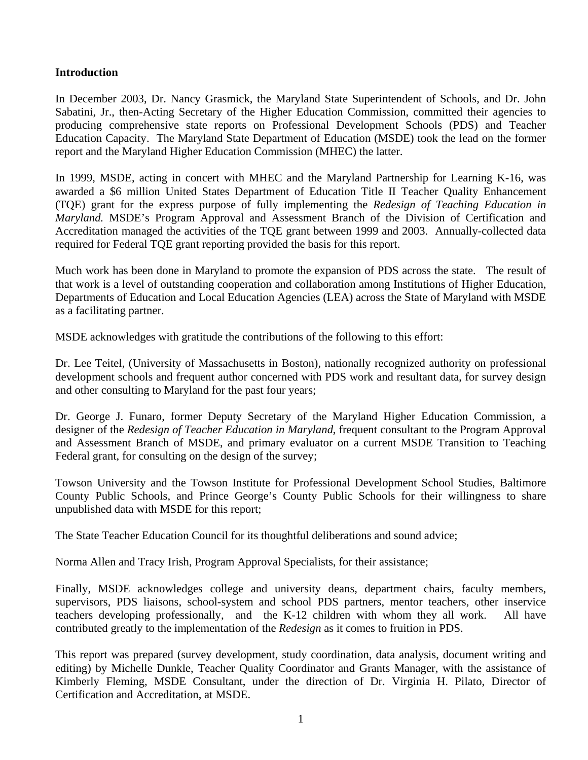**Introduction**

In December 2003, Dr. Nancy Grasmick, the Maryland State Superintendent of Schools, and Dr. John Sabatini, Jr., then-Acting Secretary of the Higher Education Commission, committed their agencies to producing comprehensive state reports on Professional Development Schools (PDS) and Teacher Education Capacity. The Maryland State Department of Education (MSDE) took the lead on the former report and the Maryland Higher Education Commission (MHEC) the latter.

In 1999, MSDE, acting in concert with MHEC and the Maryland Partnership for Learning K-16, was awarded a $6 million United States Department of Education Title II Teacher Quality Enhancement (TQE) grant for the express purpose of fully implementing the *Redesign of Teaching Education in Maryland.* MSDE's Program Approval and Assessment Branch of the Division of Certification and Accreditation managed the activities of the TQE grant between 1999 and 2003. Annually-collected data required for Federal TQE grant reporting provided the basis for this report.

Much work has been done in Maryland to promote the expansion of PDS across the state. The result of that work is a level of outstanding cooperation and collaboration among Institutions of Higher Education, Departments of Education and Local Education Agencies (LEA) across the State of Maryland with MSDE as a facilitating partner.

MSDE acknowledges with gratitude the contributions of the following to this effort:

Dr. Lee Teitel, (University of Massachusetts in Boston), nationally recognized authority on professional development schools and frequent author concerned with PDS work and resultant data, for survey design and other consulting to Maryland for the past four years;

Dr. George J. Funaro, former Deputy Secretary of the Maryland Higher Education Commission, a designer of the *Redesign of Teacher Education in Maryland*, frequent consultant to the Program Approval and Assessment Branch of MSDE, and primary evaluator on a current MSDE Transition to Teaching Federal grant, for consulting on the design of the survey;

Towson University and the Towson Institute for Professional Development School Studies, Baltimore County Public Schools, and Prince George's County Public Schools for their willingness to share unpublished data with MSDE for this report;

The State Teacher Education Council for its thoughtful deliberations and sound advice;

Norma Allen and Tracy Irish, Program Approval Specialists, for their assistance;

Finally, MSDE acknowledges college and university deans, department chairs, faculty members, supervisors, PDS liaisons, school-system and school PDS partners, mentor teachers, other inservice teachers developing professionally, and the K-12 children with whom they all work. All have contributed greatly to the implementation of the *Redesign* as it comes to fruition in PDS.

This report was prepared (survey development, study coordination, data analysis, document writing and editing) by Michelle Dunkle, Teacher Quality Coordinator and Grants Manager, with the assistance of Kimberly Fleming, MSDE Consultant, under the direction of Dr. Virginia H. Pilato, Director of Certification and Accreditation, at MSDE.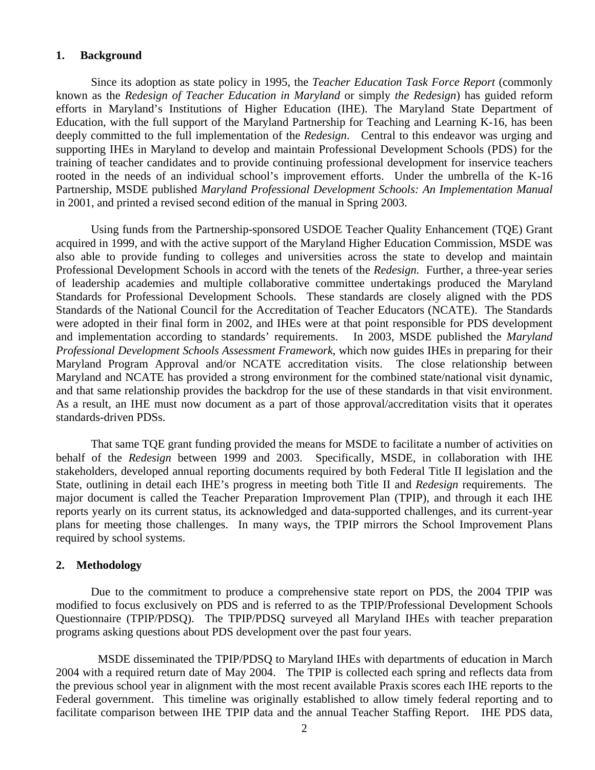## 1. Background

Since its adoption as state policy in 1995, the *Teacher Education Task Force Report* (commonly known as the *Redesign of Teacher Education in Maryland* or simply *the Redesign*) has guided reform efforts in Maryland's Institutions of Higher Education (IHE). The Maryland State Department of Education, with the full support of the Maryland Partnership for Teaching and Learning K-16, has been deeply committed to the full implementation of the *Redesign*. Central to this endeavor was urging and supporting IHEs in Maryland to develop and maintain Professional Development Schools (PDS) for the training of teacher candidates and to provide continuing professional development for inservice teachers rooted in the needs of an individual school's improvement efforts. Under the umbrella of the K-16 Partnership, MSDE published *Maryland Professional Development Schools: An Implementation Manual* in 2001, and printed a revised second edition of the manual in Spring 2003.

Using funds from the Partnership-sponsored USDOE Teacher Quality Enhancement (TQE) Grant acquired in 1999, and with the active support of the Maryland Higher Education Commission, MSDE was also able to provide funding to colleges and universities across the state to develop and maintain Professional Development Schools in accord with the tenets of the *Redesign.* Further, a three-year series of leadership academies and multiple collaborative committee undertakings produced the Maryland Standards for Professional Development Schools. These standards are closely aligned with the PDS Standards of the National Council for the Accreditation of Teacher Educators (NCATE). The Standards were adopted in their final form in 2002, and IHEs were at that point responsible for PDS development and implementation according to standards' requirements. In 2003, MSDE published the *Maryland Professional Development Schools Assessment Framework*, which now guides IHEs in preparing for their Maryland Program Approval and/or NCATE accreditation visits. The close relationship between Maryland and NCATE has provided a strong environment for the combined state/national visit dynamic, and that same relationship provides the backdrop for the use of these standards in that visit environment. As a result, an IHE must now document as a part of those approval/accreditation visits that it operates standards-driven PDSs.

That same TQE grant funding provided the means for MSDE to facilitate a number of activities on behalf of the *Redesign* between 1999 and 2003. Specifically, MSDE, in collaboration with IHE stakeholders, developed annual reporting documents required by both Federal Title II legislation and the State, outlining in detail each IHE's progress in meeting both Title II and *Redesign* requirements. The major document is called the Teacher Preparation Improvement Plan (TPIP), and through it each IHE reports yearly on its current status, its acknowledged and data-supported challenges, and its current-year plans for meeting those challenges. In many ways, the TPIP mirrors the School Improvement Plans required by school systems.

## 2. Methodology

Due to the commitment to produce a comprehensive state report on PDS, the 2004 TPIP was modified to focus exclusively on PDS and is referred to as the TPIP/Professional Development Schools Questionnaire (TPIP/PDSQ). The TPIP/PDSQ surveyed all Maryland IHEs with teacher preparation programs asking questions about PDS development over the past four years.

MSDE disseminated the TPIP/PDSQ to Maryland IHEs with departments of education in March 2004 with a required return date of May 2004. The TPIP is collected each spring and reflects data from the previous school year in alignment with the most recent available Praxis scores each IHE reports to the Federal government. This timeline was originally established to allow timely federal reporting and to facilitate comparison between IHE TPIP data and the annual Teacher Staffing Report. IHE PDS data,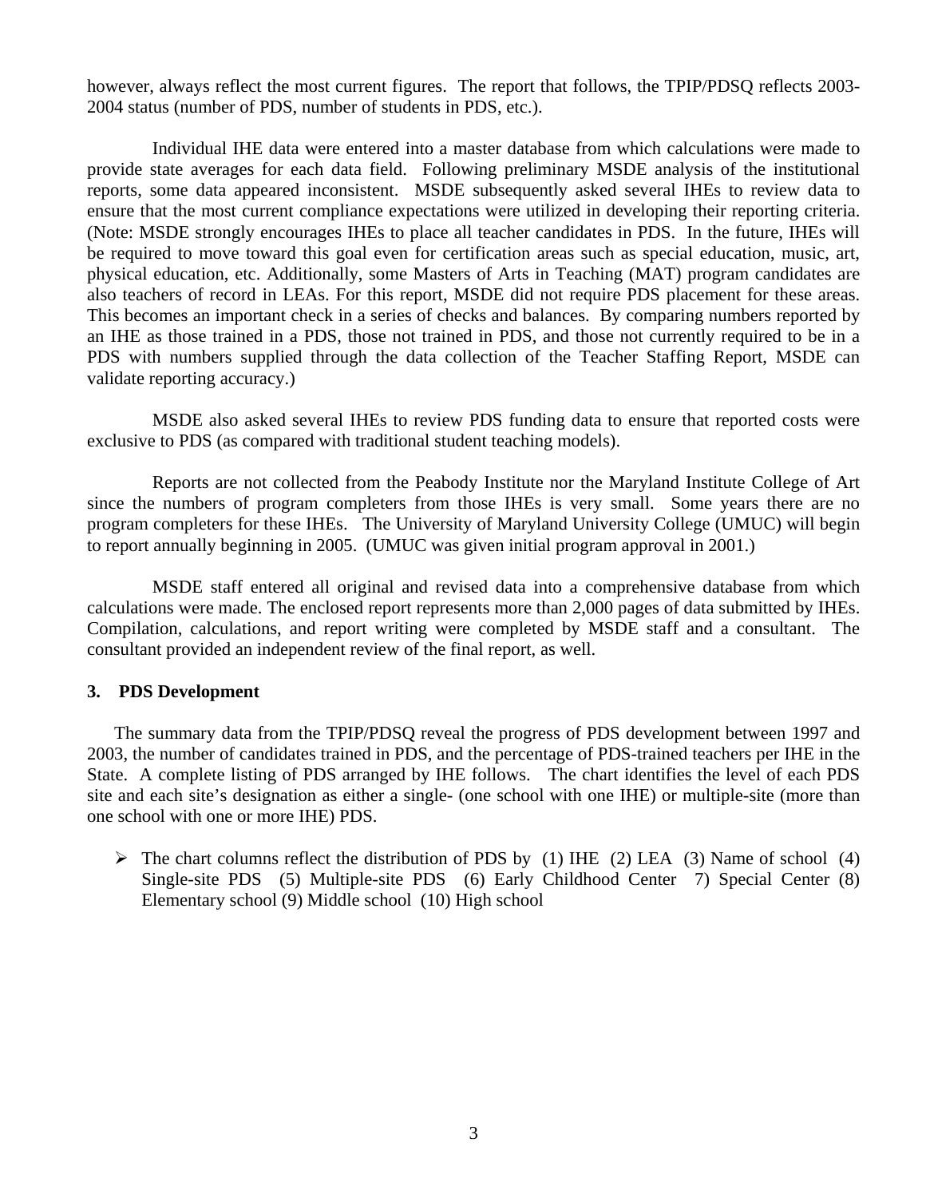however, always reflect the most current figures. The report that follows, the TPIP/PDSQ reflects 2003-2004 status (number of PDS, number of students in PDS, etc.).

Individual IHE data were entered into a master database from which calculations were made to provide state averages for each data field. Following preliminary MSDE analysis of the institutional reports, some data appeared inconsistent. MSDE subsequently asked several IHEs to review data to ensure that the most current compliance expectations were utilized in developing their reporting criteria. (Note: MSDE strongly encourages IHEs to place all teacher candidates in PDS. In the future, IHEs will be required to move toward this goal even for certification areas such as special education, music, art, physical education, etc. Additionally, some Masters of Arts in Teaching (MAT) program candidates are also teachers of record in LEAs. For this report, MSDE did not require PDS placement for these areas. This becomes an important check in a series of checks and balances. By comparing numbers reported by an IHE as those trained in a PDS, those not trained in PDS, and those not currently required to be in a PDS with numbers supplied through the data collection of the Teacher Staffing Report, MSDE can validate reporting accuracy.)

MSDE also asked several IHEs to review PDS funding data to ensure that reported costs were exclusive to PDS (as compared with traditional student teaching models).

Reports are not collected from the Peabody Institute nor the Maryland Institute College of Art since the numbers of program completers from those IHEs is very small. Some years there are no program completers for these IHEs. The University of Maryland University College (UMUC) will begin to report annually beginning in 2005. (UMUC was given initial program approval in 2001.)

MSDE staff entered all original and revised data into a comprehensive database from which calculations were made. The enclosed report represents more than 2,000 pages of data submitted by IHEs. Compilation, calculations, and report writing were completed by MSDE staff and a consultant. The consultant provided an independent review of the final report, as well.

### 3. PDS Development

The summary data from the TPIP/PDSQ reveal the progress of PDS development between 1997 and 2003, the number of candidates trained in PDS, and the percentage of PDS-trained teachers per IHE in the State. A complete listing of PDS arranged by IHE follows. The chart identifies the level of each PDS site and each site's designation as either a single- (one school with one IHE) or multiple-site (more than one school with one or more IHE) PDS.

- The chart columns reflect the distribution of PDS by (1) IHE (2) LEA (3) Name of school (4) Single-site PDS (5) Multiple-site PDS (6) Early Childhood Center 7) Special Center (8) Elementary school (9) Middle school (10) High school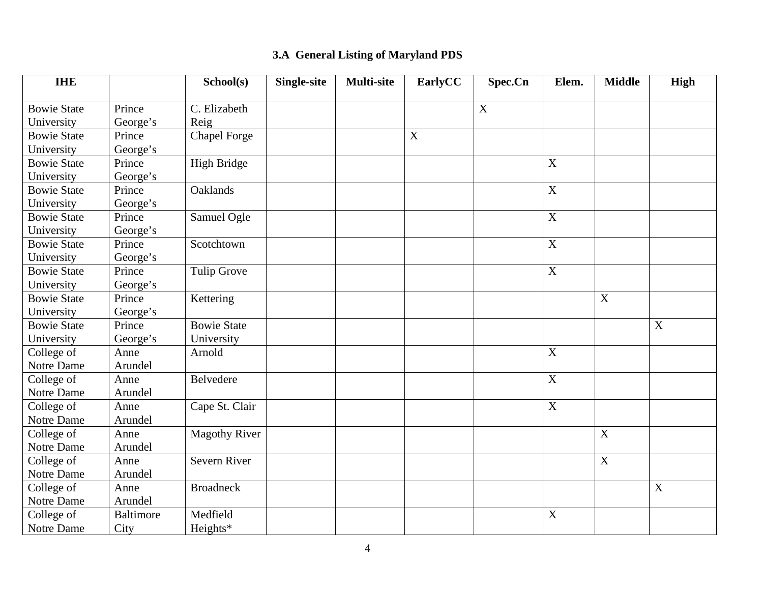### 3.A General Listing of Maryland PDS

| IHE | | School(s) | Single-site | Multi-site | EarlyCC | Spec.Cn | Elem. | Middle | High |
|---|---|---|---|---|---|---|---|---|---|
| Bowie State University | Prince George's | C. Elizabeth Reig | | | | X | | | |
| Bowie State University | Prince George's | Chapel Forge | | | X | | | | |
| Bowie State University | Prince George's | High Bridge | | | | | X | | |
| Bowie State University | Prince George's | Oaklands | | | | | X | | |
| Bowie State University | Prince George's | Samuel Ogle | | | | | X | | |
| Bowie State University | Prince George's | Scotchtown | | | | | X | | |
| Bowie State University | Prince George's | Tulip Grove | | | | | X | | |
| Bowie State University | Prince George's | Kettering | | | | | | X | |
| Bowie State University | Prince George's | Bowie State University | | | | | | | X |
| College of Notre Dame | Anne Arundel | Arnold | | | | | X | | |
| College of Notre Dame | Anne Arundel | Belvedere | | | | | X | | |
| College of Notre Dame | Anne Arundel | Cape St. Clair | | | | | X | | |
| College of Notre Dame | Anne Arundel | Magothy River | | | | | | X | |
| College of Notre Dame | Anne Arundel | Severn River | | | | | | X | |
| College of Notre Dame | Anne Arundel | Broadneck | | | | | | | X |
| College of Notre Dame | Baltimore City | Medfield Heights* | | | | | X | | |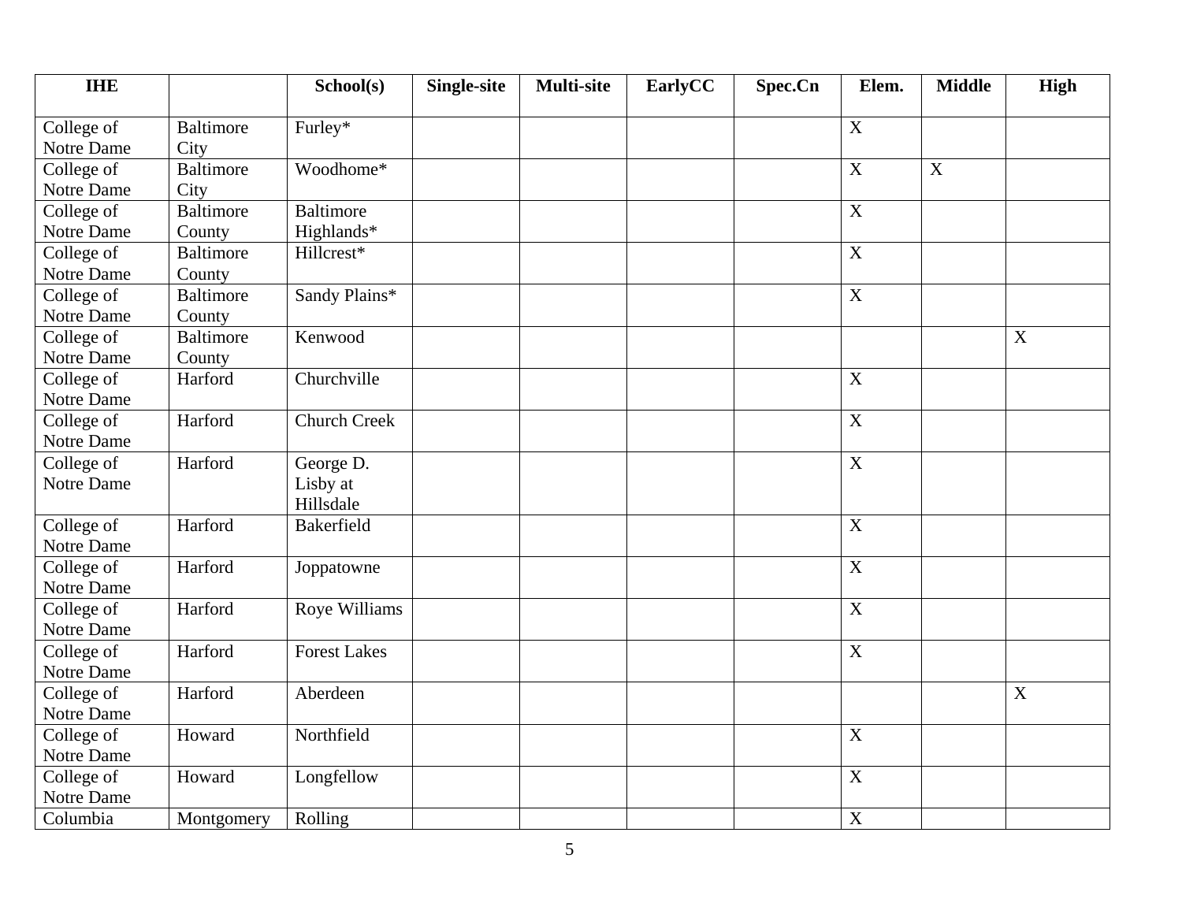| IHE | | School(s) | Single-site | Multi-site | EarlyCC | Spec.Cn | Elem. | Middle | High |
|---|---|---|---|---|---|---|---|---|---|
| College of Notre Dame | Baltimore City | Furley* | | | | | X | | |
| College of Notre Dame | Baltimore City | Woodhome* | | | | | X | X | |
| College of Notre Dame | Baltimore County | Baltimore Highlands* | | | | | X | | |
| College of Notre Dame | Baltimore County | Hillcrest* | | | | | X | | |
| College of Notre Dame | Baltimore County | Sandy Plains* | | | | | X | | |
| College of Notre Dame | Baltimore County | Kenwood | | | | | | | X |
| College of Notre Dame | Harford | Churchville | | | | | X | | |
| College of Notre Dame | Harford | Church Creek | | | | | X | | |
| College of Notre Dame | Harford | George D. Lisby at Hillsdale | | | | | X | | |
| College of Notre Dame | Harford | Bakerfield | | | | | X | | |
| College of Notre Dame | Harford | Joppatowne | | | | | X | | |
| College of Notre Dame | Harford | Roye Williams | | | | | X | | |
| College of Notre Dame | Harford | Forest Lakes | | | | | X | | |
| College of Notre Dame | Harford | Aberdeen | | | | | | | X |
| College of Notre Dame | Howard | Northfield | | | | | X | | |
| College of Notre Dame | Howard | Longfellow | | | | | X | | |
| Columbia | Montgomery | Rolling | | | | | X | | |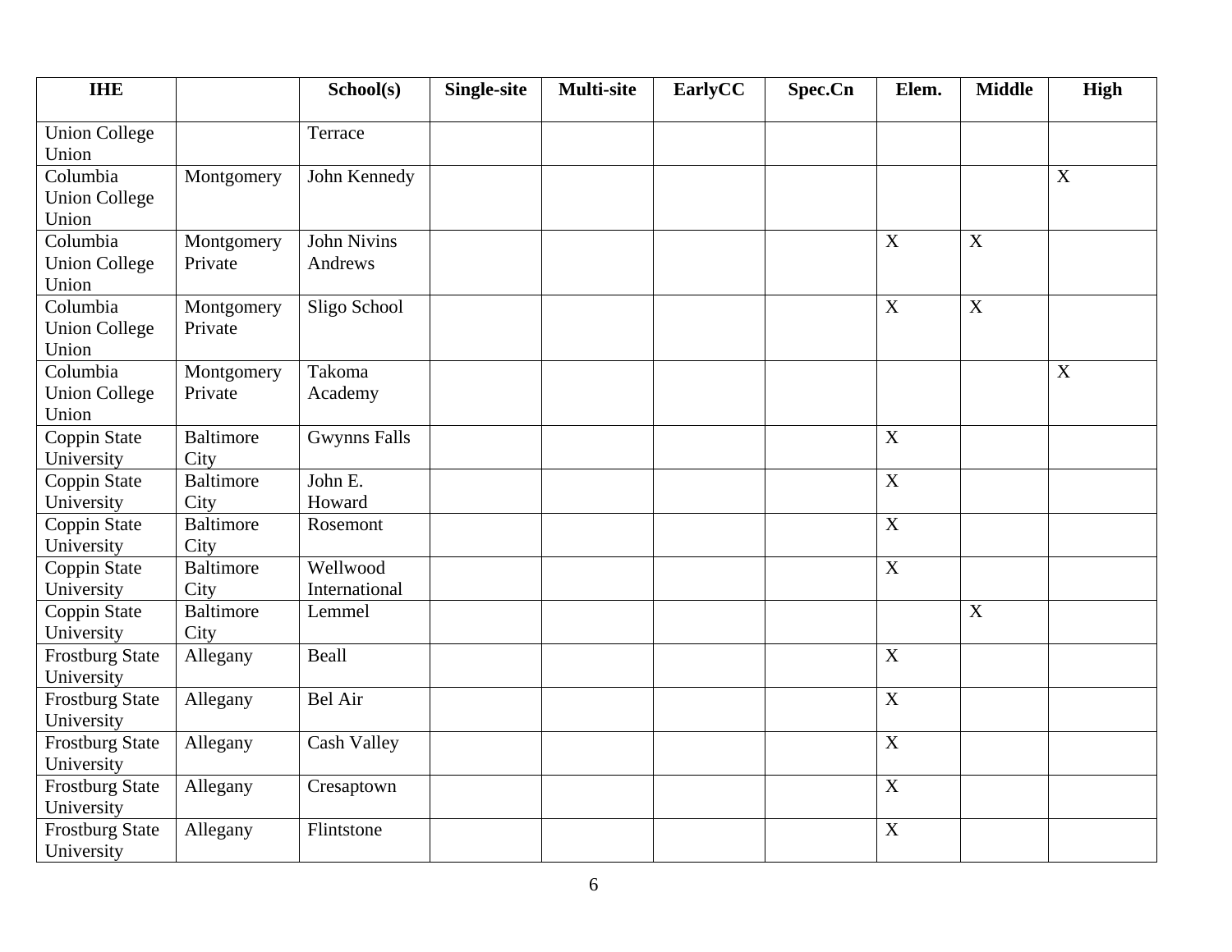| IHE | | School(s) | Single-site | Multi-site | EarlyCC | Spec.Cn | Elem. | Middle | High |
|---|---|---|---|---|---|---|---|---|---|
| Union College Union | | Terrace | | | | | | | |
| Columbia Union College Union | Montgomery | John Kennedy | | | | | | | X |
| Columbia Union College Union | Montgomery Private | John Nivins Andrews | | | | | X | X | |
| Columbia Union College Union | Montgomery Private | Sligo School | | | | | X | X | |
| Columbia Union College Union | Montgomery Private | Takoma Academy | | | | | | | X |
| Coppin State University | Baltimore City | Gwynns Falls | | | | | X | | |
| Coppin State University | Baltimore City | John E. Howard | | | | | X | | |
| Coppin State University | Baltimore City | Rosemont | | | | | X | | |
| Coppin State University | Baltimore City | Wellwood International | | | | | X | | |
| Coppin State University | Baltimore City | Lemmel | | | | | | X | |
| Frostburg State University | Allegany | Beall | | | | | X | | |
| Frostburg State University | Allegany | Bel Air | | | | | X | | |
| Frostburg State University | Allegany | Cash Valley | | | | | X | | |
| Frostburg State University | Allegany | Cresaptown | | | | | X | | |
| Frostburg State University | Allegany | Flintstone | | | | | X | | |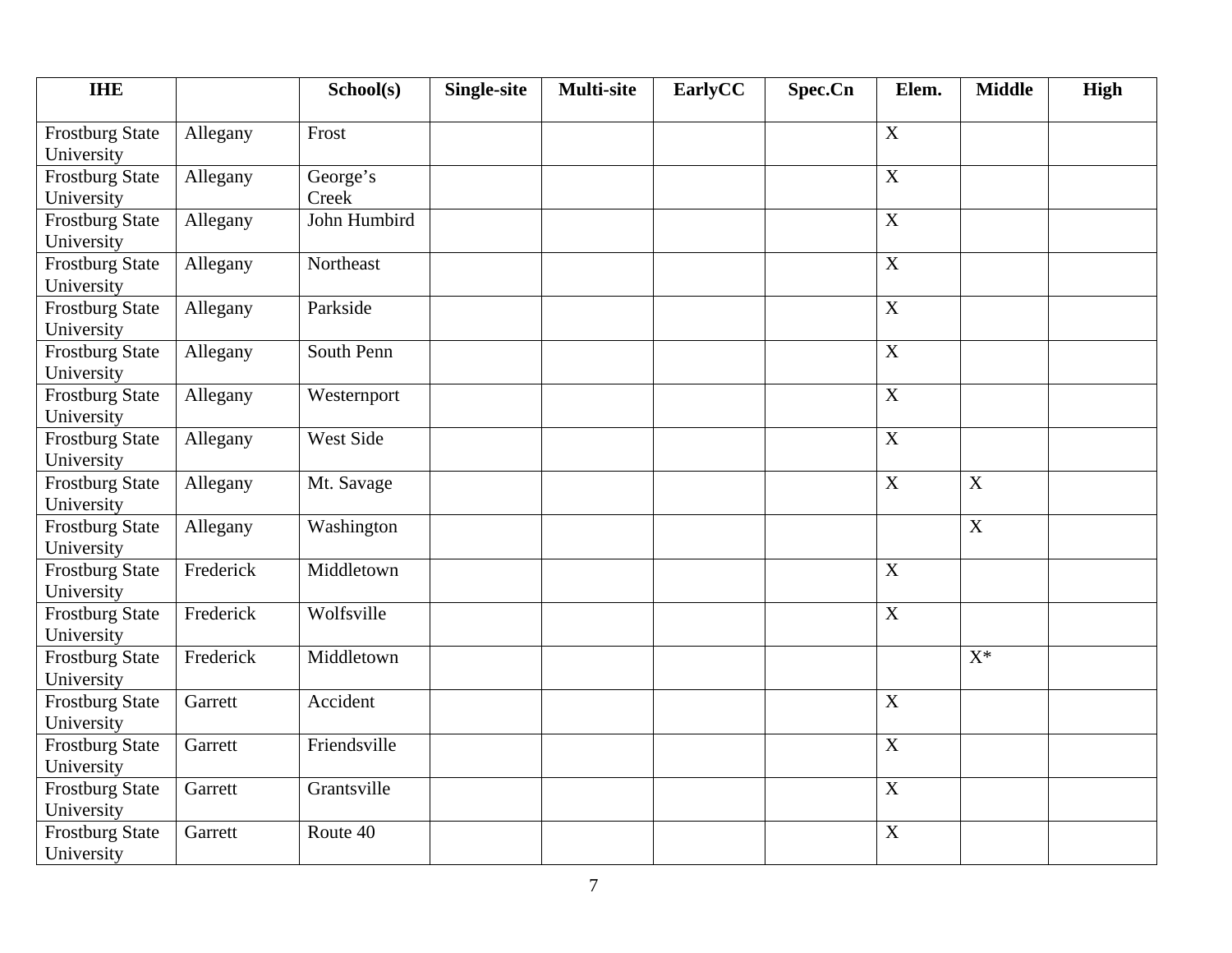| IHE | | School(s) | Single-site | Multi-site | EarlyCC | Spec.Cn | Elem. | Middle | High |
|---|---|---|---|---|---|---|---|---|---|
| Frostburg State University | Allegany | Frost | | | | | X | | |
| Frostburg State University | Allegany | George's Creek | | | | | X | | |
| Frostburg State University | Allegany | John Humbird | | | | | X | | |
| Frostburg State University | Allegany | Northeast | | | | | X | | |
| Frostburg State University | Allegany | Parkside | | | | | X | | |
| Frostburg State University | Allegany | South Penn | | | | | X | | |
| Frostburg State University | Allegany | Westernport | | | | | X | | |
| Frostburg State University | Allegany | West Side | | | | | X | | |
| Frostburg State University | Allegany | Mt. Savage | | | | | X | X | |
| Frostburg State University | Allegany | Washington | | | | | | X | |
| Frostburg State University | Frederick | Middletown | | | | | X | | |
| Frostburg State University | Frederick | Wolfsville | | | | | X | | |
| Frostburg State University | Frederick | Middletown | | | | | | X* | |
| Frostburg State University | Garrett | Accident | | | | | X | | |
| Frostburg State University | Garrett | Friendsville | | | | | X | | |
| Frostburg State University | Garrett | Grantsville | | | | | X | | |
| Frostburg State University | Garrett | Route 40 | | | | | X | | |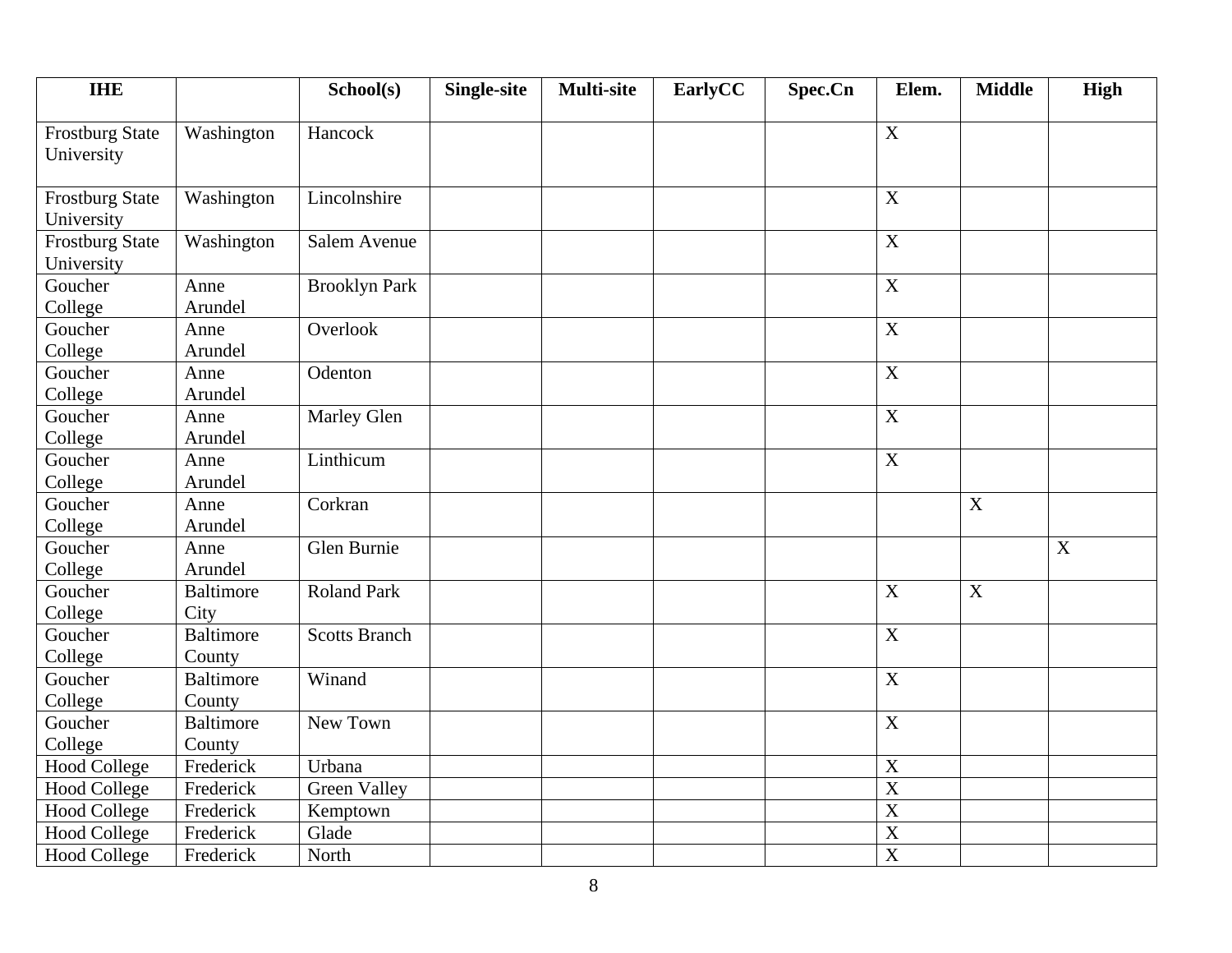| IHE | | School(s) | Single-site | Multi-site | EarlyCC | Spec.Cn | Elem. | Middle | High |
|---|---|---|---|---|---|---|---|---|---|
| Frostburg State University | Washington | Hancock | | | | | X | | |
| Frostburg State University | Washington | Lincolnshire | | | | | X | | |
| Frostburg State University | Washington | Salem Avenue | | | | | X | | |
| Goucher College | Anne Arundel | Brooklyn Park | | | | | X | | |
| Goucher College | Anne Arundel | Overlook | | | | | X | | |
| Goucher College | Anne Arundel | Odenton | | | | | X | | |
| Goucher College | Anne Arundel | Marley Glen | | | | | X | | |
| Goucher College | Anne Arundel | Linthicum | | | | | X | | |
| Goucher College | Anne Arundel | Corkran | | | | | | X | |
| Goucher College | Anne Arundel | Glen Burnie | | | | | | | X |
| Goucher College | Baltimore City | Roland Park | | | | | X | X | |
| Goucher College | Baltimore County | Scotts Branch | | | | | X | | |
| Goucher College | Baltimore County | Winand | | | | | X | | |
| Goucher College | Baltimore County | New Town | | | | | X | | |
| Hood College | Frederick | Urbana | | | | | X | | |
| Hood College | Frederick | Green Valley | | | | | X | | |
| Hood College | Frederick | Kemptown | | | | | X | | |
| Hood College | Frederick | Glade | | | | | X | | |
| Hood College | Frederick | North | | | | | X | | |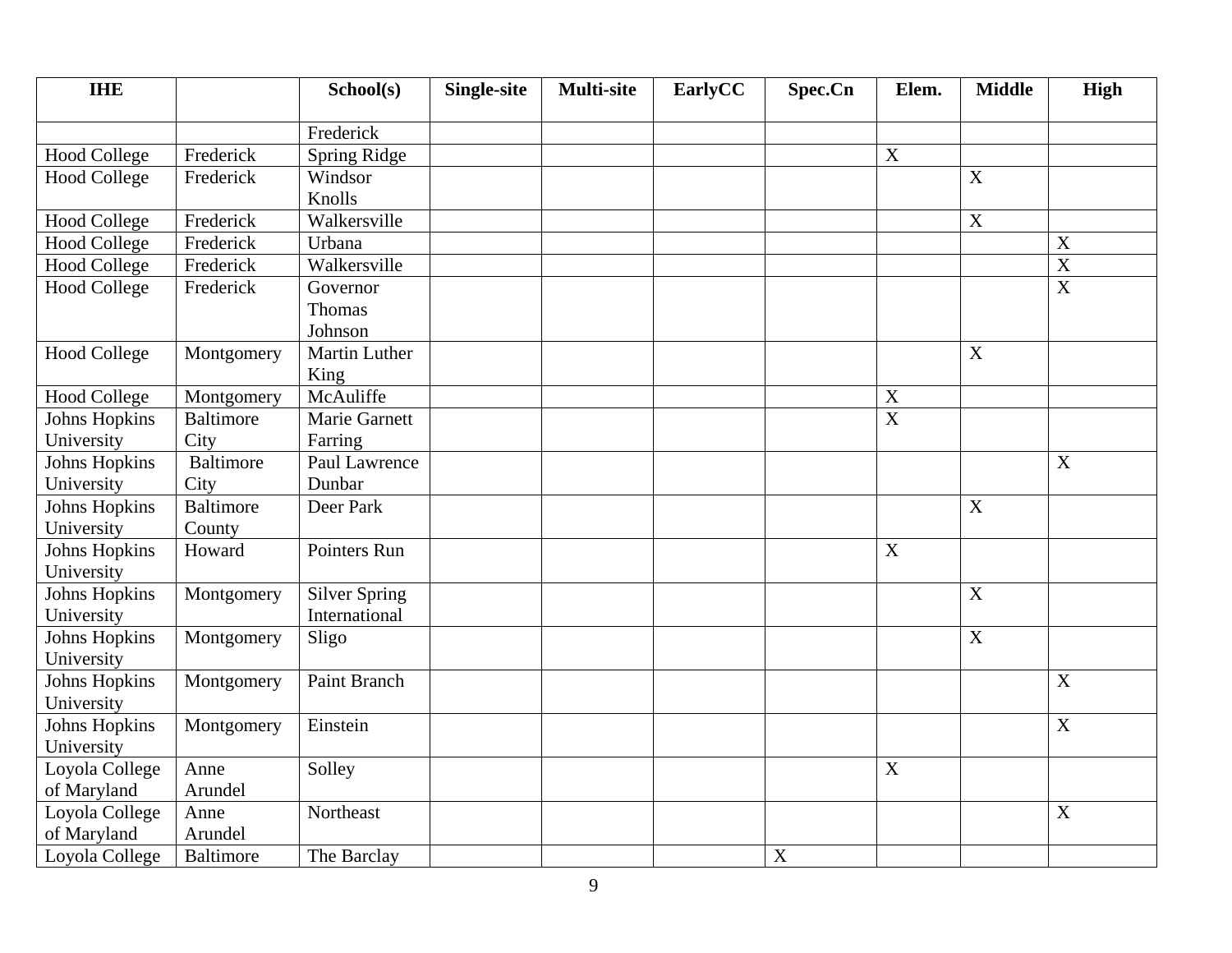| IHE | | School(s) | Single-site | Multi-site | EarlyCC | Spec.Cn | Elem. | Middle | High |
|---|---|---|---|---|---|---|---|---|---|
| | | Frederick | | | | | | | |
| Hood College | Frederick | Spring Ridge | | | | | X | | |
| Hood College | Frederick | Windsor Knolls | | | | | | X | |
| Hood College | Frederick | Walkersville | | | | | | X | |
| Hood College | Frederick | Urbana | | | | | | | X |
| Hood College | Frederick | Walkersville | | | | | | | X |
| Hood College | Frederick | Governor Thomas Johnson | | | | | | | X |
| Hood College | Montgomery | Martin Luther King | | | | | | X | |
| Hood College | Montgomery | McAuliffe | | | | | X | | |
| Johns Hopkins University | Baltimore City | Marie Garnett Farring | | | | | X | | |
| Johns Hopkins University | Baltimore City | Paul Lawrence Dunbar | | | | | | | X |
| Johns Hopkins University | Baltimore County | Deer Park | | | | | | X | |
| Johns Hopkins University | Howard | Pointers Run | | | | | X | | |
| Johns Hopkins University | Montgomery | Silver Spring International | | | | | | X | |
| Johns Hopkins University | Montgomery | Sligo | | | | | | X | |
| Johns Hopkins University | Montgomery | Paint Branch | | | | | | | X |
| Johns Hopkins University | Montgomery | Einstein | | | | | | | X |
| Loyola College of Maryland | Anne Arundel | Solley | | | | | X | | |
| Loyola College of Maryland | Anne Arundel | Northeast | | | | | | | X |
| Loyola College | Baltimore | The Barclay | | | | X | | | |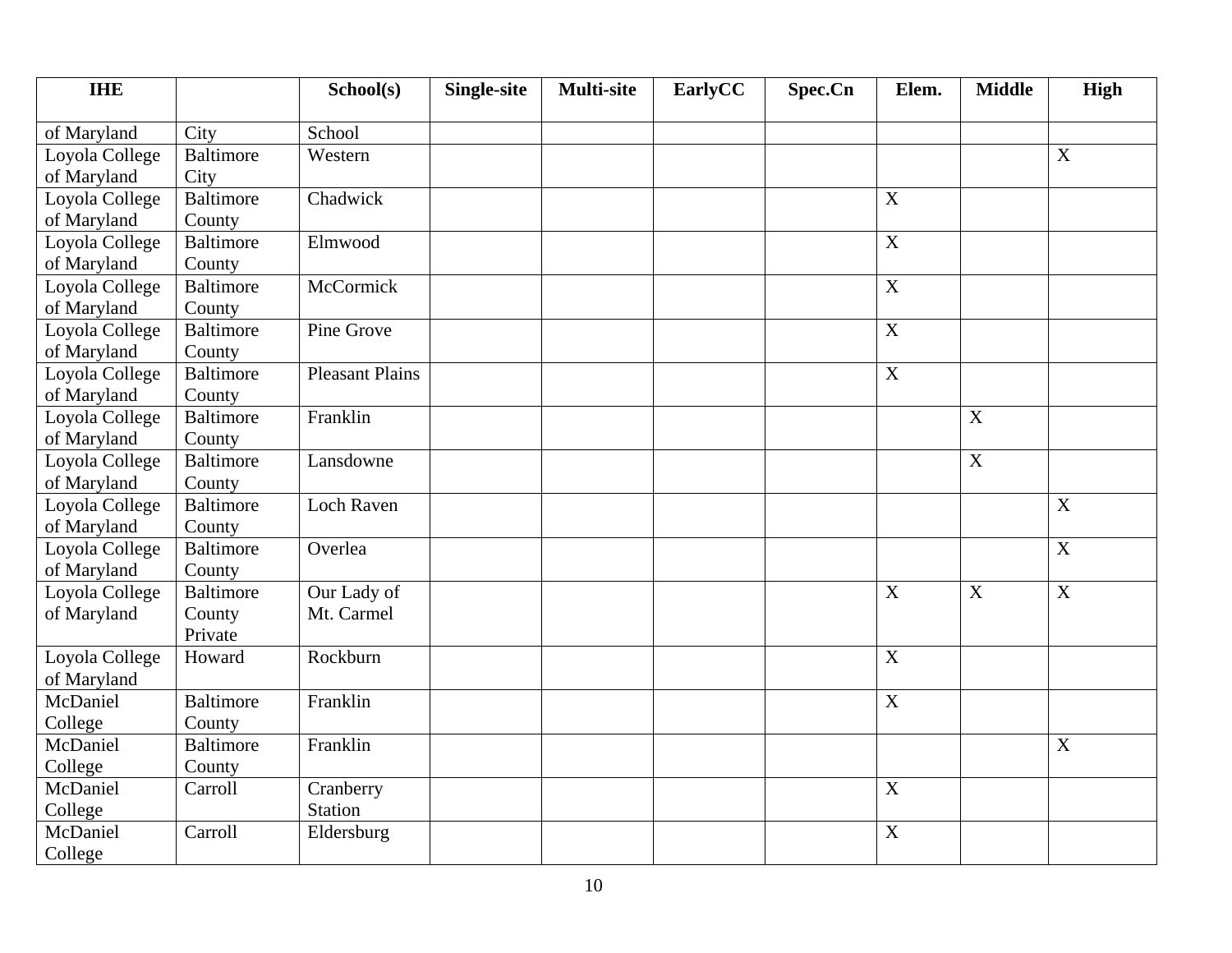| IHE | | School(s) | Single-site | Multi-site | EarlyCC | Spec.Cn | Elem. | Middle | High |
|---|---|---|---|---|---|---|---|---|---|
| of Maryland | City | School | | | | | | | |
| Loyola College of Maryland | Baltimore City | Western | | | | | | | X |
| Loyola College of Maryland | Baltimore County | Chadwick | | | | | X | | |
| Loyola College of Maryland | Baltimore County | Elmwood | | | | | X | | |
| Loyola College of Maryland | Baltimore County | McCormick | | | | | X | | |
| Loyola College of Maryland | Baltimore County | Pine Grove | | | | | X | | |
| Loyola College of Maryland | Baltimore County | Pleasant Plains | | | | | X | | |
| Loyola College of Maryland | Baltimore County | Franklin | | | | | | X | |
| Loyola College of Maryland | Baltimore County | Lansdowne | | | | | | X | |
| Loyola College of Maryland | Baltimore County | Loch Raven | | | | | | | X |
| Loyola College of Maryland | Baltimore County | Overlea | | | | | | | X |
| Loyola College of Maryland | Baltimore County Private | Our Lady of Mt. Carmel | | | | | X | X | X |
| Loyola College of Maryland | Howard | Rockburn | | | | | X | | |
| McDaniel College | Baltimore County | Franklin | | | | | X | | |
| McDaniel College | Baltimore County | Franklin | | | | | | | X |
| McDaniel College | Carroll | Cranberry Station | | | | | X | | |
| McDaniel College | Carroll | Eldersburg | | | | | X | | |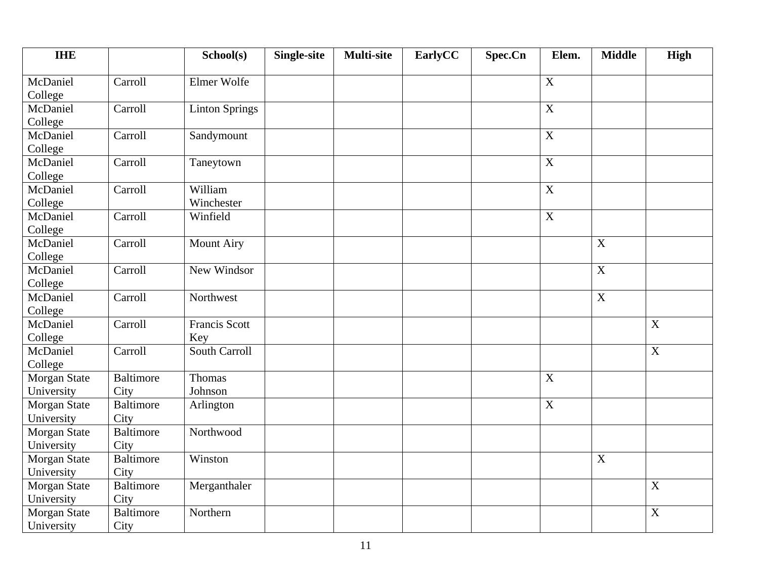| IHE | | School(s) | Single-site | Multi-site | EarlyCC | Spec.Cn | Elem. | Middle | High |
|---|---|---|---|---|---|---|---|---|---|
| McDaniel College | Carroll | Elmer Wolfe | | | | | X | | |
| McDaniel College | Carroll | Linton Springs | | | | | X | | |
| McDaniel College | Carroll | Sandymount | | | | | X | | |
| McDaniel College | Carroll | Taneytown | | | | | X | | |
| McDaniel College | Carroll | William Winchester | | | | | X | | |
| McDaniel College | Carroll | Winfield | | | | | X | | |
| McDaniel College | Carroll | Mount Airy | | | | | | X | |
| McDaniel College | Carroll | New Windsor | | | | | | X | |
| McDaniel College | Carroll | Northwest | | | | | | X | |
| McDaniel College | Carroll | Francis Scott Key | | | | | | | X |
| McDaniel College | Carroll | South Carroll | | | | | | | X |
| Morgan State University | Baltimore City | Thomas Johnson | | | | | X | | |
| Morgan State University | Baltimore City | Arlington | | | | | X | | |
| Morgan State University | Baltimore City | Northwood | | | | | | | |
| Morgan State University | Baltimore City | Winston | | | | | | X | |
| Morgan State University | Baltimore City | Merganthaler | | | | | | | X |
| Morgan State University | Baltimore City | Northern | | | | | | | X |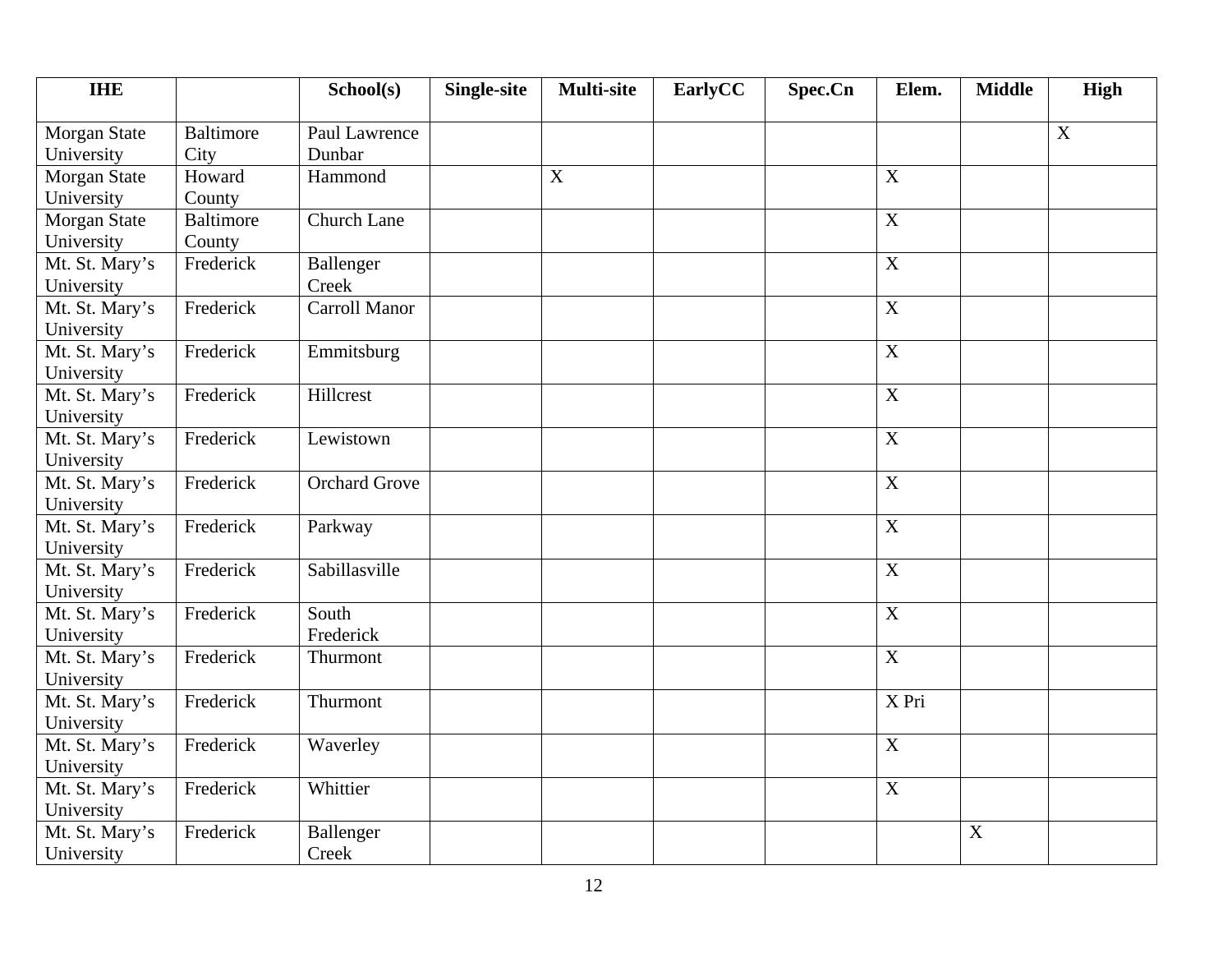| IHE | | School(s) | Single-site | Multi-site | EarlyCC | Spec.Cn | Elem. | Middle | High |
|---|---|---|---|---|---|---|---|---|---|
| Morgan State University | Baltimore City | Paul Lawrence Dunbar | | | | | | | X |
| Morgan State University | Howard County | Hammond | | X | | | X | | |
| Morgan State University | Baltimore County | Church Lane | | | | | X | | |
| Mt. St. Mary's University | Frederick | Ballenger Creek | | | | | X | | |
| Mt. St. Mary's University | Frederick | Carroll Manor | | | | | X | | |
| Mt. St. Mary's University | Frederick | Emmitsburg | | | | | X | | |
| Mt. St. Mary's University | Frederick | Hillcrest | | | | | X | | |
| Mt. St. Mary's University | Frederick | Lewistown | | | | | X | | |
| Mt. St. Mary's University | Frederick | Orchard Grove | | | | | X | | |
| Mt. St. Mary's University | Frederick | Parkway | | | | | X | | |
| Mt. St. Mary's University | Frederick | Sabillasville | | | | | X | | |
| Mt. St. Mary's University | Frederick | South Frederick | | | | | X | | |
| Mt. St. Mary's University | Frederick | Thurmont | | | | | X | | |
| Mt. St. Mary's University | Frederick | Thurmont | | | | | X Pri | | |
| Mt. St. Mary's University | Frederick | Waverley | | | | | X | | |
| Mt. St. Mary's University | Frederick | Whittier | | | | | X | | |
| Mt. St. Mary's University | Frederick | Ballenger Creek | | | | | | X | |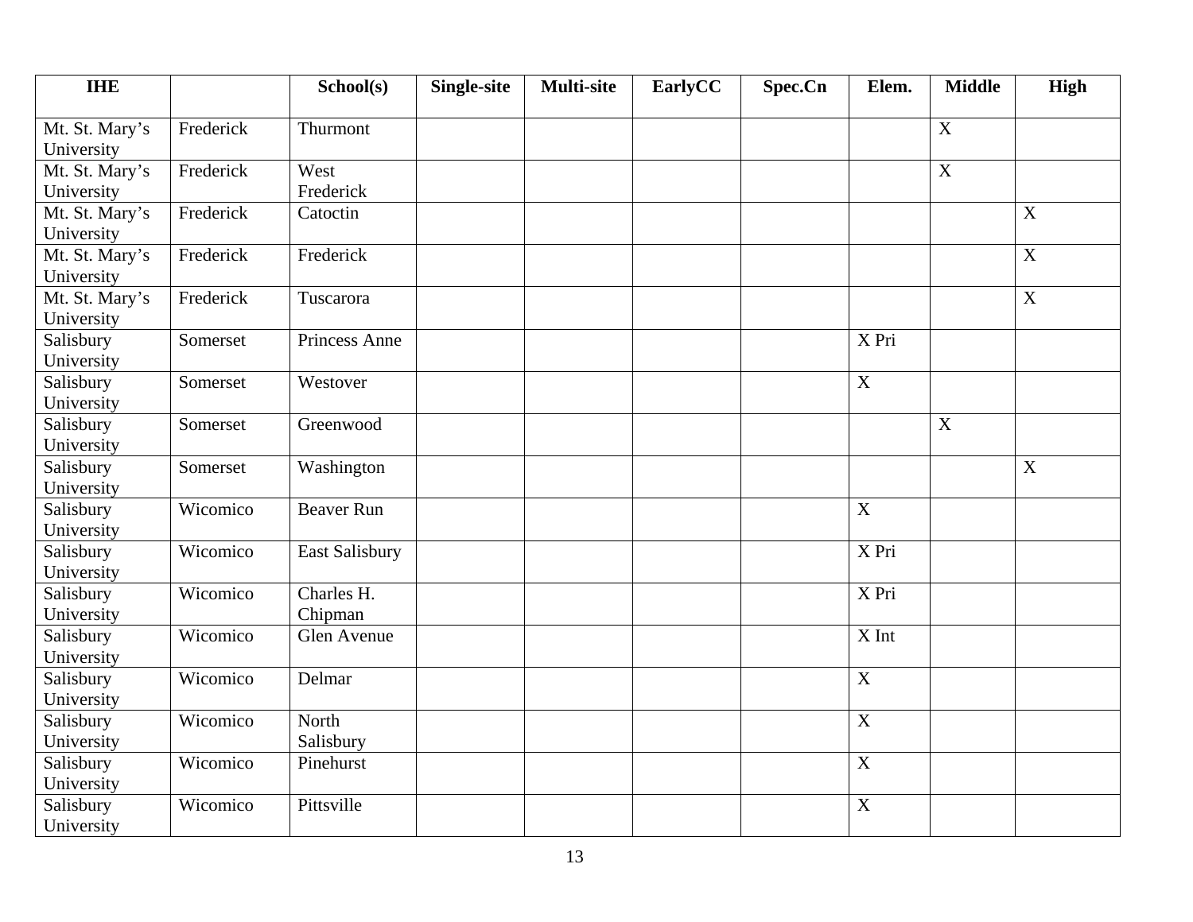| IHE | | School(s) | Single-site | Multi-site | EarlyCC | Spec.Cn | Elem. | Middle | High |
|---|---|---|---|---|---|---|---|---|---|
| Mt. St. Mary's University | Frederick | Thurmont | | | | | | X | |
| Mt. St. Mary's University | Frederick | West Frederick | | | | | | X | |
| Mt. St. Mary's University | Frederick | Catoctin | | | | | | | X |
| Mt. St. Mary's University | Frederick | Frederick | | | | | | | X |
| Mt. St. Mary's University | Frederick | Tuscarora | | | | | | | X |
| Salisbury University | Somerset | Princess Anne | | | | | X Pri | | |
| Salisbury University | Somerset | Westover | | | | | X | | |
| Salisbury University | Somerset | Greenwood | | | | | | X | |
| Salisbury University | Somerset | Washington | | | | | | | X |
| Salisbury University | Wicomico | Beaver Run | | | | | X | | |
| Salisbury University | Wicomico | East Salisbury | | | | | X Pri | | |
| Salisbury University | Wicomico | Charles H. Chipman | | | | | X Pri | | |
| Salisbury University | Wicomico | Glen Avenue | | | | | X Int | | |
| Salisbury University | Wicomico | Delmar | | | | | X | | |
| Salisbury University | Wicomico | North Salisbury | | | | | X | | |
| Salisbury University | Wicomico | Pinehurst | | | | | X | | |
| Salisbury University | Wicomico | Pittsville | | | | | X | | |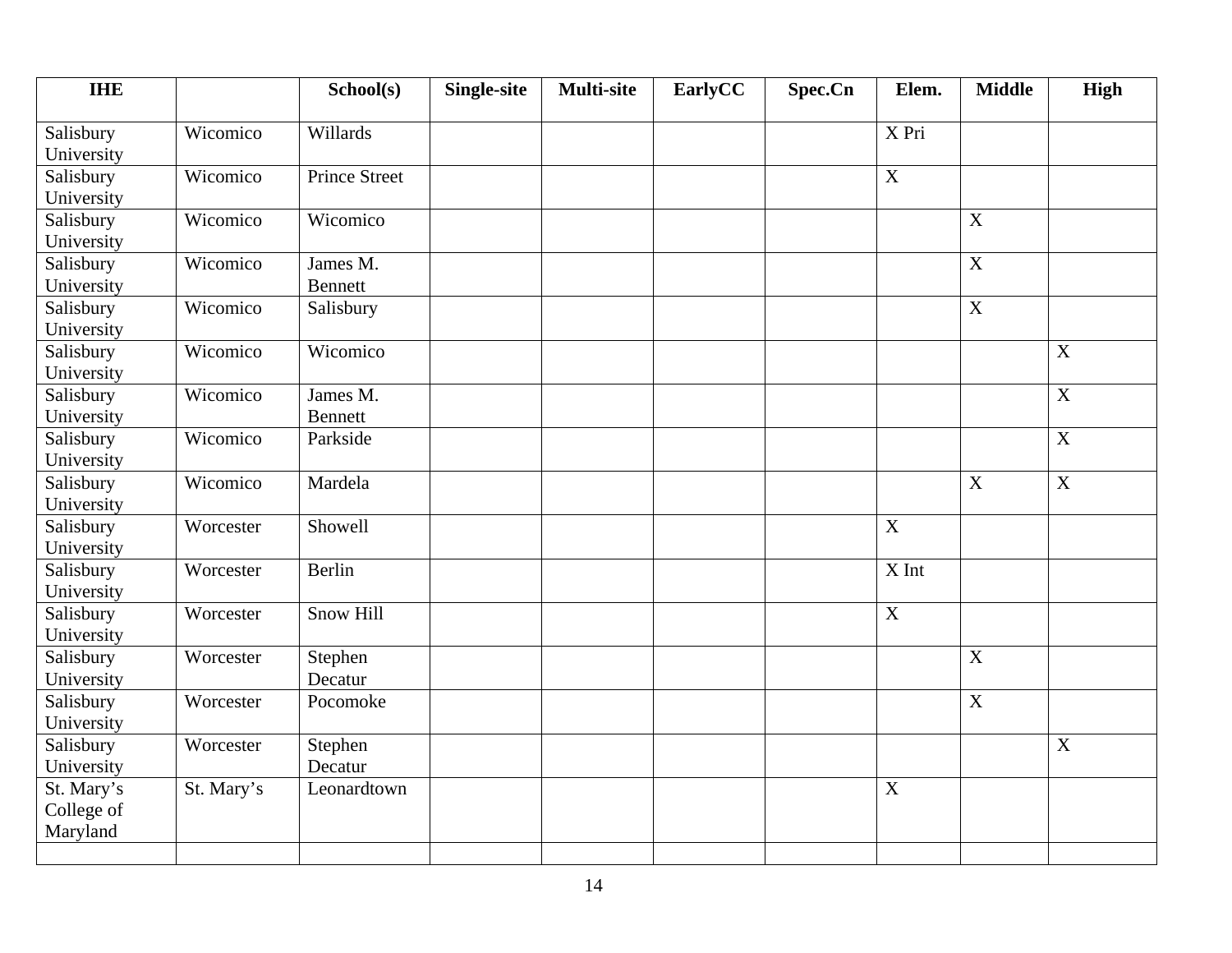| IHE | | School(s) | Single-site | Multi-site | EarlyCC | Spec.Cn | Elem. | Middle | High |
|---|---|---|---|---|---|---|---|---|---|
| Salisbury University | Wicomico | Willards | | | | | X Pri | | |
| Salisbury University | Wicomico | Prince Street | | | | | X | | |
| Salisbury University | Wicomico | Wicomico | | | | | | X | |
| Salisbury University | Wicomico | James M. Bennett | | | | | | X | |
| Salisbury University | Wicomico | Salisbury | | | | | | X | |
| Salisbury University | Wicomico | Wicomico | | | | | | | X |
| Salisbury University | Wicomico | James M. Bennett | | | | | | | X |
| Salisbury University | Wicomico | Parkside | | | | | | | X |
| Salisbury University | Wicomico | Mardela | | | | | | X | X |
| Salisbury University | Worcester | Showell | | | | | X | | |
| Salisbury University | Worcester | Berlin | | | | | X Int | | |
| Salisbury University | Worcester | Snow Hill | | | | | X | | |
| Salisbury University | Worcester | Stephen Decatur | | | | | | X | |
| Salisbury University | Worcester | Pocomoke | | | | | | X | |
| Salisbury University | Worcester | Stephen Decatur | | | | | | | X |
| St. Mary's College of Maryland | St. Mary's | Leonardtown | | | | | X | | |
| | | | | | | | | | |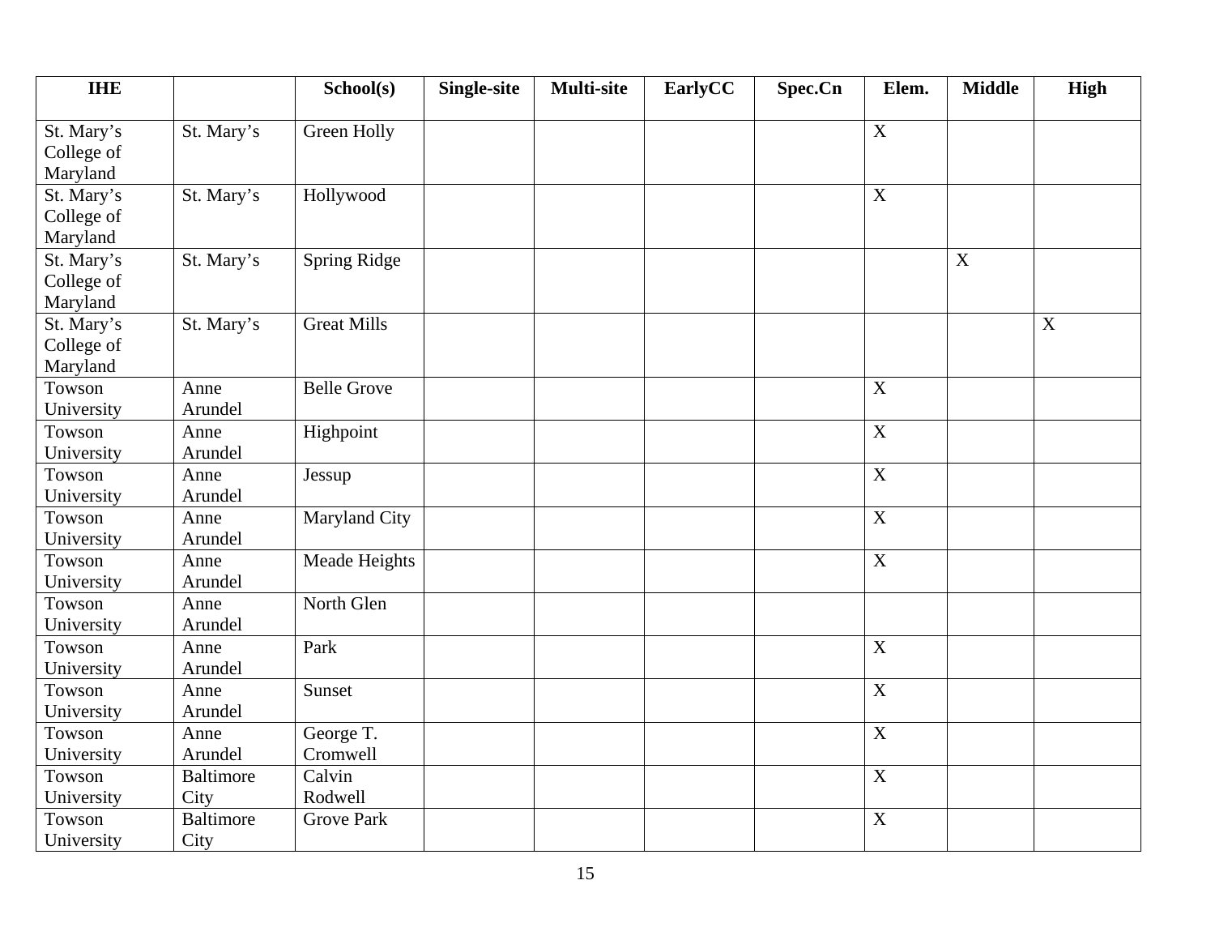| IHE | | School(s) | Single-site | Multi-site | EarlyCC | Spec.Cn | Elem. | Middle | High |
|---|---|---|---|---|---|---|---|---|---|
| St. Mary's College of Maryland | St. Mary's | Green Holly | | | | | X | | |
| St. Mary's College of Maryland | St. Mary's | Hollywood | | | | | X | | |
| St. Mary's College of Maryland | St. Mary's | Spring Ridge | | | | | | X | |
| St. Mary's College of Maryland | St. Mary's | Great Mills | | | | | | | X |
| Towson University | Anne Arundel | Belle Grove | | | | | X | | |
| Towson University | Anne Arundel | Highpoint | | | | | X | | |
| Towson University | Anne Arundel | Jessup | | | | | X | | |
| Towson University | Anne Arundel | Maryland City | | | | | X | | |
| Towson University | Anne Arundel | Meade Heights | | | | | X | | |
| Towson University | Anne Arundel | North Glen | | | | | | | |
| Towson University | Anne Arundel | Park | | | | | X | | |
| Towson University | Anne Arundel | Sunset | | | | | X | | |
| Towson University | Anne Arundel | George T. Cromwell | | | | | X | | |
| Towson University | Baltimore City | Calvin Rodwell | | | | | X | | |
| Towson University | Baltimore City | Grove Park | | | | | X | | |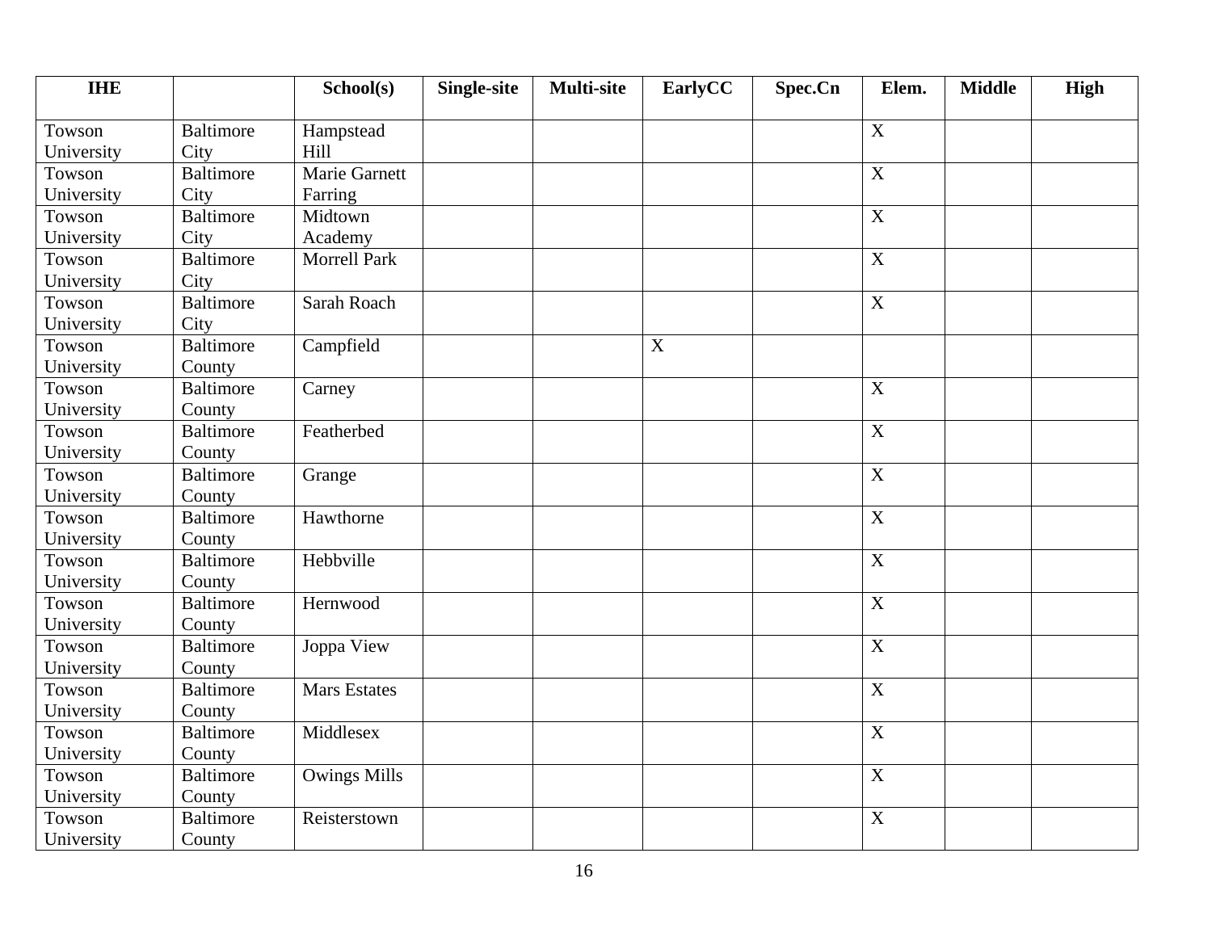| IHE | | School(s) | Single-site | Multi-site | EarlyCC | Spec.Cn | Elem. | Middle | High |
|---|---|---|---|---|---|---|---|---|---|
| Towson University | Baltimore City | Hampstead Hill | | | | | X | | |
| Towson University | Baltimore City | Marie Garnett Farring | | | | | X | | |
| Towson University | Baltimore City | Midtown Academy | | | | | X | | |
| Towson University | Baltimore City | Morrell Park | | | | | X | | |
| Towson University | Baltimore City | Sarah Roach | | | | | X | | |
| Towson University | Baltimore County | Campfield | | | X | | | | |
| Towson University | Baltimore County | Carney | | | | | X | | |
| Towson University | Baltimore County | Featherbed | | | | | X | | |
| Towson University | Baltimore County | Grange | | | | | X | | |
| Towson University | Baltimore County | Hawthorne | | | | | X | | |
| Towson University | Baltimore County | Hebbville | | | | | X | | |
| Towson University | Baltimore County | Hernwood | | | | | X | | |
| Towson University | Baltimore County | Joppa View | | | | | X | | |
| Towson University | Baltimore County | Mars Estates | | | | | X | | |
| Towson University | Baltimore County | Middlesex | | | | | X | | |
| Towson University | Baltimore County | Owings Mills | | | | | X | | |
| Towson University | Baltimore County | Reisterstown | | | | | X | | |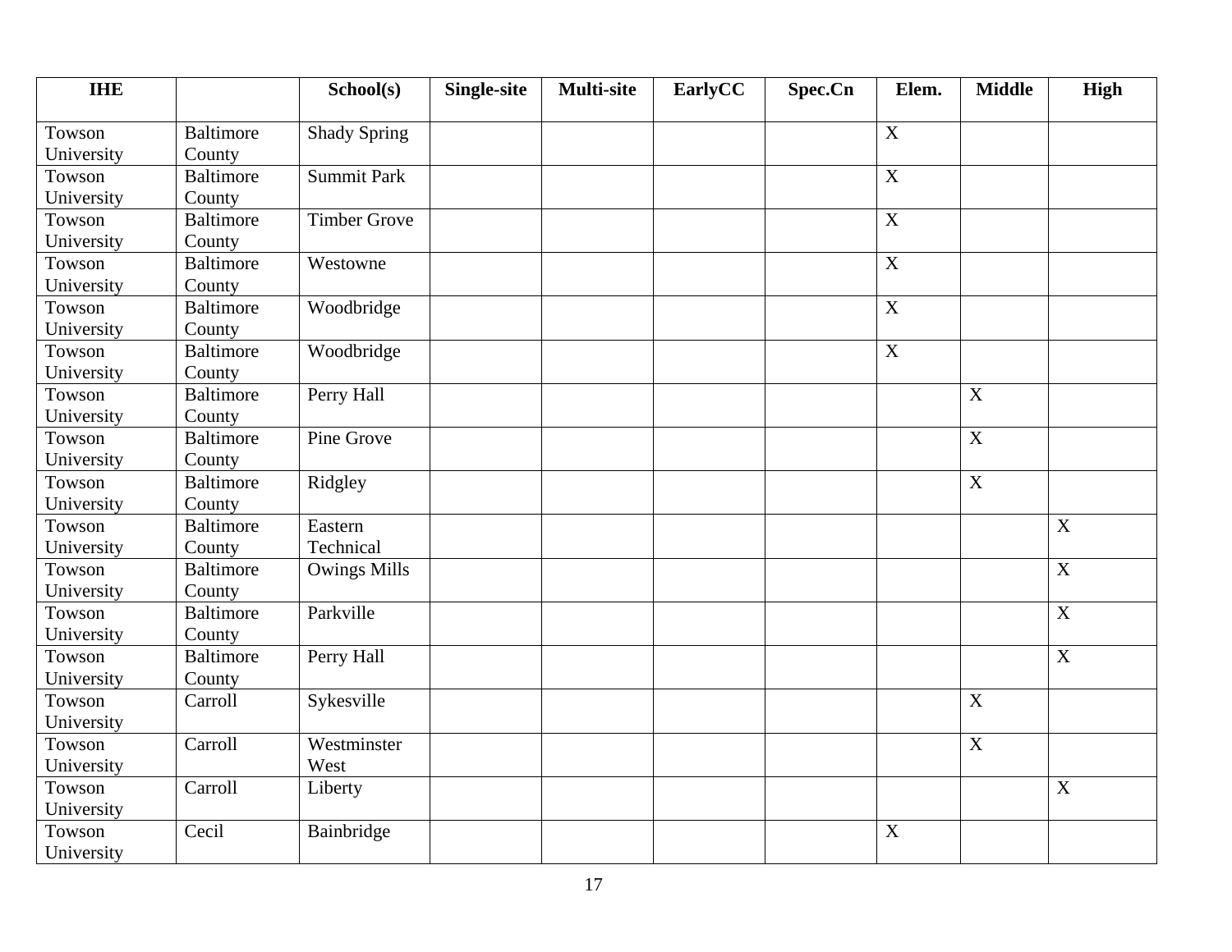| IHE | | School(s) | Single-site | Multi-site | EarlyCC | Spec.Cn | Elem. | Middle | High |
|---|---|---|---|---|---|---|---|---|---|
| Towson University | Baltimore County | Shady Spring | | | | | X | | |
| Towson University | Baltimore County | Summit Park | | | | | X | | |
| Towson University | Baltimore County | Timber Grove | | | | | X | | |
| Towson University | Baltimore County | Westowne | | | | | X | | |
| Towson University | Baltimore County | Woodbridge | | | | | X | | |
| Towson University | Baltimore County | Woodbridge | | | | | X | | |
| Towson University | Baltimore County | Perry Hall | | | | | | X | |
| Towson University | Baltimore County | Pine Grove | | | | | | X | |
| Towson University | Baltimore County | Ridgley | | | | | | X | |
| Towson University | Baltimore County | Eastern Technical | | | | | | | X |
| Towson University | Baltimore County | Owings Mills | | | | | | | X |
| Towson University | Baltimore County | Parkville | | | | | | | X |
| Towson University | Baltimore County | Perry Hall | | | | | | | X |
| Towson University | Carroll | Sykesville | | | | | | X | |
| Towson University | Carroll | Westminster West | | | | | | X | |
| Towson University | Carroll | Liberty | | | | | | | X |
| Towson University | Cecil | Bainbridge | | | | | X | | |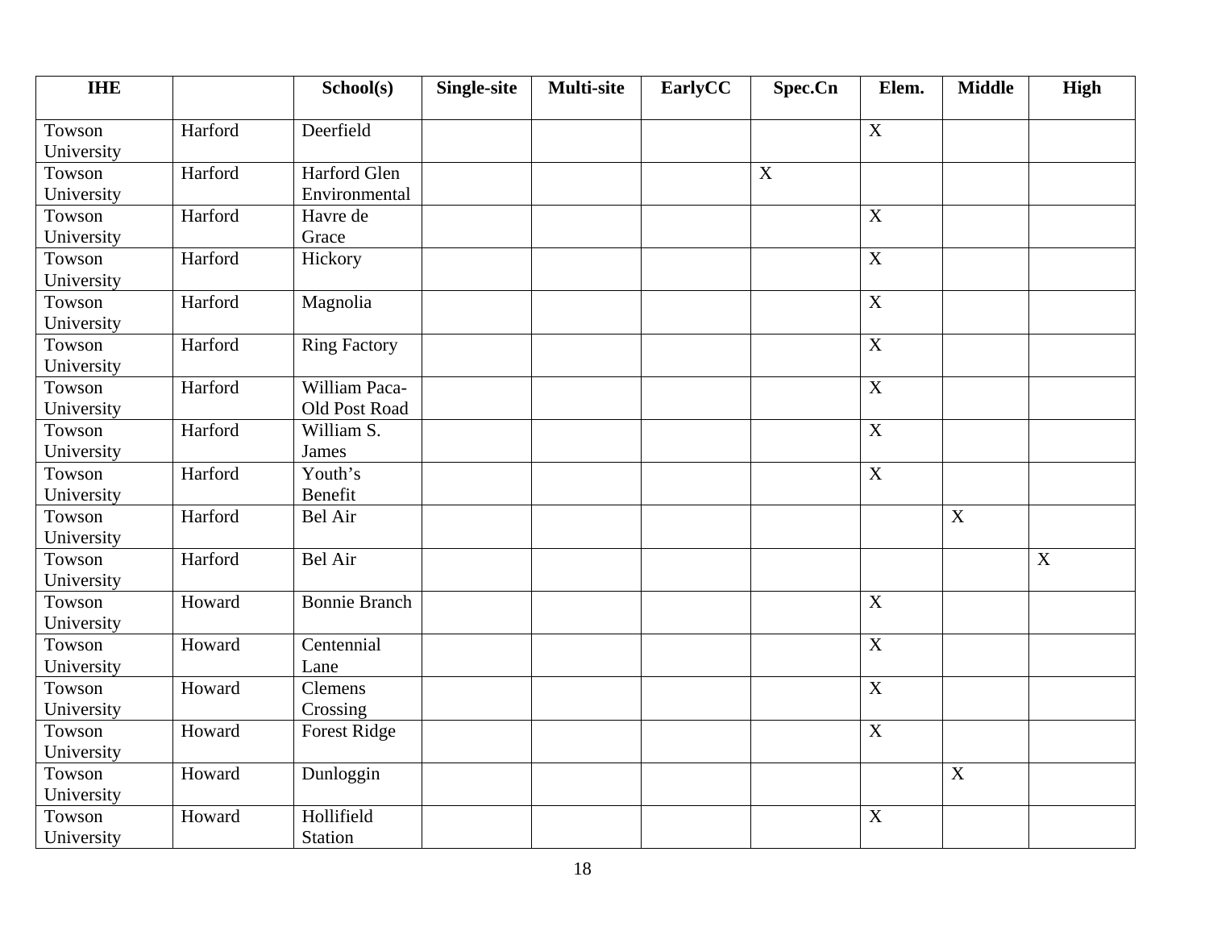| IHE | | School(s) | Single-site | Multi-site | EarlyCC | Spec.Cn | Elem. | Middle | High |
|---|---|---|---|---|---|---|---|---|---|
| Towson University | Harford | Deerfield | | | | | X | | |
| Towson University | Harford | Harford Glen Environmental | | | | X | | | |
| Towson University | Harford | Havre de Grace | | | | | X | | |
| Towson University | Harford | Hickory | | | | | X | | |
| Towson University | Harford | Magnolia | | | | | X | | |
| Towson University | Harford | Ring Factory | | | | | X | | |
| Towson University | Harford | William Paca-Old Post Road | | | | | X | | |
| Towson University | Harford | William S. James | | | | | X | | |
| Towson University | Harford | Youth's Benefit | | | | | X | | |
| Towson University | Harford | Bel Air | | | | | | X | |
| Towson University | Harford | Bel Air | | | | | | | X |
| Towson University | Howard | Bonnie Branch | | | | | X | | |
| Towson University | Howard | Centennial Lane | | | | | X | | |
| Towson University | Howard | Clemens Crossing | | | | | X | | |
| Towson University | Howard | Forest Ridge | | | | | X | | |
| Towson University | Howard | Dunloggin | | | | | | X | |
| Towson University | Howard | Hollifield Station | | | | | X | | |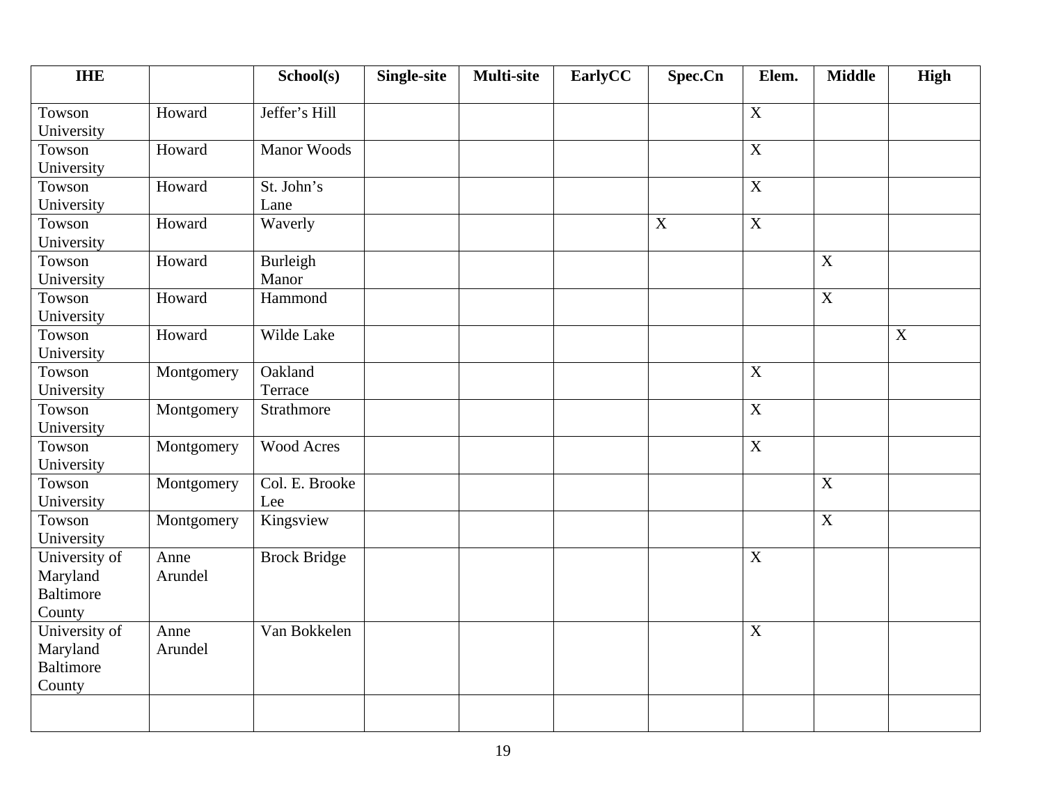| IHE | | School(s) | Single-site | Multi-site | EarlyCC | Spec.Cn | Elem. | Middle | High |
|---|---|---|---|---|---|---|---|---|---|
| Towson University | Howard | Jeffer's Hill | | | | | X | | |
| Towson University | Howard | Manor Woods | | | | | X | | |
| Towson University | Howard | St. John's Lane | | | | | X | | |
| Towson University | Howard | Waverly | | | | X | X | | |
| Towson University | Howard | Burleigh Manor | | | | | | X | |
| Towson University | Howard | Hammond | | | | | | X | |
| Towson University | Howard | Wilde Lake | | | | | | | X |
| Towson University | Montgomery | Oakland Terrace | | | | | X | | |
| Towson University | Montgomery | Strathmore | | | | | X | | |
| Towson University | Montgomery | Wood Acres | | | | | X | | |
| Towson University | Montgomery | Col. E. Brooke Lee | | | | | | X | |
| Towson University | Montgomery | Kingsview | | | | | | X | |
| University of Maryland Baltimore County | Anne Arundel | Brock Bridge | | | | | X | | |
| University of Maryland Baltimore County | Anne Arundel | Van Bokkelen | | | | | X | | |
| | | | | | | | | | |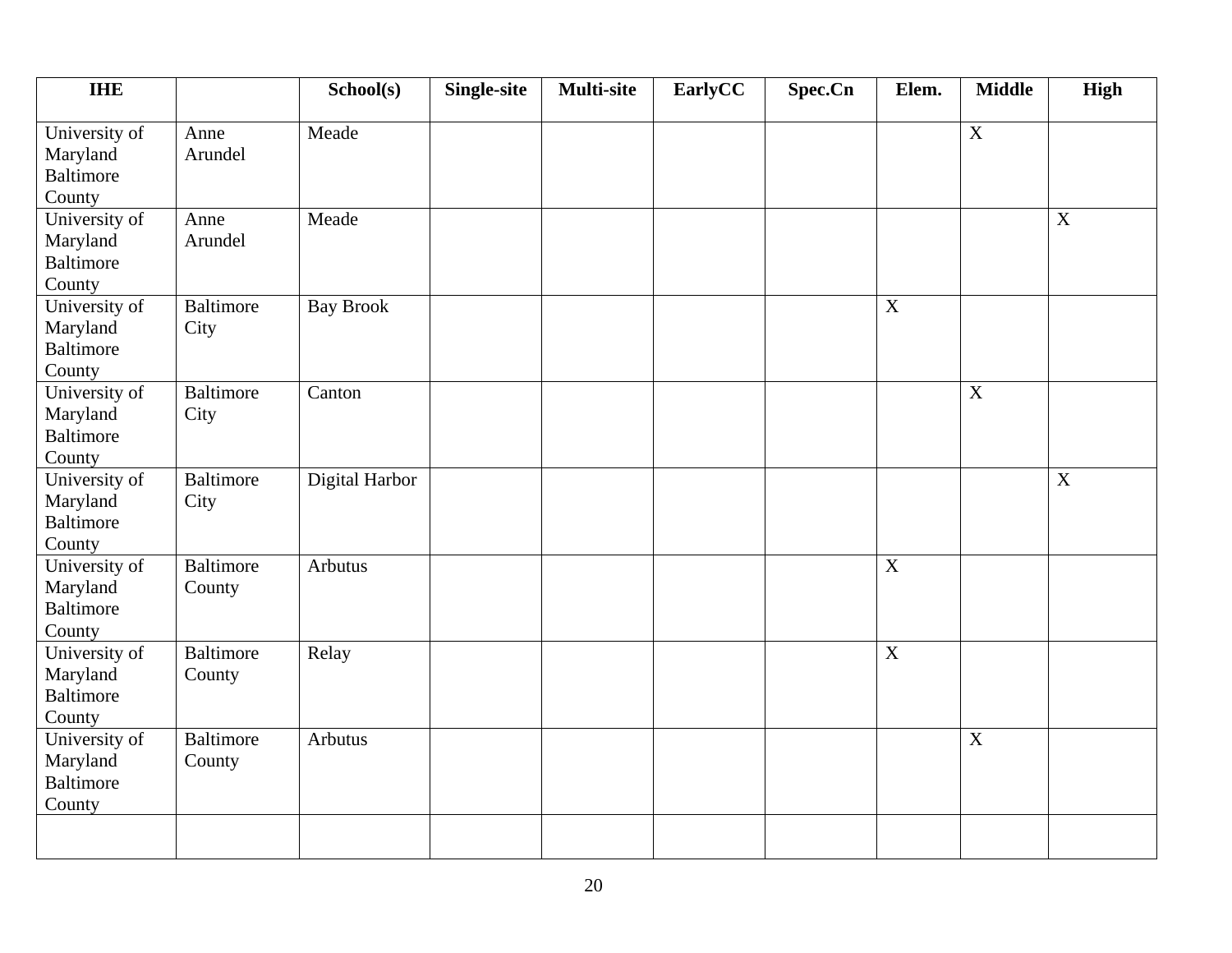| IHE | | School(s) | Single-site | Multi-site | EarlyCC | Spec.Cn | Elem. | Middle | High |
|---|---|---|---|---|---|---|---|---|---|
| University of Maryland Baltimore County | Anne Arundel | Meade | | | | | | X | |
| University of Maryland Baltimore County | Anne Arundel | Meade | | | | | | | X |
| University of Maryland Baltimore County | Baltimore City | Bay Brook | | | | | X | | |
| University of Maryland Baltimore County | Baltimore City | Canton | | | | | | X | |
| University of Maryland Baltimore County | Baltimore City | Digital Harbor | | | | | | | X |
| University of Maryland Baltimore County | Baltimore County | Arbutus | | | | | X | | |
| University of Maryland Baltimore County | Baltimore County | Relay | | | | | X | | |
| University of Maryland Baltimore County | Baltimore County | Arbutus | | | | | | X | |
| | | | | | | | | | |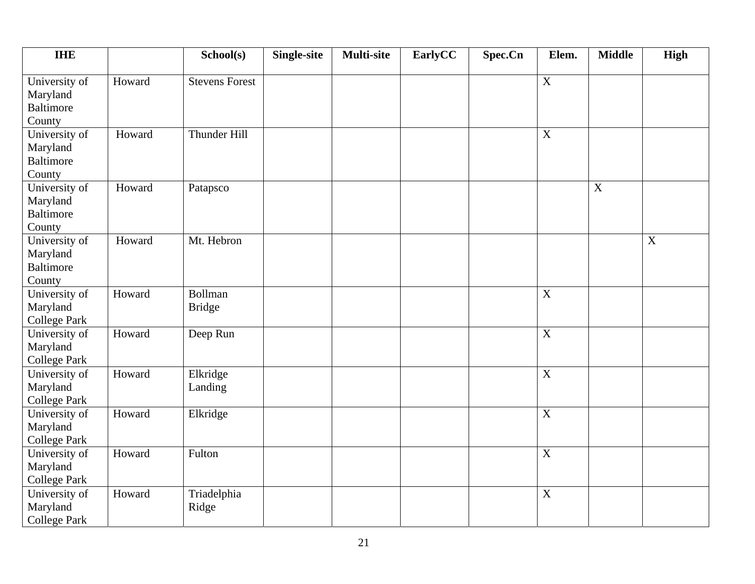| IHE | | School(s) | Single-site | Multi-site | EarlyCC | Spec.Cn | Elem. | Middle | High |
|---|---|---|---|---|---|---|---|---|---|
| University of Maryland Baltimore County | Howard | Stevens Forest | | | | | X | | |
| University of Maryland Baltimore County | Howard | Thunder Hill | | | | | X | | |
| University of Maryland Baltimore County | Howard | Patapsco | | | | | | X | |
| University of Maryland Baltimore County | Howard | Mt. Hebron | | | | | | | X |
| University of Maryland College Park | Howard | Bollman Bridge | | | | | X | | |
| University of Maryland College Park | Howard | Deep Run | | | | | X | | |
| University of Maryland College Park | Howard | Elkridge Landing | | | | | X | | |
| University of Maryland College Park | Howard | Elkridge | | | | | X | | |
| University of Maryland College Park | Howard | Fulton | | | | | X | | |
| University of Maryland College Park | Howard | Triadelphia Ridge | | | | | X | | |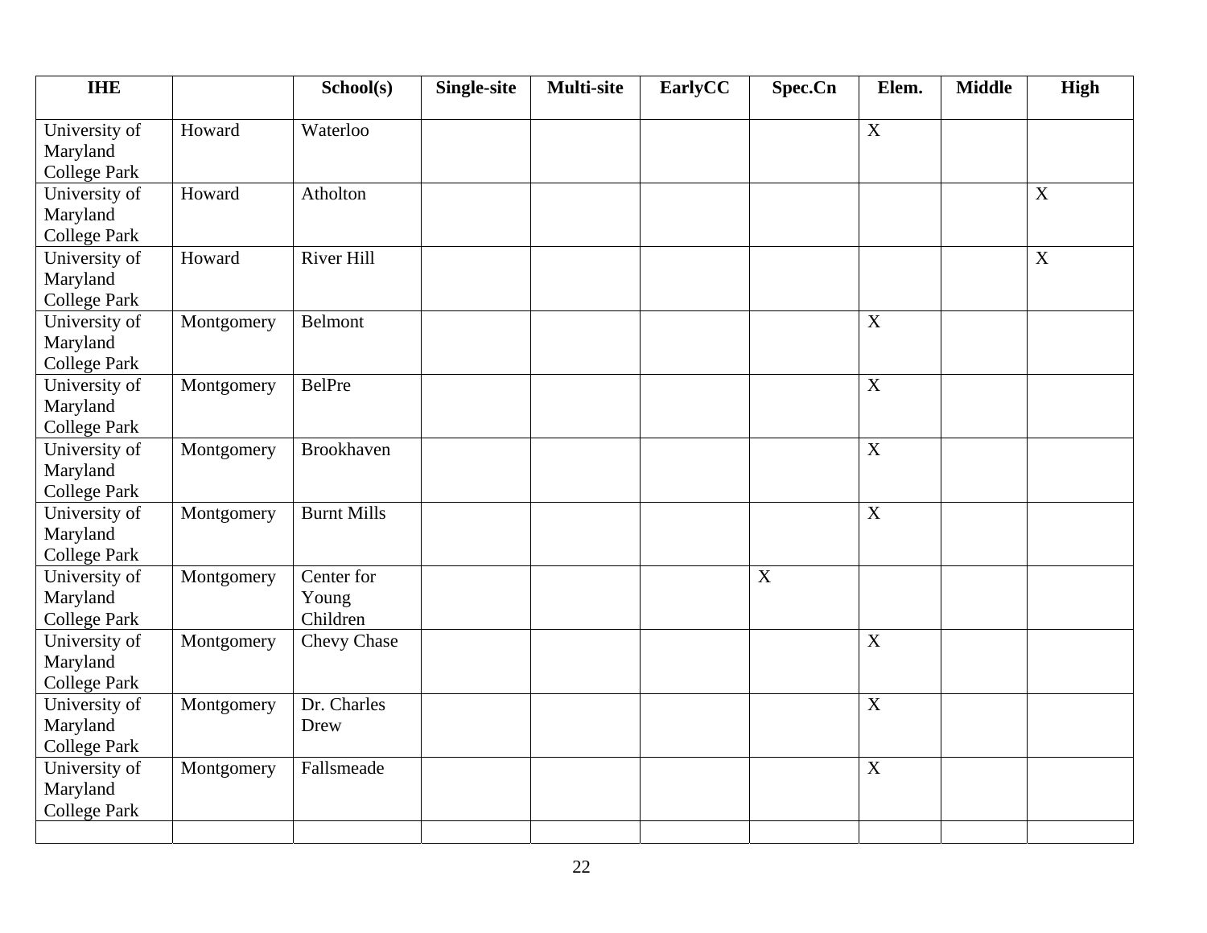| IHE | | School(s) | Single-site | Multi-site | EarlyCC | Spec.Cn | Elem. | Middle | High |
|---|---|---|---|---|---|---|---|---|---|
| University of Maryland College Park | Howard | Waterloo | | | | | X | | |
| University of Maryland College Park | Howard | Atholton | | | | | | | X |
| University of Maryland College Park | Howard | River Hill | | | | | | | X |
| University of Maryland College Park | Montgomery | Belmont | | | | | X | | |
| University of Maryland College Park | Montgomery | BelPre | | | | | X | | |
| University of Maryland College Park | Montgomery | Brookhaven | | | | | X | | |
| University of Maryland College Park | Montgomery | Burnt Mills | | | | | X | | |
| University of Maryland College Park | Montgomery | Center for Young Children | | | | X | | | |
| University of Maryland College Park | Montgomery | Chevy Chase | | | | | X | | |
| University of Maryland College Park | Montgomery | Dr. Charles Drew | | | | | X | | |
| University of Maryland College Park | Montgomery | Fallsmeade | | | | | X | | |
| | | | | | | | | | |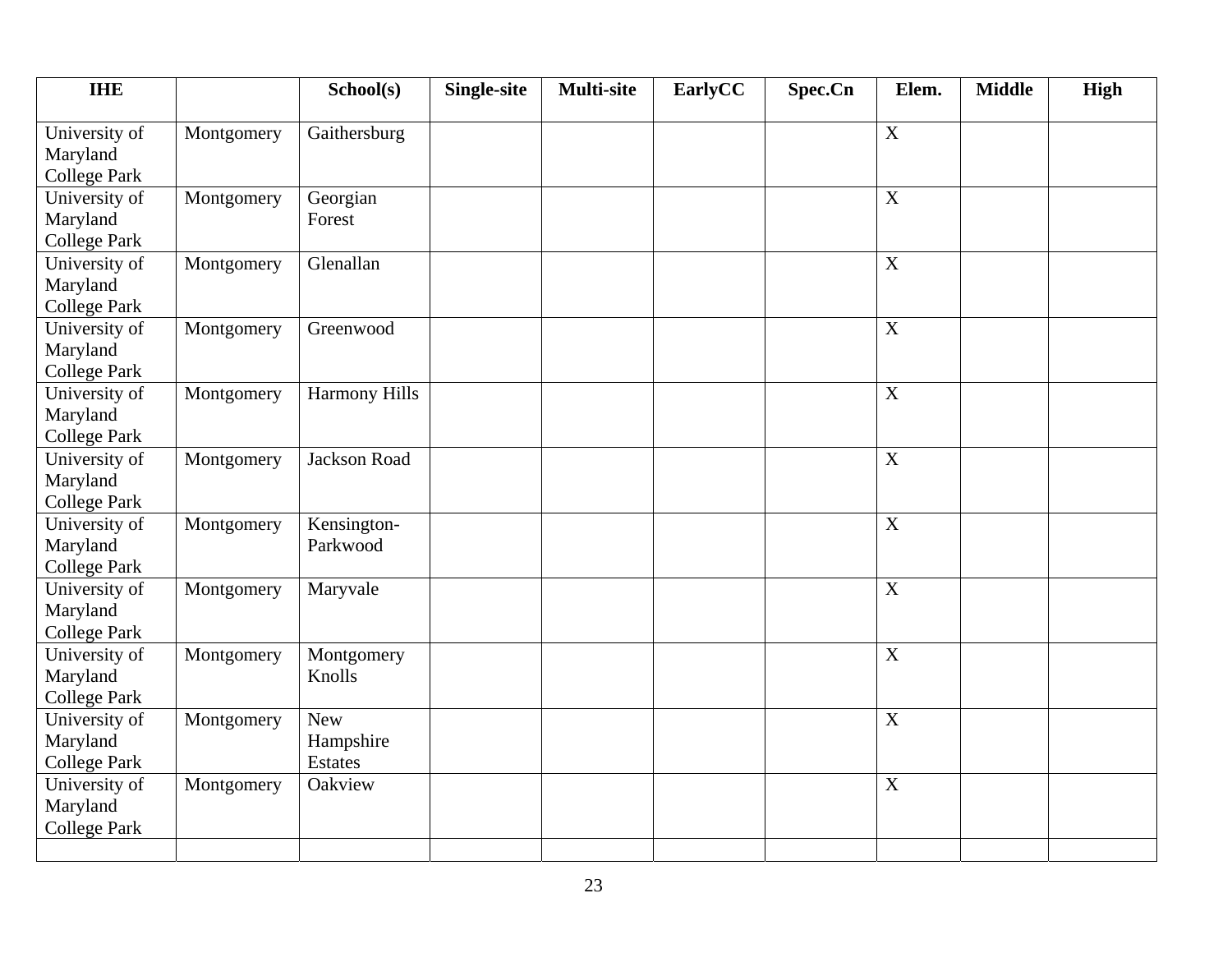| IHE | | School(s) | Single-site | Multi-site | EarlyCC | Spec.Cn | Elem. | Middle | High |
|---|---|---|---|---|---|---|---|---|---|
| University of Maryland College Park | Montgomery | Gaithersburg | | | | | X | | |
| University of Maryland College Park | Montgomery | Georgian Forest | | | | | X | | |
| University of Maryland College Park | Montgomery | Glenallan | | | | | X | | |
| University of Maryland College Park | Montgomery | Greenwood | | | | | X | | |
| University of Maryland College Park | Montgomery | Harmony Hills | | | | | X | | |
| University of Maryland College Park | Montgomery | Jackson Road | | | | | X | | |
| University of Maryland College Park | Montgomery | Kensington-Parkwood | | | | | X | | |
| University of Maryland College Park | Montgomery | Maryvale | | | | | X | | |
| University of Maryland College Park | Montgomery | Montgomery Knolls | | | | | X | | |
| University of Maryland College Park | Montgomery | New Hampshire Estates | | | | | X | | |
| University of Maryland College Park | Montgomery | Oakview | | | | | X | | |
| | | | | | | | | | |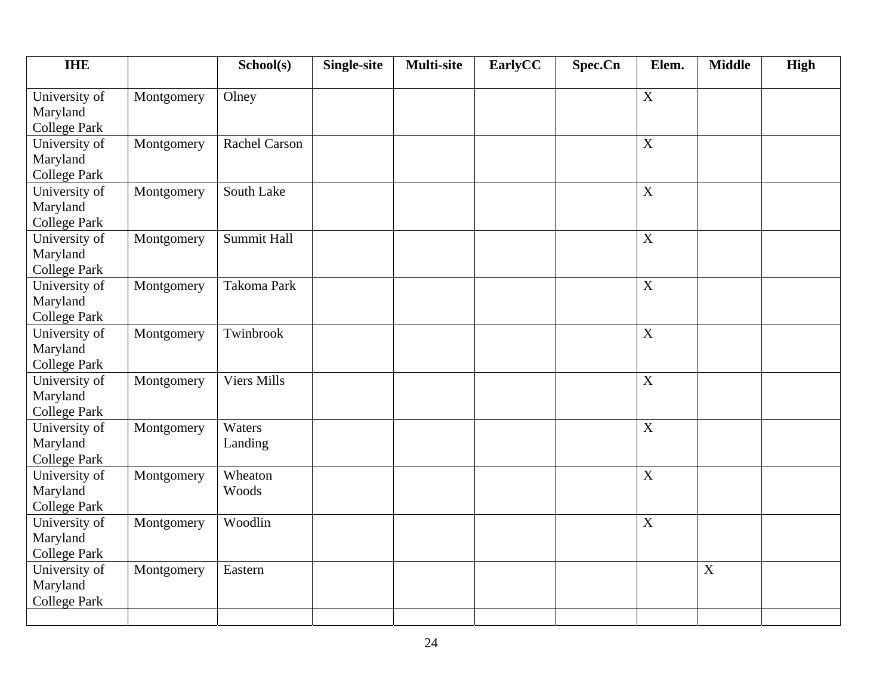| IHE | | School(s) | Single-site | Multi-site | EarlyCC | Spec.Cn | Elem. | Middle | High |
|---|---|---|---|---|---|---|---|---|---|
| University of Maryland College Park | Montgomery | Olney | | | | | X | | |
| University of Maryland College Park | Montgomery | Rachel Carson | | | | | X | | |
| University of Maryland College Park | Montgomery | South Lake | | | | | X | | |
| University of Maryland College Park | Montgomery | Summit Hall | | | | | X | | |
| University of Maryland College Park | Montgomery | Takoma Park | | | | | X | | |
| University of Maryland College Park | Montgomery | Twinbrook | | | | | X | | |
| University of Maryland College Park | Montgomery | Viers Mills | | | | | X | | |
| University of Maryland College Park | Montgomery | Waters Landing | | | | | X | | |
| University of Maryland College Park | Montgomery | Wheaton Woods | | | | | X | | |
| University of Maryland College Park | Montgomery | Woodlin | | | | | X | | |
| University of Maryland College Park | Montgomery | Eastern | | | | | | X | |
| | | | | | | | | | |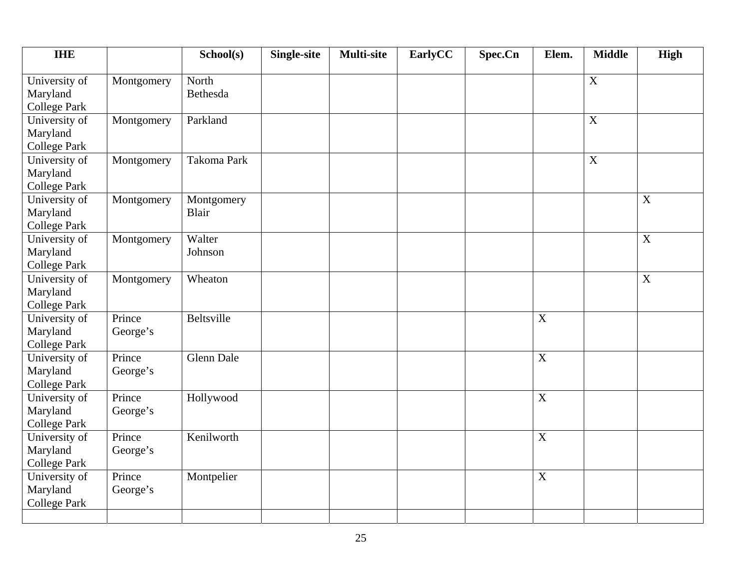| IHE | | School(s) | Single-site | Multi-site | EarlyCC | Spec.Cn | Elem. | Middle | High |
|---|---|---|---|---|---|---|---|---|---|
| University of Maryland College Park | Montgomery | North Bethesda | | | | | | X | |
| University of Maryland College Park | Montgomery | Parkland | | | | | | X | |
| University of Maryland College Park | Montgomery | Takoma Park | | | | | | X | |
| University of Maryland College Park | Montgomery | Montgomery Blair | | | | | | | X |
| University of Maryland College Park | Montgomery | Walter Johnson | | | | | | | X |
| University of Maryland College Park | Montgomery | Wheaton | | | | | | | X |
| University of Maryland College Park | Prince George's | Beltsville | | | | | X | | |
| University of Maryland College Park | Prince George's | Glenn Dale | | | | | X | | |
| University of Maryland College Park | Prince George's | Hollywood | | | | | X | | |
| University of Maryland College Park | Prince George's | Kenilworth | | | | | X | | |
| University of Maryland College Park | Prince George's | Montpelier | | | | | X | | |
| | | | | | | | | | |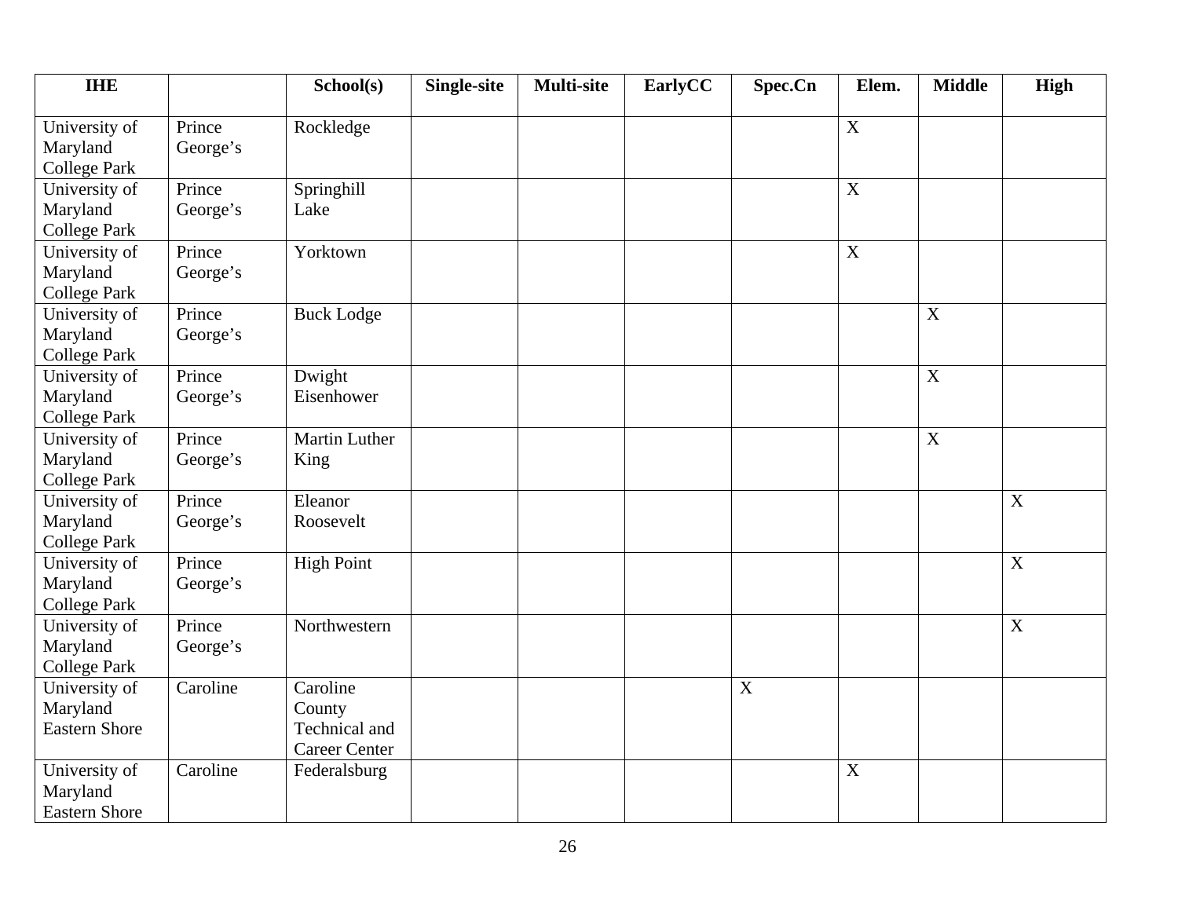| IHE | | School(s) | Single-site | Multi-site | EarlyCC | Spec.Cn | Elem. | Middle | High |
|---|---|---|---|---|---|---|---|---|---|
| University of Maryland College Park | Prince George's | Rockledge | | | | | X | | |
| University of Maryland College Park | Prince George's | Springhill Lake | | | | | X | | |
| University of Maryland College Park | Prince George's | Yorktown | | | | | X | | |
| University of Maryland College Park | Prince George's | Buck Lodge | | | | | | X | |
| University of Maryland College Park | Prince George's | Dwight Eisenhower | | | | | | X | |
| University of Maryland College Park | Prince George's | Martin Luther King | | | | | | X | |
| University of Maryland College Park | Prince George's | Eleanor Roosevelt | | | | | | | X |
| University of Maryland College Park | Prince George's | High Point | | | | | | | X |
| University of Maryland College Park | Prince George's | Northwestern | | | | | | | X |
| University of Maryland Eastern Shore | Caroline | Caroline County Technical and Career Center | | | | X | | | |
| University of Maryland Eastern Shore | Caroline | Federalsburg | | | | | X | | |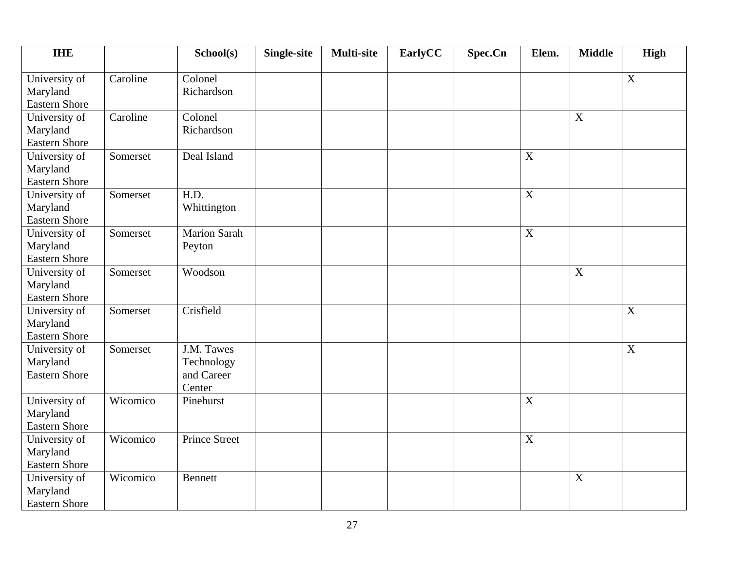| IHE | | School(s) | Single-site | Multi-site | EarlyCC | Spec.Cn | Elem. | Middle | High |
|---|---|---|---|---|---|---|---|---|---|
| University of Maryland Eastern Shore | Caroline | Colonel Richardson | | | | | | | X |
| University of Maryland Eastern Shore | Caroline | Colonel Richardson | | | | | | X | |
| University of Maryland Eastern Shore | Somerset | Deal Island | | | | | X | | |
| University of Maryland Eastern Shore | Somerset | H.D. Whittington | | | | | X | | |
| University of Maryland Eastern Shore | Somerset | Marion Sarah Peyton | | | | | X | | |
| University of Maryland Eastern Shore | Somerset | Woodson | | | | | | X | |
| University of Maryland Eastern Shore | Somerset | Crisfield | | | | | | | X |
| University of Maryland Eastern Shore | Somerset | J.M. Tawes Technology and Career Center | | | | | | | X |
| University of Maryland Eastern Shore | Wicomico | Pinehurst | | | | | X | | |
| University of Maryland Eastern Shore | Wicomico | Prince Street | | | | | X | | |
| University of Maryland Eastern Shore | Wicomico | Bennett | | | | | | X | |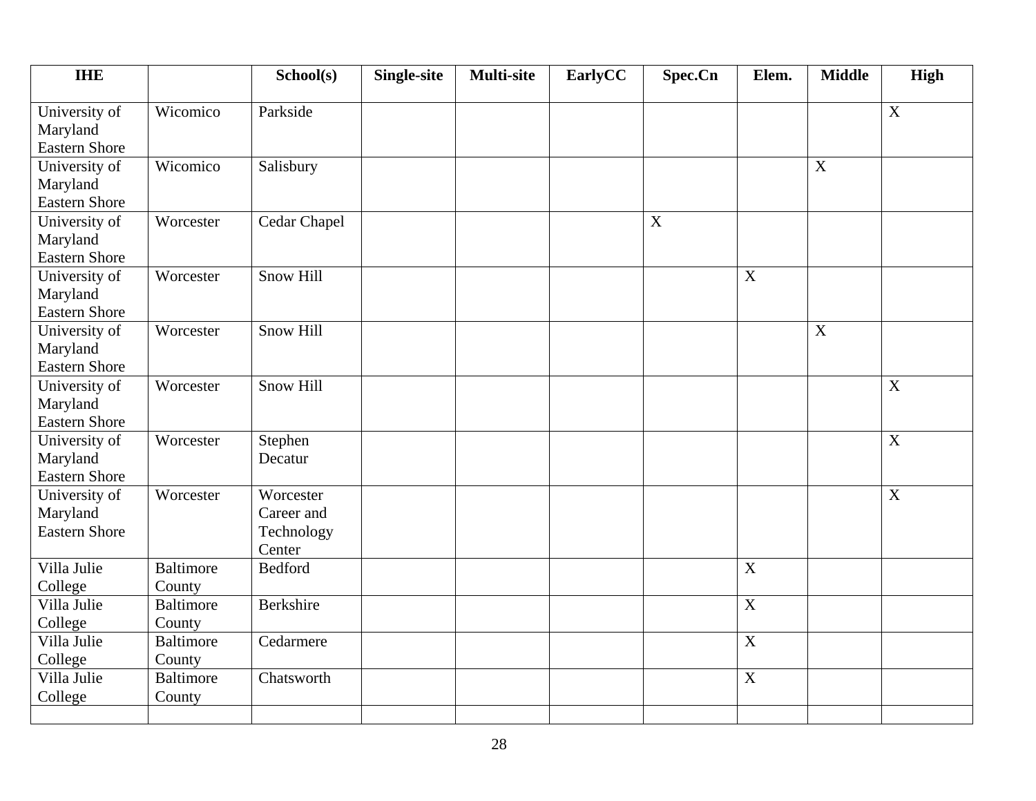| IHE | | School(s) | Single-site | Multi-site | EarlyCC | Spec.Cn | Elem. | Middle | High |
|---|---|---|---|---|---|---|---|---|---|
| University of Maryland Eastern Shore | Wicomico | Parkside | | | | | | | X |
| University of Maryland Eastern Shore | Wicomico | Salisbury | | | | | | X | |
| University of Maryland Eastern Shore | Worcester | Cedar Chapel | | | | X | | | |
| University of Maryland Eastern Shore | Worcester | Snow Hill | | | | | X | | |
| University of Maryland Eastern Shore | Worcester | Snow Hill | | | | | | X | |
| University of Maryland Eastern Shore | Worcester | Snow Hill | | | | | | | X |
| University of Maryland Eastern Shore | Worcester | Stephen Decatur | | | | | | | X |
| University of Maryland Eastern Shore | Worcester | Worcester Career and Technology Center | | | | | | | X |
| Villa Julie College | Baltimore County | Bedford | | | | | X | | |
| Villa Julie College | Baltimore County | Berkshire | | | | | X | | |
| Villa Julie College | Baltimore County | Cedarmere | | | | | X | | |
| Villa Julie College | Baltimore County | Chatsworth | | | | | X | | |
| | | | | | | | | | |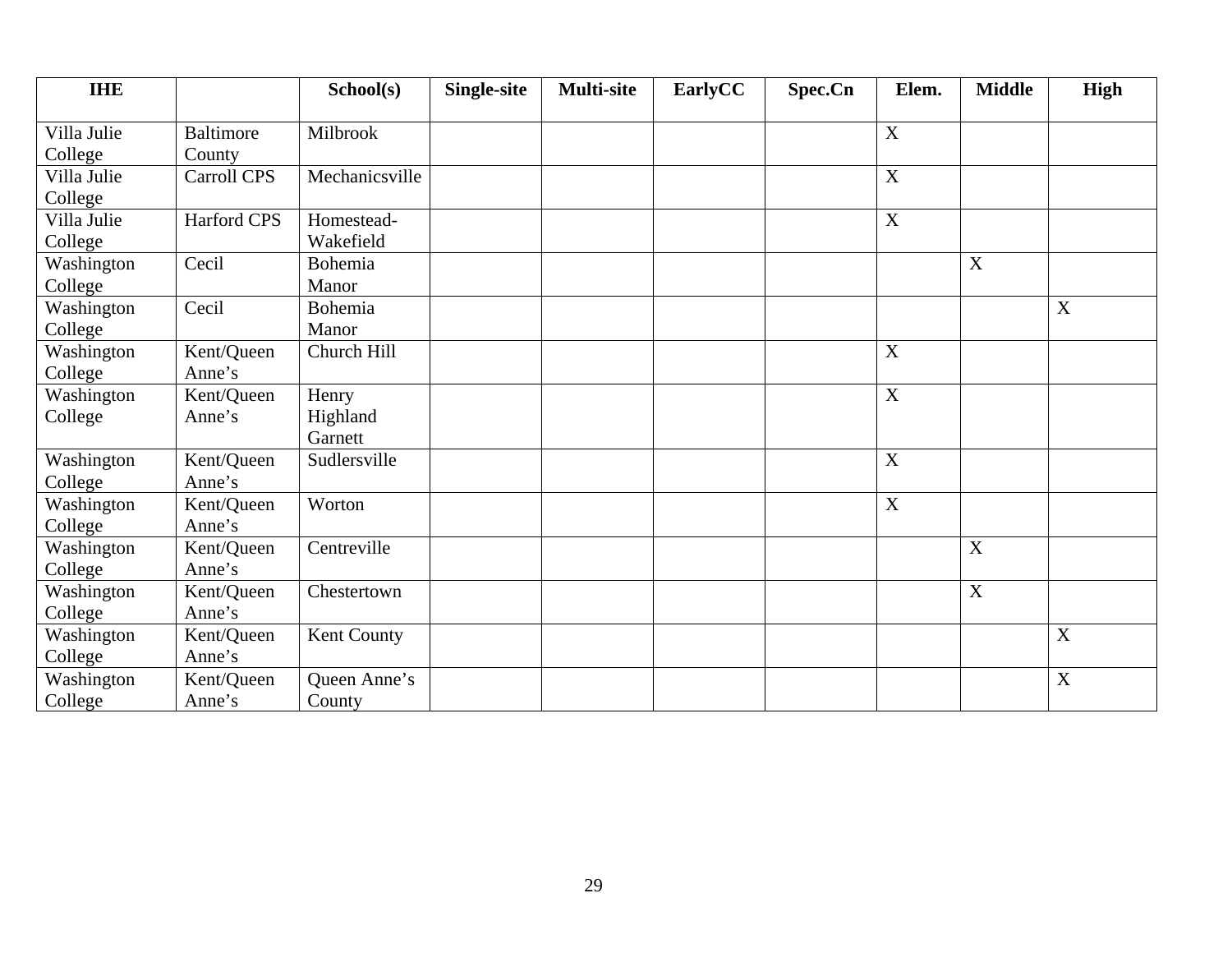| IHE | | School(s) | Single-site | Multi-site | EarlyCC | Spec.Cn | Elem. | Middle | High |
|---|---|---|---|---|---|---|---|---|---|
| Villa Julie College | Baltimore County | Milbrook | | | | | X | | |
| Villa Julie College | Carroll CPS | Mechanicsville | | | | | X | | |
| Villa Julie College | Harford CPS | Homestead-Wakefield | | | | | X | | |
| Washington College | Cecil | Bohemia Manor | | | | | | X | |
| Washington College | Cecil | Bohemia Manor | | | | | | | X |
| Washington College | Kent/Queen Anne's | Church Hill | | | | | X | | |
| Washington College | Kent/Queen Anne's | Henry Highland Garnett | | | | | X | | |
| Washington College | Kent/Queen Anne's | Sudlersville | | | | | X | | |
| Washington College | Kent/Queen Anne's | Worton | | | | | X | | |
| Washington College | Kent/Queen Anne's | Centreville | | | | | | X | |
| Washington College | Kent/Queen Anne's | Chestertown | | | | | | X | |
| Washington College | Kent/Queen Anne's | Kent County | | | | | | | X |
| Washington College | Kent/Queen Anne's | Queen Anne's County | | | | | | | X |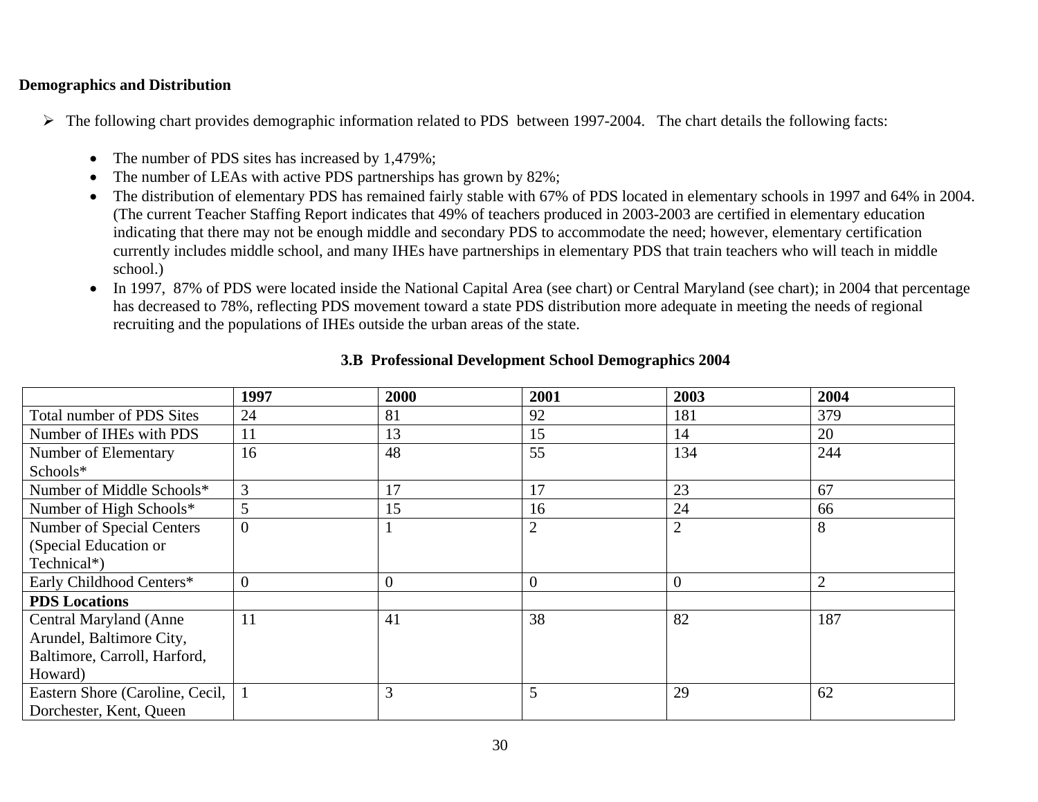**Demographics and Distribution**

- The following chart provides demographic information related to PDS between 1997-2004. The chart details the following facts:
  - The number of PDS sites has increased by 1,479%;
  - The number of LEAs with active PDS partnerships has grown by 82%;
  - The distribution of elementary PDS has remained fairly stable with 67% of PDS located in elementary schools in 1997 and 64% in 2004. (The current Teacher Staffing Report indicates that 49% of teachers produced in 2003-2003 are certified in elementary education indicating that there may not be enough middle and secondary PDS to accommodate the need; however, elementary certification currently includes middle school, and many IHEs have partnerships in elementary PDS that train teachers who will teach in middle school.)
  - In 1997, 87% of PDS were located inside the National Capital Area (see chart) or Central Maryland (see chart); in 2004 that percentage has decreased to 78%, reflecting PDS movement toward a state PDS distribution more adequate in meeting the needs of regional recruiting and the populations of IHEs outside the urban areas of the state.

**3.B Professional Development School Demographics 2004**

| | **1997** | **2000** | **2001** | **2003** | **2004** |
|---|---|---|---|---|---|
| Total number of PDS Sites | 24 | 81 | 92 | 181 | 379 |
| Number of IHEs with PDS | 11 | 13 | 15 | 14 | 20 |
| Number of Elementary Schools* | 16 | 48 | 55 | 134 | 244 |
| Number of Middle Schools* | 3 | 17 | 17 | 23 | 67 |
| Number of High Schools* | 5 | 15 | 16 | 24 | 66 |
| Number of Special Centers (Special Education or Technical*) | 0 | 1 | 2 | 2 | 8 |
| Early Childhood Centers* | 0 | 0 | 0 | 0 | 2 |
| **PDS Locations** | | | | | |
| Central Maryland (Anne Arundel, Baltimore City, Baltimore, Carroll, Harford, Howard) | 11 | 41 | 38 | 82 | 187 |
| Eastern Shore (Caroline, Cecil, Dorchester, Kent, Queen | 1 | 3 | 5 | 29 | 62 |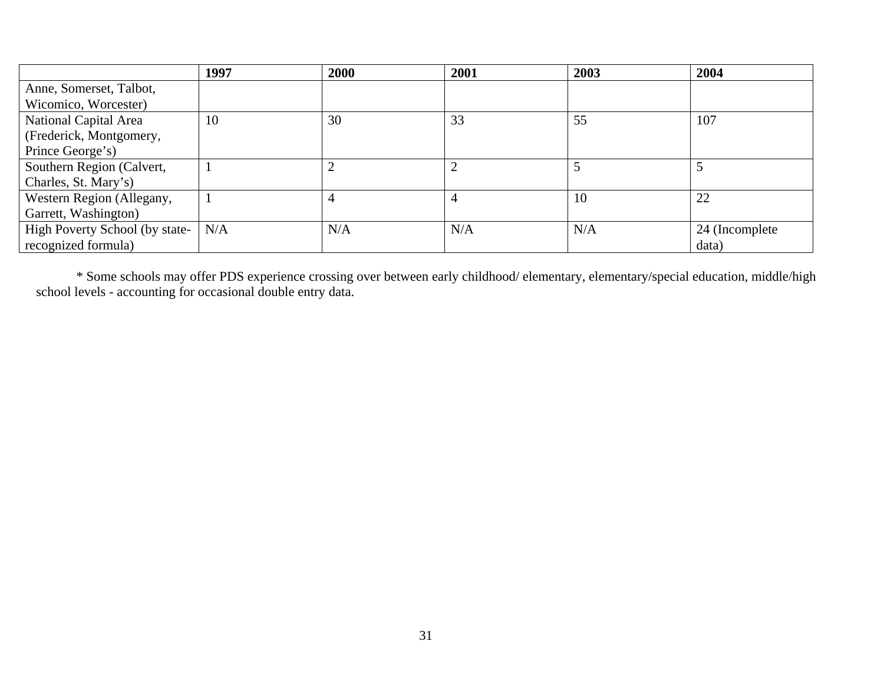| | 1997 | 2000 | 2001 | 2003 | 2004 |
|---|---|---|---|---|---|
| Anne, Somerset, Talbot, Wicomico, Worcester) | | | | | |
| National Capital Area (Frederick, Montgomery, Prince George's) | 10 | 30 | 33 | 55 | 107 |
| Southern Region (Calvert, Charles, St. Mary's) | 1 | 2 | 2 | 5 | 5 |
| Western Region (Allegany, Garrett, Washington) | 1 | 4 | 4 | 10 | 22 |
| High Poverty School (by state-recognized formula) | N/A | N/A | N/A | N/A | 24 (Incomplete data) |

\* Some schools may offer PDS experience crossing over between early childhood/ elementary, elementary/special education, middle/high school levels - accounting for occasional double entry data.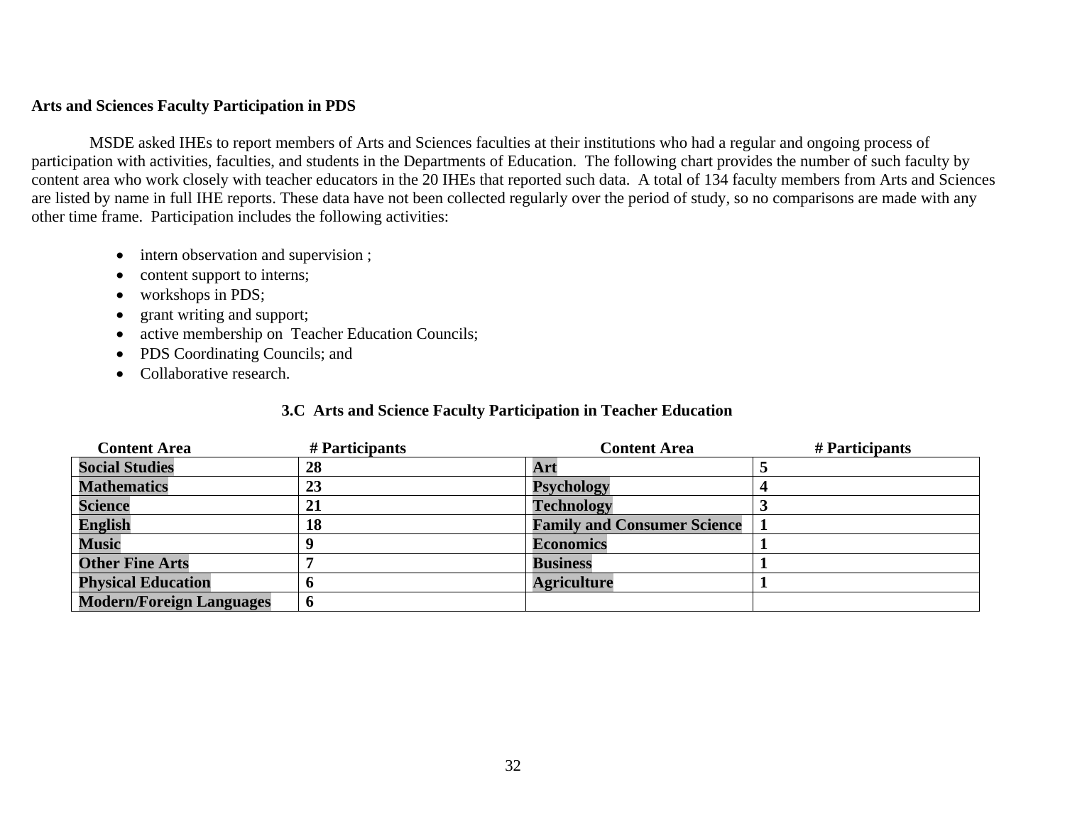**Arts and Sciences Faculty Participation in PDS**

MSDE asked IHEs to report members of Arts and Sciences faculties at their institutions who had a regular and ongoing process of participation with activities, faculties, and students in the Departments of Education. The following chart provides the number of such faculty by content area who work closely with teacher educators in the 20 IHEs that reported such data. A total of 134 faculty members from Arts and Sciences are listed by name in full IHE reports. These data have not been collected regularly over the period of study, so no comparisons are made with any other time frame. Participation includes the following activities:

- intern observation and supervision ;
- content support to interns;
- workshops in PDS;
- grant writing and support;
- active membership on Teacher Education Councils;
- PDS Coordinating Councils; and
- Collaborative research.

**3.C Arts and Science Faculty Participation in Teacher Education**

| Content Area | # Participants | Content Area | # Participants |
|---|---|---|---|
| **Social Studies** | **28** | **Art** | **5** |
| **Mathematics** | **23** | **Psychology** | **4** |
| **Science** | **21** | **Technology** | **3** |
| **English** | **18** | **Family and Consumer Science** | **1** |
| **Music** | **9** | **Economics** | **1** |
| **Other Fine Arts** | **7** | **Business** | **1** |
| **Physical Education** | **6** | **Agriculture** | **1** |
| **Modern/Foreign Languages** | **6** | | |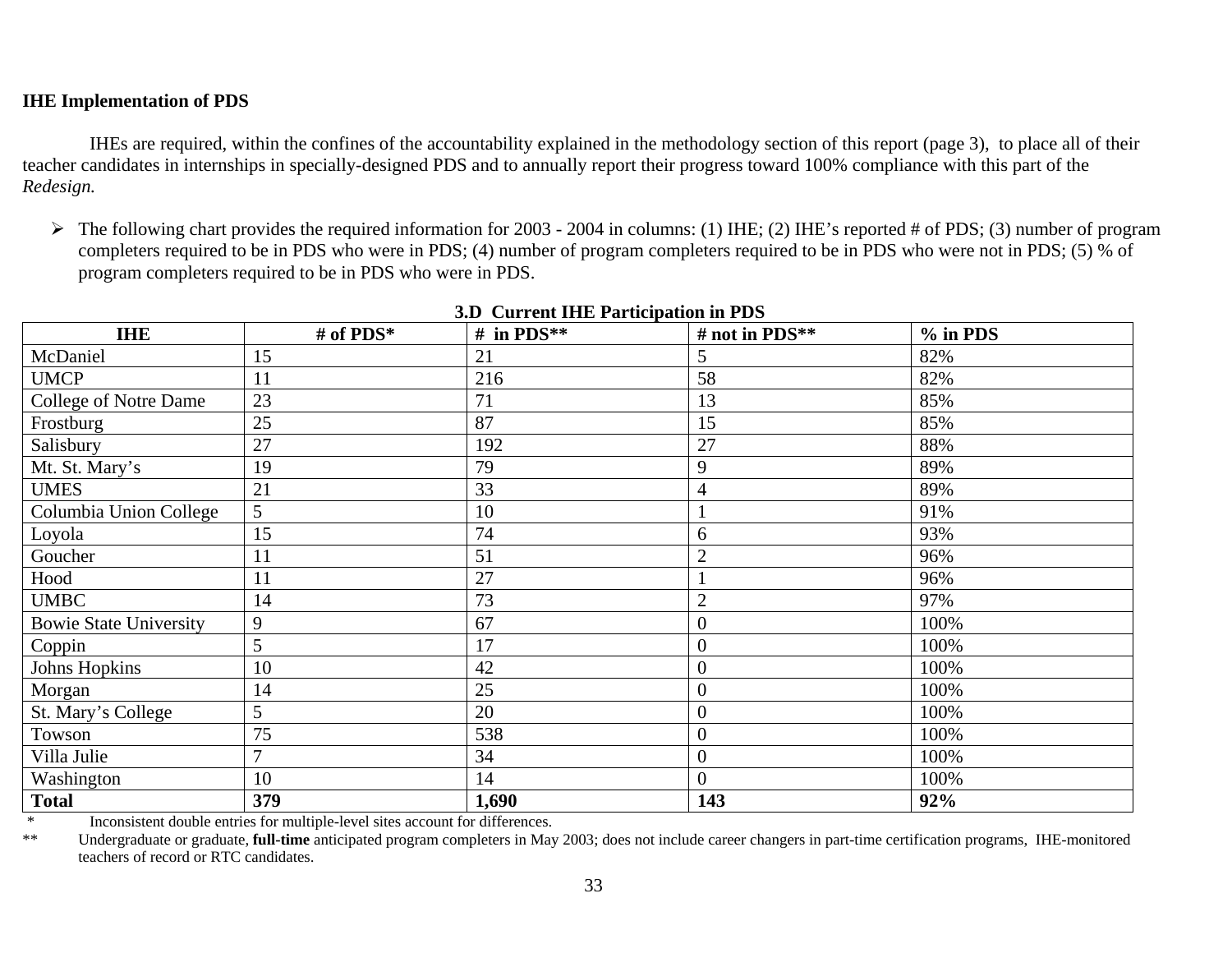**IHE Implementation of PDS**

IHEs are required, within the confines of the accountability explained in the methodology section of this report (page 3), to place all of their teacher candidates in internships in specially-designed PDS and to annually report their progress toward 100% compliance with this part of the *Redesign.*

- The following chart provides the required information for 2003 - 2004 in columns: (1) IHE; (2) IHE's reported # of PDS; (3) number of program completers required to be in PDS who were in PDS; (4) number of program completers required to be in PDS who were not in PDS; (5) % of program completers required to be in PDS who were in PDS.

**3.D Current IHE Participation in PDS**

| IHE | # of PDS* | # in PDS** | # not in PDS** | % in PDS |
|---|---|---|---|---|
| McDaniel | 15 | 21 | 5 | 82% |
| UMCP | 11 | 216 | 58 | 82% |
| College of Notre Dame | 23 | 71 | 13 | 85% |
| Frostburg | 25 | 87 | 15 | 85% |
| Salisbury | 27 | 192 | 27 | 88% |
| Mt. St. Mary's | 19 | 79 | 9 | 89% |
| UMES | 21 | 33 | 4 | 89% |
| Columbia Union College | 5 | 10 | 1 | 91% |
| Loyola | 15 | 74 | 6 | 93% |
| Goucher | 11 | 51 | 2 | 96% |
| Hood | 11 | 27 | 1 | 96% |
| UMBC | 14 | 73 | 2 | 97% |
| Bowie State University | 9 | 67 | 0 | 100% |
| Coppin | 5 | 17 | 0 | 100% |
| Johns Hopkins | 10 | 42 | 0 | 100% |
| Morgan | 14 | 25 | 0 | 100% |
| St. Mary's College | 5 | 20 | 0 | 100% |
| Towson | 75 | 538 | 0 | 100% |
| Villa Julie | 7 | 34 | 0 | 100% |
| Washington | 10 | 14 | 0 | 100% |
| **Total** | **379** | **1,690** | **143** | **92%** |

\* Inconsistent double entries for multiple-level sites account for differences.

** Undergraduate or graduate, **full-time** anticipated program completers in May 2003; does not include career changers in part-time certification programs, IHE-monitored teachers of record or RTC candidates.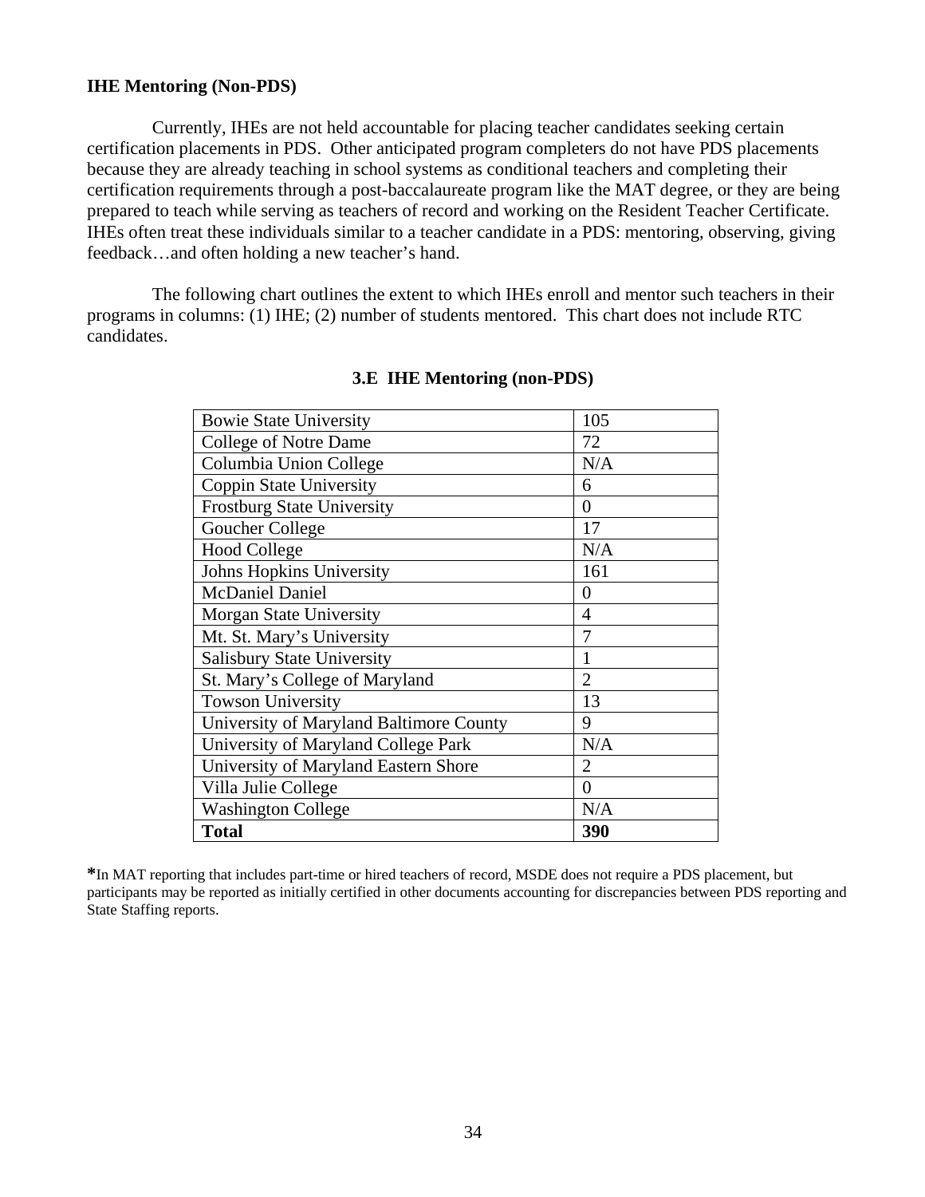**IHE Mentoring (Non-PDS)**

Currently, IHEs are not held accountable for placing teacher candidates seeking certain certification placements in PDS. Other anticipated program completers do not have PDS placements because they are already teaching in school systems as conditional teachers and completing their certification requirements through a post-baccalaureate program like the MAT degree, or they are being prepared to teach while serving as teachers of record and working on the Resident Teacher Certificate. IHEs often treat these individuals similar to a teacher candidate in a PDS: mentoring, observing, giving feedback…and often holding a new teacher's hand.

The following chart outlines the extent to which IHEs enroll and mentor such teachers in their programs in columns: (1) IHE; (2) number of students mentored. This chart does not include RTC candidates.

**3.E IHE Mentoring (non-PDS)**

| | |
|---|---|
| Bowie State University | 105 |
| College of Notre Dame | 72 |
| Columbia Union College | N/A |
| Coppin State University | 6 |
| Frostburg State University | 0 |
| Goucher College | 17 |
| Hood College | N/A |
| Johns Hopkins University | 161 |
| McDaniel Daniel | 0 |
| Morgan State University | 4 |
| Mt. St. Mary's University | 7 |
| Salisbury State University | 1 |
| St. Mary's College of Maryland | 2 |
| Towson University | 13 |
| University of Maryland Baltimore County | 9 |
| University of Maryland College Park | N/A |
| University of Maryland Eastern Shore | 2 |
| Villa Julie College | 0 |
| Washington College | N/A |
| **Total** | **390** |

*In MAT reporting that includes part-time or hired teachers of record, MSDE does not require a PDS placement, but participants may be reported as initially certified in other documents accounting for discrepancies between PDS reporting and State Staffing reports.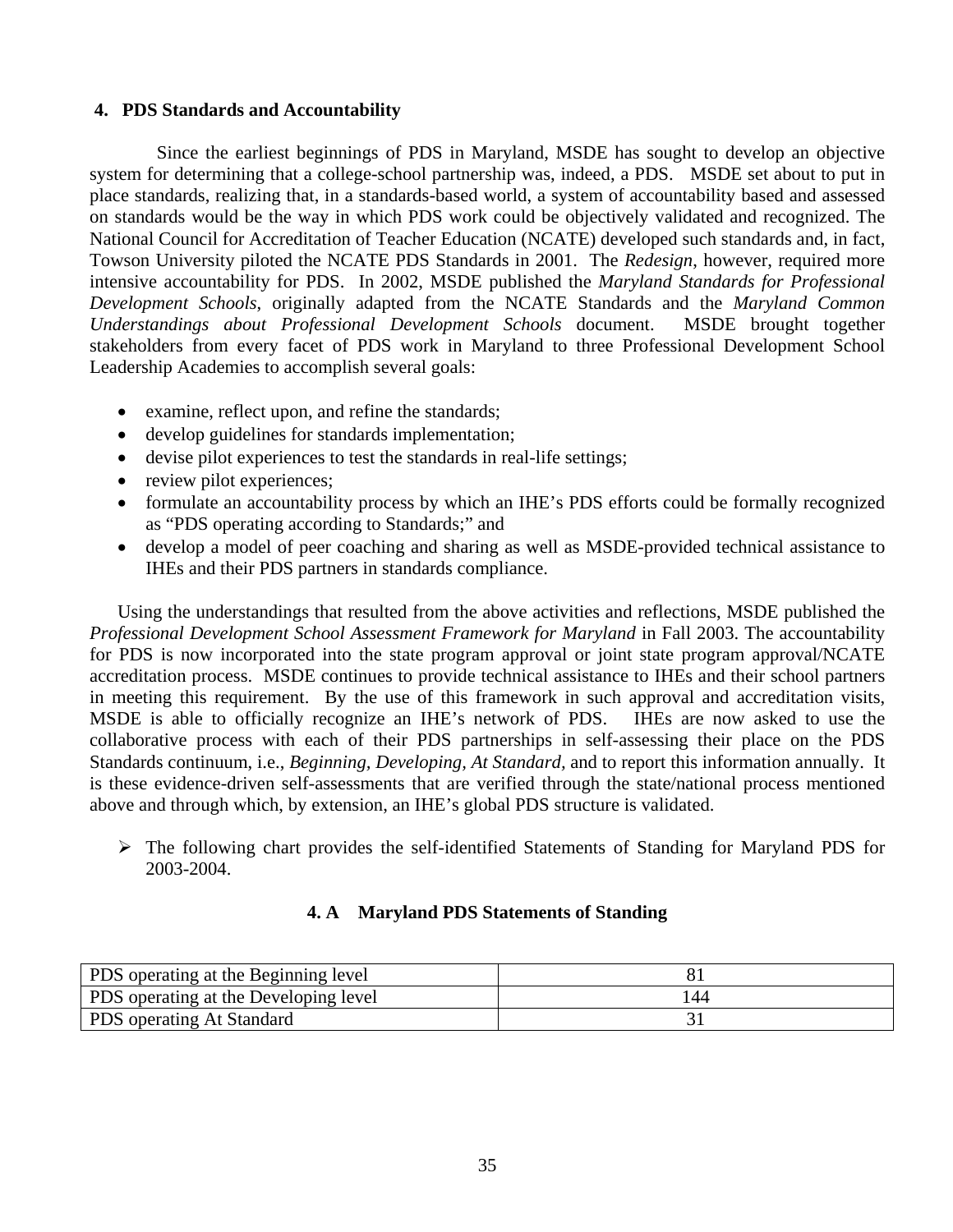## 4. PDS Standards and Accountability

Since the earliest beginnings of PDS in Maryland, MSDE has sought to develop an objective system for determining that a college-school partnership was, indeed, a PDS. MSDE set about to put in place standards, realizing that, in a standards-based world, a system of accountability based and assessed on standards would be the way in which PDS work could be objectively validated and recognized. The National Council for Accreditation of Teacher Education (NCATE) developed such standards and, in fact, Towson University piloted the NCATE PDS Standards in 2001. The *Redesign*, however, required more intensive accountability for PDS. In 2002, MSDE published the *Maryland Standards for Professional Development Schools*, originally adapted from the NCATE Standards and the *Maryland Common Understandings about Professional Development Schools* document. MSDE brought together stakeholders from every facet of PDS work in Maryland to three Professional Development School Leadership Academies to accomplish several goals:

- examine, reflect upon, and refine the standards;
- develop guidelines for standards implementation;
- devise pilot experiences to test the standards in real-life settings;
- review pilot experiences;
- formulate an accountability process by which an IHE's PDS efforts could be formally recognized as "PDS operating according to Standards;" and
- develop a model of peer coaching and sharing as well as MSDE-provided technical assistance to IHEs and their PDS partners in standards compliance.

Using the understandings that resulted from the above activities and reflections, MSDE published the *Professional Development School Assessment Framework for Maryland* in Fall 2003. The accountability for PDS is now incorporated into the state program approval or joint state program approval/NCATE accreditation process. MSDE continues to provide technical assistance to IHEs and their school partners in meeting this requirement. By the use of this framework in such approval and accreditation visits, MSDE is able to officially recognize an IHE's network of PDS. IHEs are now asked to use the collaborative process with each of their PDS partnerships in self-assessing their place on the PDS Standards continuum, i.e., *Beginning, Developing, At Standard,* and to report this information annually. It is these evidence-driven self-assessments that are verified through the state/national process mentioned above and through which, by extension, an IHE's global PDS structure is validated.

- The following chart provides the self-identified Statements of Standing for Maryland PDS for 2003-2004.

### 4. A Maryland PDS Statements of Standing

| | |
|---|---|
| PDS operating at the Beginning level | 81 |
| PDS operating at the Developing level | 144 |
| PDS operating At Standard | 31 |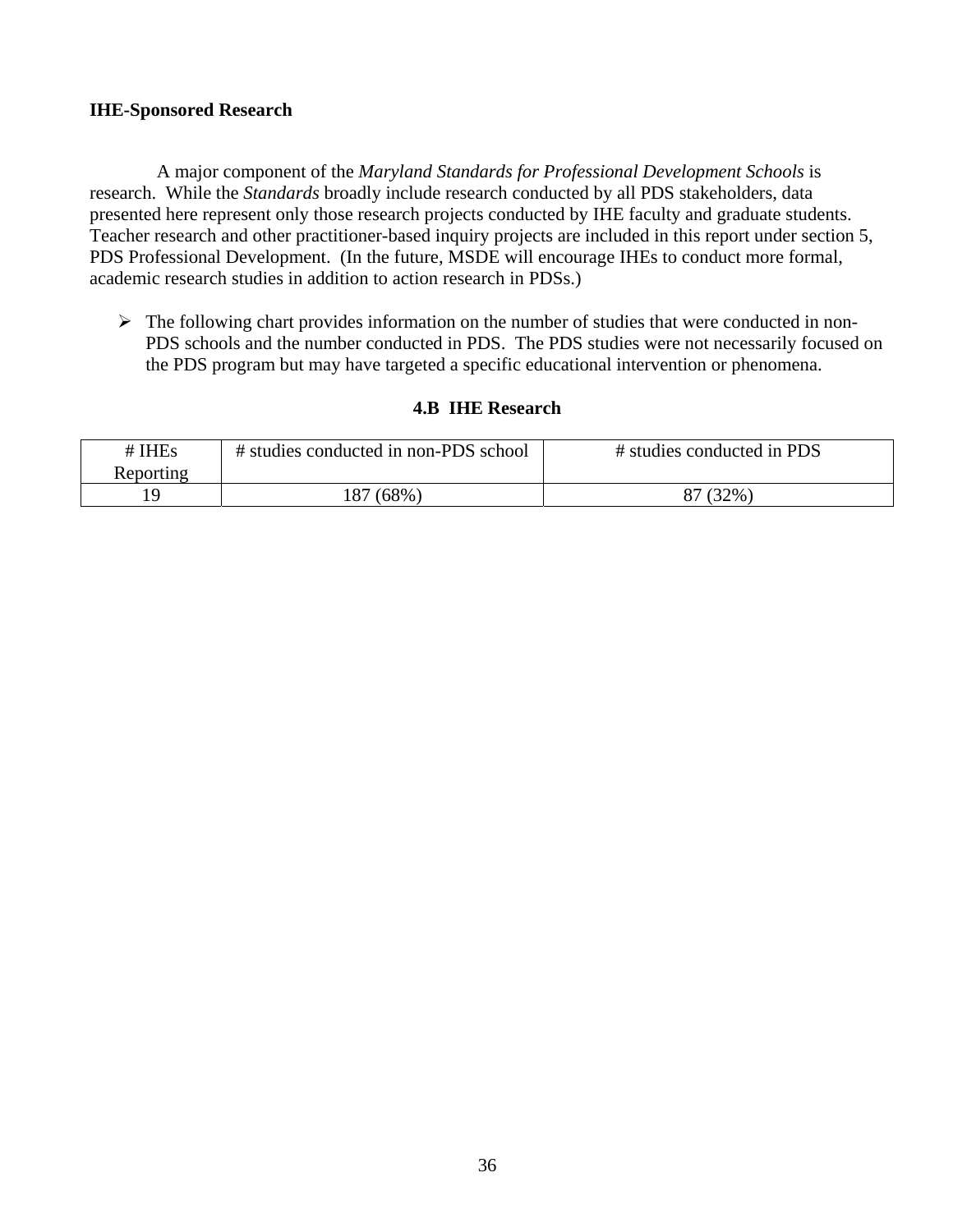**IHE-Sponsored Research**

A major component of the *Maryland Standards for Professional Development Schools* is research. While the *Standards* broadly include research conducted by all PDS stakeholders, data presented here represent only those research projects conducted by IHE faculty and graduate students. Teacher research and other practitioner-based inquiry projects are included in this report under section 5, PDS Professional Development. (In the future, MSDE will encourage IHEs to conduct more formal, academic research studies in addition to action research in PDSs.)

- The following chart provides information on the number of studies that were conducted in non-PDS schools and the number conducted in PDS. The PDS studies were not necessarily focused on the PDS program but may have targeted a specific educational intervention or phenomena.

**4.B IHE Research**

| # IHEs Reporting | # studies conducted in non-PDS school | # studies conducted in PDS |
|---|---|---|
| 19 | 187 (68%) | 87 (32%) |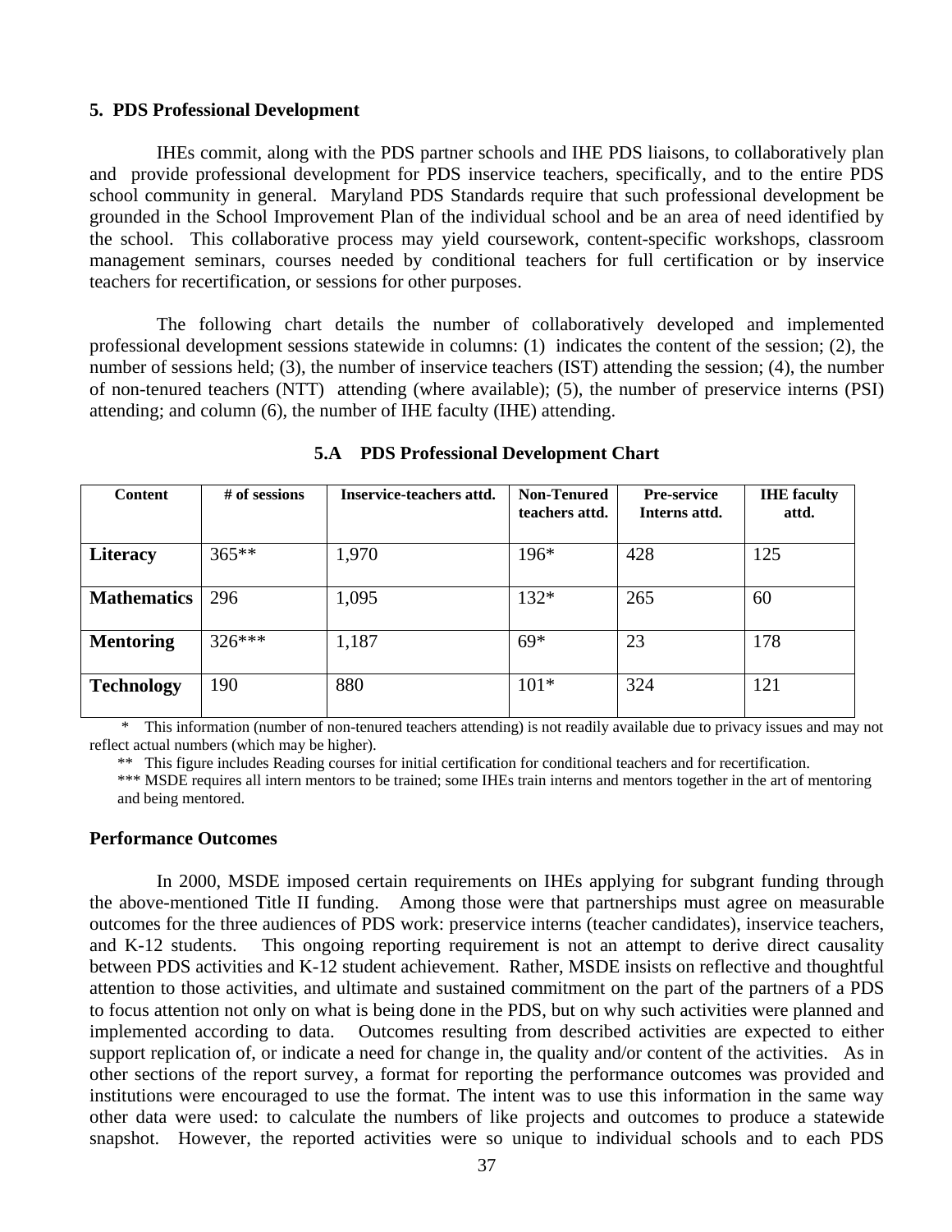## 5. PDS Professional Development

IHEs commit, along with the PDS partner schools and IHE PDS liaisons, to collaboratively plan and provide professional development for PDS inservice teachers, specifically, and to the entire PDS school community in general. Maryland PDS Standards require that such professional development be grounded in the School Improvement Plan of the individual school and be an area of need identified by the school. This collaborative process may yield coursework, content-specific workshops, classroom management seminars, courses needed by conditional teachers for full certification or by inservice teachers for recertification, or sessions for other purposes.

The following chart details the number of collaboratively developed and implemented professional development sessions statewide in columns: (1) indicates the content of the session; (2), the number of sessions held; (3), the number of inservice teachers (IST) attending the session; (4), the number of non-tenured teachers (NTT) attending (where available); (5), the number of preservice interns (PSI) attending; and column (6), the number of IHE faculty (IHE) attending.

### 5.A PDS Professional Development Chart

| Content | # of sessions | Inservice-teachers attd. | Non-Tenured teachers attd. | Pre-service Interns attd. | IHE faculty attd. |
|---|---|---|---|---|---|
| **Literacy** | 365** | 1,970 | 196* | 428 | 125 |
| **Mathematics** | 296 | 1,095 | 132* | 265 | 60 |
| **Mentoring** | 326*** | 1,187 | 69* | 23 | 178 |
| **Technology** | 190 | 880 | 101* | 324 | 121 |

\* This information (number of non-tenured teachers attending) is not readily available due to privacy issues and may not reflect actual numbers (which may be higher).

** This figure includes Reading courses for initial certification for conditional teachers and for recertification.

*** MSDE requires all intern mentors to be trained; some IHEs train interns and mentors together in the art of mentoring and being mentored.

### Performance Outcomes

In 2000, MSDE imposed certain requirements on IHEs applying for subgrant funding through the above-mentioned Title II funding. Among those were that partnerships must agree on measurable outcomes for the three audiences of PDS work: preservice interns (teacher candidates), inservice teachers, and K-12 students. This ongoing reporting requirement is not an attempt to derive direct causality between PDS activities and K-12 student achievement. Rather, MSDE insists on reflective and thoughtful attention to those activities, and ultimate and sustained commitment on the part of the partners of a PDS to focus attention not only on what is being done in the PDS, but on why such activities were planned and implemented according to data. Outcomes resulting from described activities are expected to either support replication of, or indicate a need for change in, the quality and/or content of the activities. As in other sections of the report survey, a format for reporting the performance outcomes was provided and institutions were encouraged to use the format. The intent was to use this information in the same way other data were used: to calculate the numbers of like projects and outcomes to produce a statewide snapshot. However, the reported activities were so unique to individual schools and to each PDS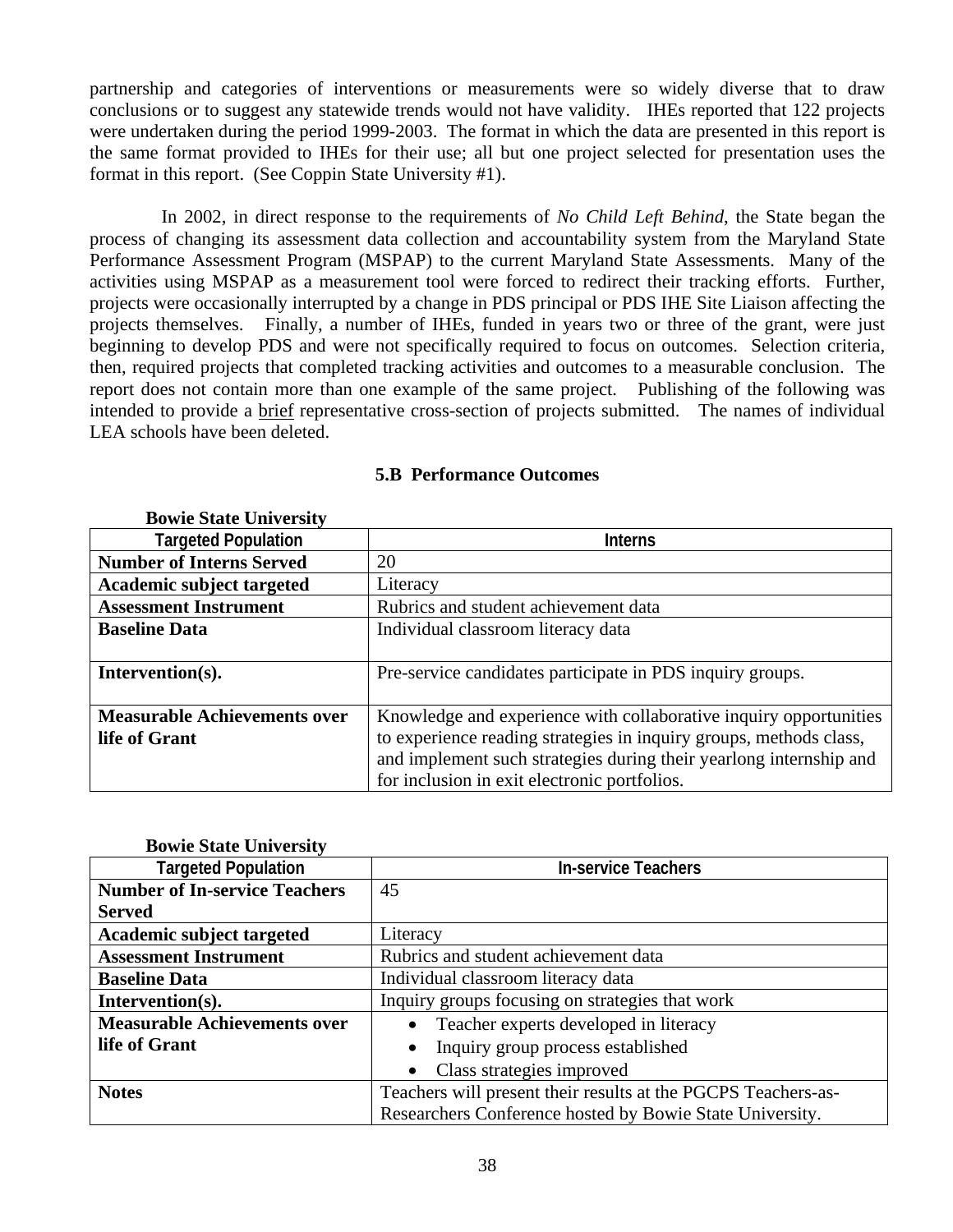partnership and categories of interventions or measurements were so widely diverse that to draw conclusions or to suggest any statewide trends would not have validity. IHEs reported that 122 projects were undertaken during the period 1999-2003. The format in which the data are presented in this report is the same format provided to IHEs for their use; all but one project selected for presentation uses the format in this report. (See Coppin State University #1).

In 2002, in direct response to the requirements of *No Child Left Behind*, the State began the process of changing its assessment data collection and accountability system from the Maryland State Performance Assessment Program (MSPAP) to the current Maryland State Assessments. Many of the activities using MSPAP as a measurement tool were forced to redirect their tracking efforts. Further, projects were occasionally interrupted by a change in PDS principal or PDS IHE Site Liaison affecting the projects themselves. Finally, a number of IHEs, funded in years two or three of the grant, were just beginning to develop PDS and were not specifically required to focus on outcomes. Selection criteria, then, required projects that completed tracking activities and outcomes to a measurable conclusion. The report does not contain more than one example of the same project. Publishing of the following was intended to provide a brief representative cross-section of projects submitted. The names of individual LEA schools have been deleted.

### 5.B Performance Outcomes

**Bowie State University**

| Targeted Population | Interns |
|---|---|
| **Number of Interns Served** | 20 |
| **Academic subject targeted** | Literacy |
| **Assessment Instrument** | Rubrics and student achievement data |
| **Baseline Data** | Individual classroom literacy data |
| **Intervention(s).** | Pre-service candidates participate in PDS inquiry groups. |
| **Measurable Achievements over life of Grant** | Knowledge and experience with collaborative inquiry opportunities to experience reading strategies in inquiry groups, methods class, and implement such strategies during their yearlong internship and for inclusion in exit electronic portfolios. |

**Bowie State University**

| Targeted Population | In-service Teachers |
|---|---|
| **Number of In-service Teachers Served** | 45 |
| **Academic subject targeted** | Literacy |
| **Assessment Instrument** | Rubrics and student achievement data |
| **Baseline Data** | Individual classroom literacy data |
| **Intervention(s).** | Inquiry groups focusing on strategies that work |
| **Measurable Achievements over life of Grant** | • Teacher experts developed in literacy<br>• Inquiry group process established<br>• Class strategies improved |
| **Notes** | Teachers will present their results at the PGCPS Teachers-as-Researchers Conference hosted by Bowie State University. |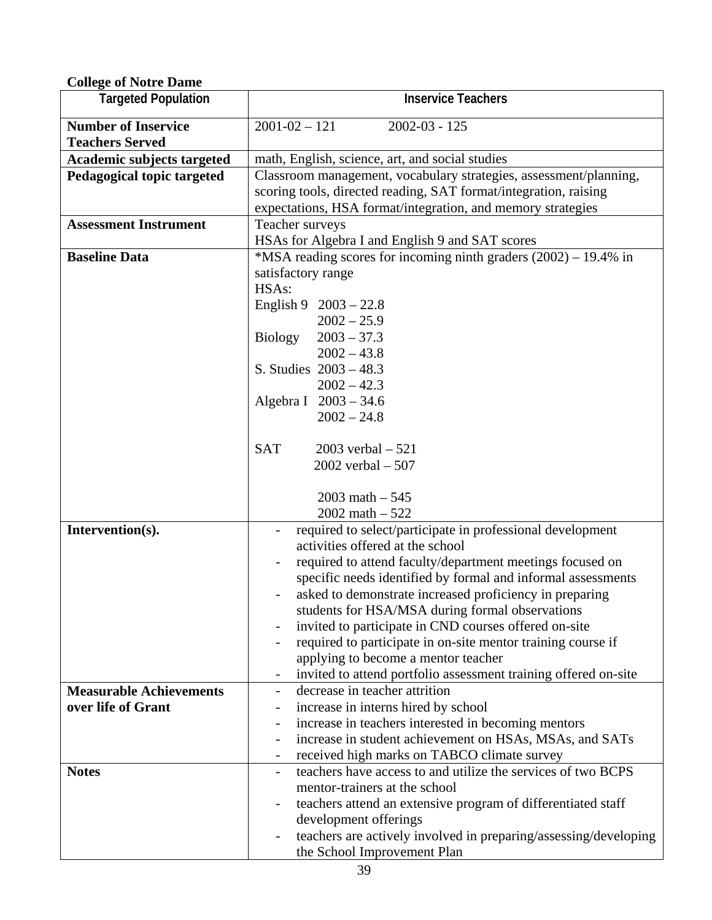**College of Notre Dame**

| Targeted Population | Inservice Teachers |
|---|---|
| **Number of Inservice Teachers Served** | 2001-02 – 121 2002-03 - 125 |
| **Academic subjects targeted** | math, English, science, art, and social studies |
| **Pedagogical topic targeted** | Classroom management, vocabulary strategies, assessment/planning, scoring tools, directed reading, SAT format/integration, raising expectations, HSA format/integration, and memory strategies |
| **Assessment Instrument** | Teacher surveys<br>HSAs for Algebra I and English 9 and SAT scores |
| **Baseline Data** | *MSA reading scores for incoming ninth graders (2002) – 19.4% in satisfactory range<br>HSAs:<br>English 9 2003 – 22.8<br>2002 – 25.9<br>Biology 2003 – 37.3<br>2002 – 43.8<br>S. Studies 2003 – 48.3<br>2002 – 42.3<br>Algebra I 2003 – 34.6<br>2002 – 24.8<br><br>SAT 2003 verbal – 521<br>2002 verbal – 507<br><br>2003 math – 545<br>2002 math – 522 |
| **Intervention(s).** | - required to select/participate in professional development activities offered at the school<br>- required to attend faculty/department meetings focused on specific needs identified by formal and informal assessments<br>- asked to demonstrate increased proficiency in preparing students for HSA/MSA during formal observations<br>- invited to participate in CND courses offered on-site<br>- required to participate in on-site mentor training course if applying to become a mentor teacher<br>- invited to attend portfolio assessment training offered on-site |
| **Measurable Achievements over life of Grant** | - decrease in teacher attrition<br>- increase in interns hired by school<br>- increase in teachers interested in becoming mentors<br>- increase in student achievement on HSAs, MSAs, and SATs<br>- received high marks on TABCO climate survey |
| **Notes** | - teachers have access to and utilize the services of two BCPS mentor-trainers at the school<br>- teachers attend an extensive program of differentiated staff development offerings<br>- teachers are actively involved in preparing/assessing/developing the School Improvement Plan |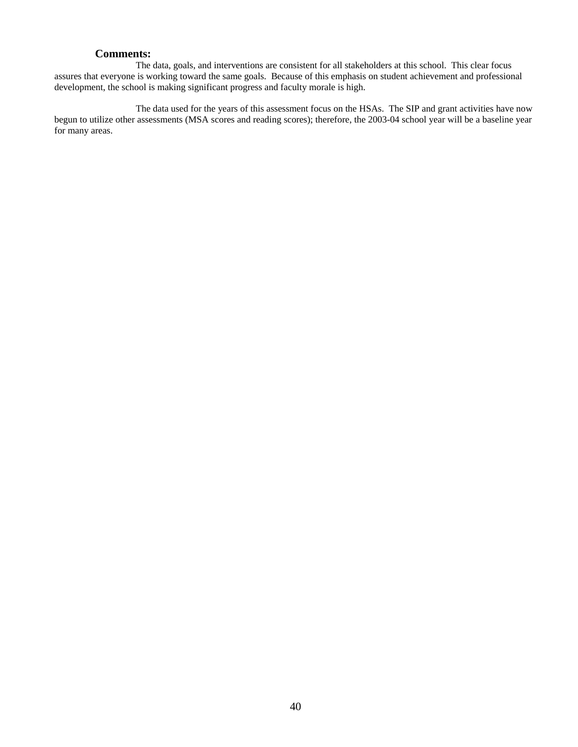**Comments:**

The data, goals, and interventions are consistent for all stakeholders at this school. This clear focus assures that everyone is working toward the same goals. Because of this emphasis on student achievement and professional development, the school is making significant progress and faculty morale is high.

The data used for the years of this assessment focus on the HSAs. The SIP and grant activities have now begun to utilize other assessments (MSA scores and reading scores); therefore, the 2003-04 school year will be a baseline year for many areas.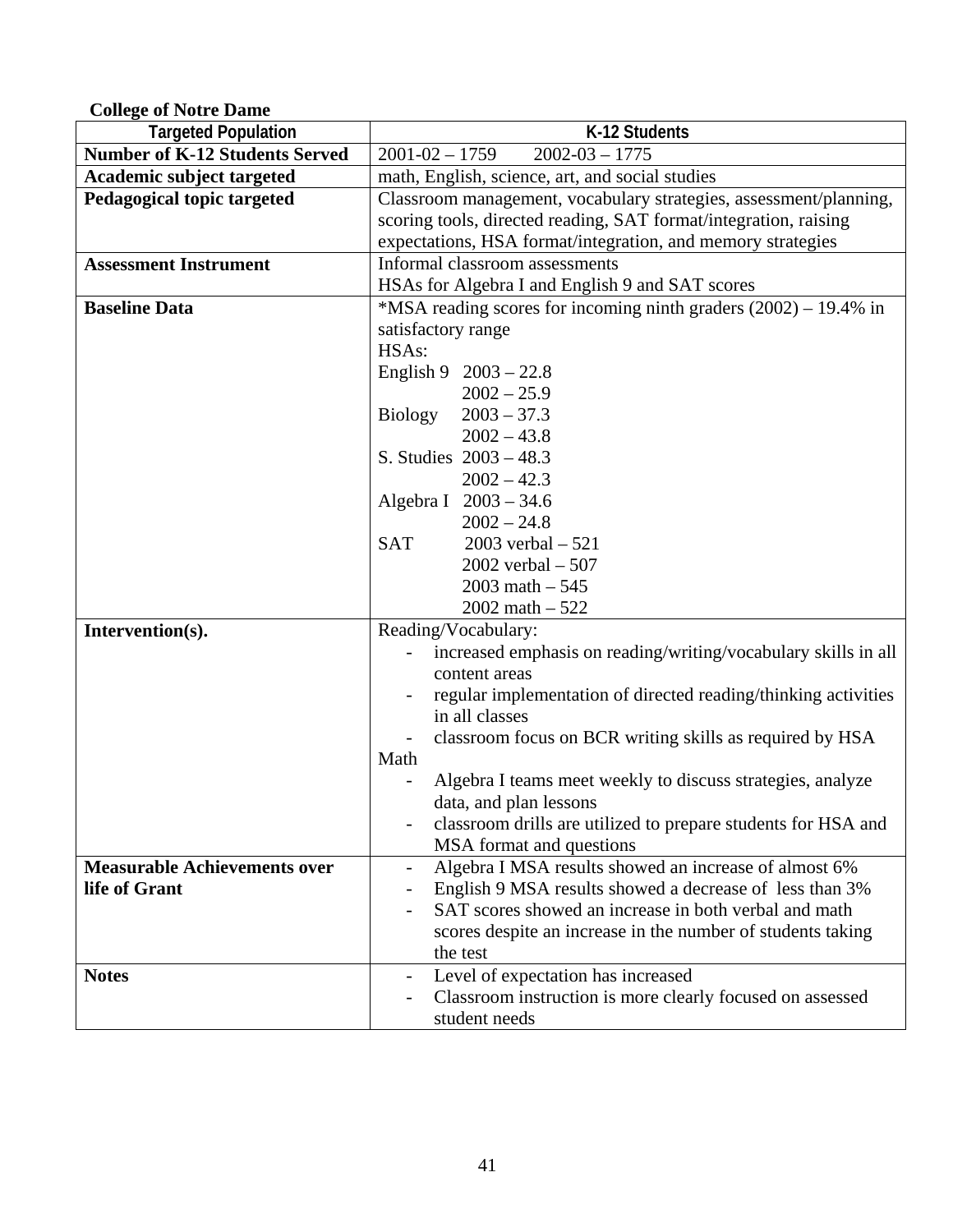**College of Notre Dame**

| Targeted Population | K-12 Students |
|---|---|
| **Number of K-12 Students Served** | 2001-02 – 1759 2002-03 – 1775 |
| **Academic subject targeted** | math, English, science, art, and social studies |
| **Pedagogical topic targeted** | Classroom management, vocabulary strategies, assessment/planning, scoring tools, directed reading, SAT format/integration, raising expectations, HSA format/integration, and memory strategies |
| **Assessment Instrument** | Informal classroom assessments<br>HSAs for Algebra I and English 9 and SAT scores |
| **Baseline Data** | *MSA reading scores for incoming ninth graders (2002) – 19.4% in satisfactory range<br>HSAs:<br>English 9 2003 – 22.8<br>2002 – 25.9<br>Biology 2003 – 37.3<br>2002 – 43.8<br>S. Studies 2003 – 48.3<br>2002 – 42.3<br>Algebra I 2003 – 34.6<br>2002 – 24.8<br>SAT 2003 verbal – 521<br>2002 verbal – 507<br>2003 math – 545<br>2002 math – 522 |
| **Intervention(s).** | Reading/Vocabulary:<br>- increased emphasis on reading/writing/vocabulary skills in all content areas<br>- regular implementation of directed reading/thinking activities in all classes<br>- classroom focus on BCR writing skills as required by HSA<br>Math<br>- Algebra I teams meet weekly to discuss strategies, analyze data, and plan lessons<br>- classroom drills are utilized to prepare students for HSA and MSA format and questions |
| **Measurable Achievements over life of Grant** | - Algebra I MSA results showed an increase of almost 6%<br>- English 9 MSA results showed a decrease of less than 3%<br>- SAT scores showed an increase in both verbal and math scores despite an increase in the number of students taking the test |
| **Notes** | - Level of expectation has increased<br>- Classroom instruction is more clearly focused on assessed student needs |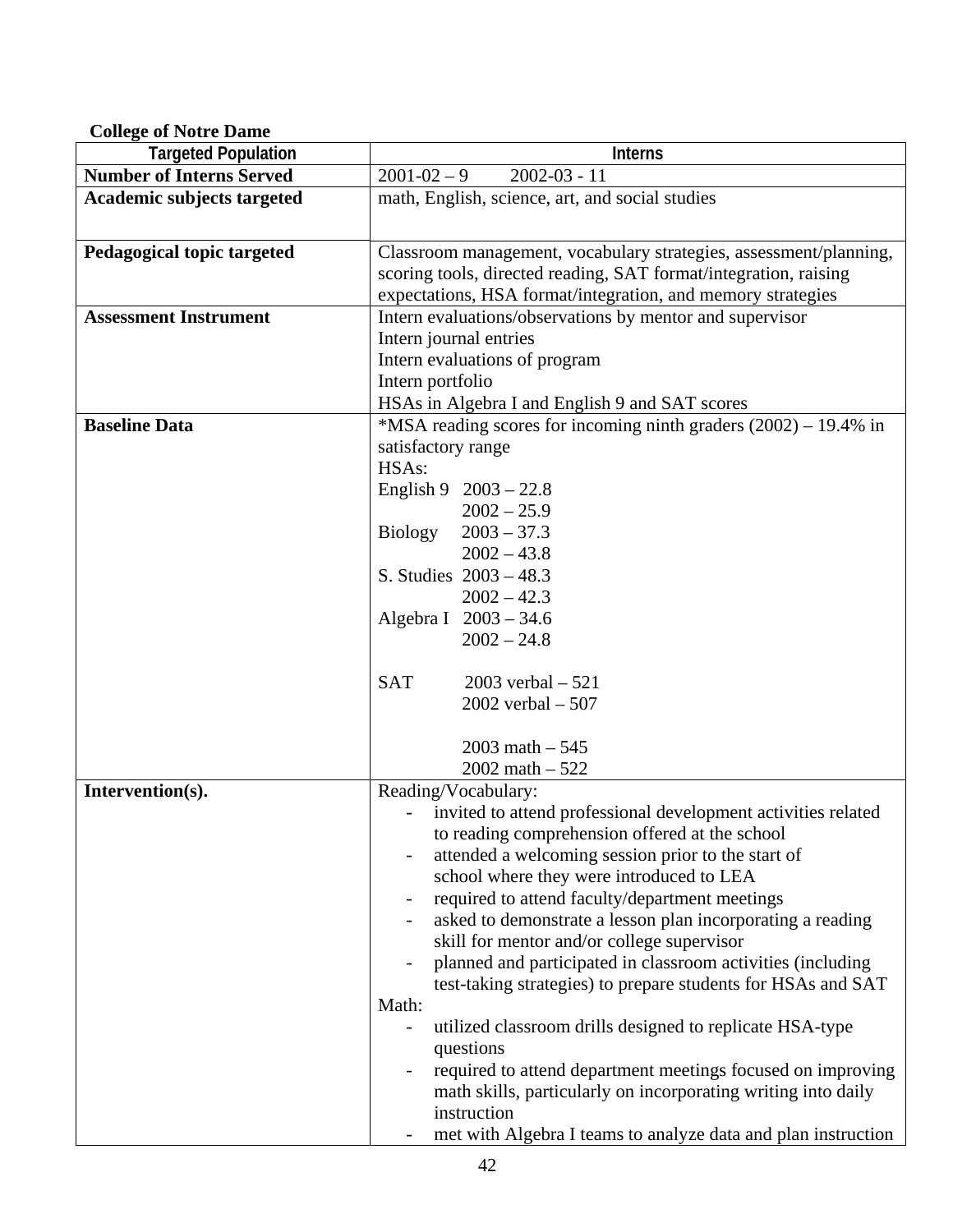**College of Notre Dame**

| Targeted Population | Interns |
|---|---|
| **Number of Interns Served** | 2001-02 – 9 2002-03 - 11 |
| **Academic subjects targeted** | math, English, science, art, and social studies |
| **Pedagogical topic targeted** | Classroom management, vocabulary strategies, assessment/planning, scoring tools, directed reading, SAT format/integration, raising expectations, HSA format/integration, and memory strategies |
| **Assessment Instrument** | Intern evaluations/observations by mentor and supervisor<br>Intern journal entries<br>Intern evaluations of program<br>Intern portfolio<br>HSAs in Algebra I and English 9 and SAT scores |
| **Baseline Data** | *MSA reading scores for incoming ninth graders (2002) – 19.4% in satisfactory range<br>HSAs:<br>English 9 2003 – 22.8<br>2002 – 25.9<br>Biology 2003 – 37.3<br>2002 – 43.8<br>S. Studies 2003 – 48.3<br>2002 – 42.3<br>Algebra I 2003 – 34.6<br>2002 – 24.8<br><br>SAT 2003 verbal – 521<br>2002 verbal – 507<br><br>2003 math – 545<br>2002 math – 522 |
| **Intervention(s).** | Reading/Vocabulary:<br>- invited to attend professional development activities related to reading comprehension offered at the school<br>- attended a welcoming session prior to the start of school where they were introduced to LEA<br>- required to attend faculty/department meetings<br>- asked to demonstrate a lesson plan incorporating a reading skill for mentor and/or college supervisor<br>- planned and participated in classroom activities (including test-taking strategies) to prepare students for HSAs and SAT<br>Math:<br>- utilized classroom drills designed to replicate HSA-type questions<br>- required to attend department meetings focused on improving math skills, particularly on incorporating writing into daily instruction<br>- met with Algebra I teams to analyze data and plan instruction |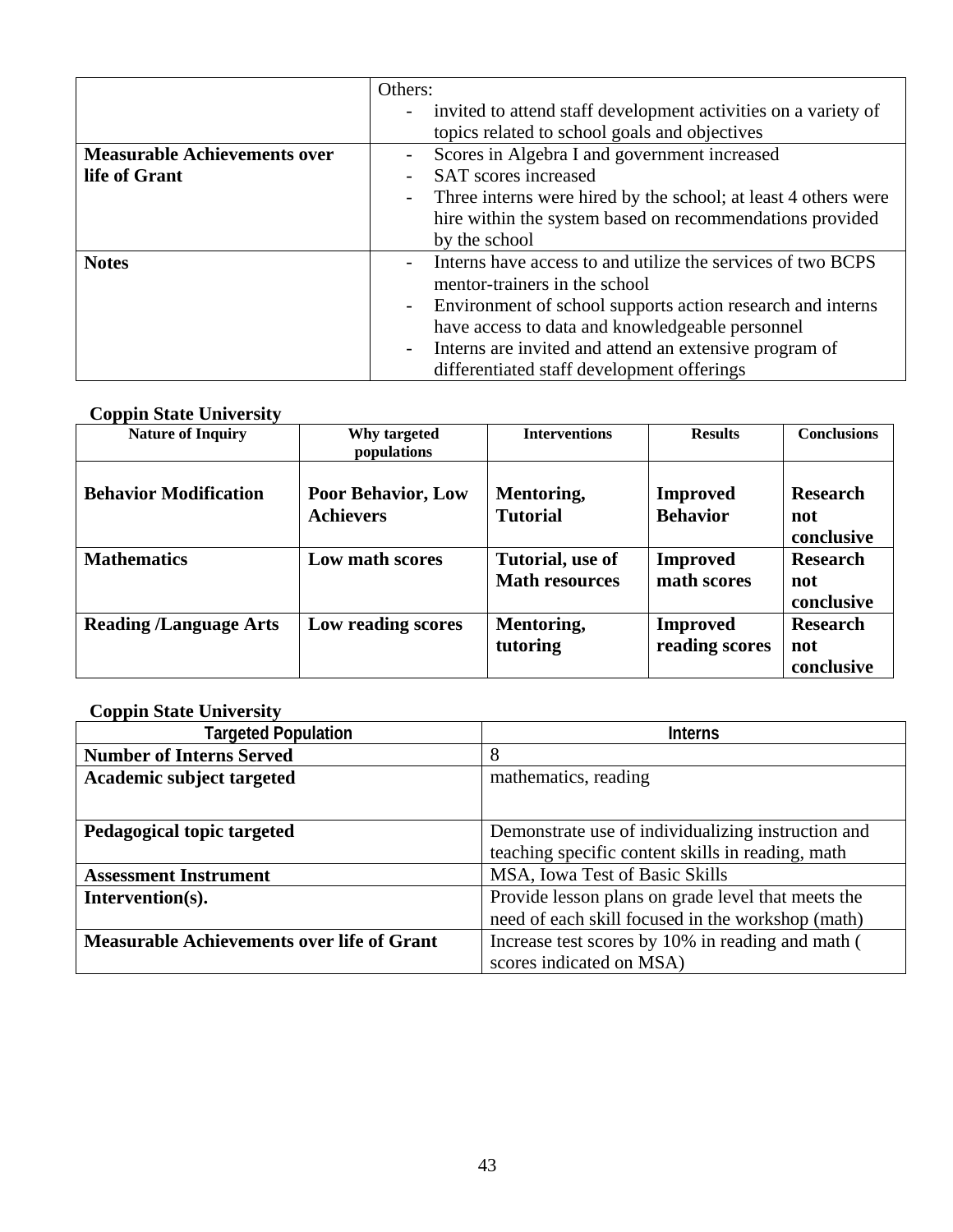| | |
|---|---|
| | Others:<br>- invited to attend staff development activities on a variety of topics related to school goals and objectives |
| **Measurable Achievements over life of Grant** | - Scores in Algebra I and government increased<br>- SAT scores increased<br>- Three interns were hired by the school; at least 4 others were hire within the system based on recommendations provided by the school |
| **Notes** | - Interns have access to and utilize the services of two BCPS mentor-trainers in the school<br>- Environment of school supports action research and interns have access to data and knowledgeable personnel<br>- Interns are invited and attend an extensive program of differentiated staff development offerings |

**Coppin State University**

| Nature of Inquiry | Why targeted populations | Interventions | Results | Conclusions |
|---|---|---|---|---|
| **Behavior Modification** | **Poor Behavior, Low Achievers** | **Mentoring, Tutorial** | **Improved Behavior** | **Research not conclusive** |
| **Mathematics** | **Low math scores** | **Tutorial, use of Math resources** | **Improved math scores** | **Research not conclusive** |
| **Reading /Language Arts** | **Low reading scores** | **Mentoring, tutoring** | **Improved reading scores** | **Research not conclusive** |

**Coppin State University**

| Targeted Population | Interns |
|---|---|
| **Number of Interns Served** | 8 |
| **Academic subject targeted** | mathematics, reading |
| **Pedagogical topic targeted** | Demonstrate use of individualizing instruction and teaching specific content skills in reading, math |
| **Assessment Instrument** | MSA, Iowa Test of Basic Skills |
| **Intervention(s).** | Provide lesson plans on grade level that meets the need of each skill focused in the workshop (math) |
| **Measurable Achievements over life of Grant** | Increase test scores by 10% in reading and math ( scores indicated on MSA) |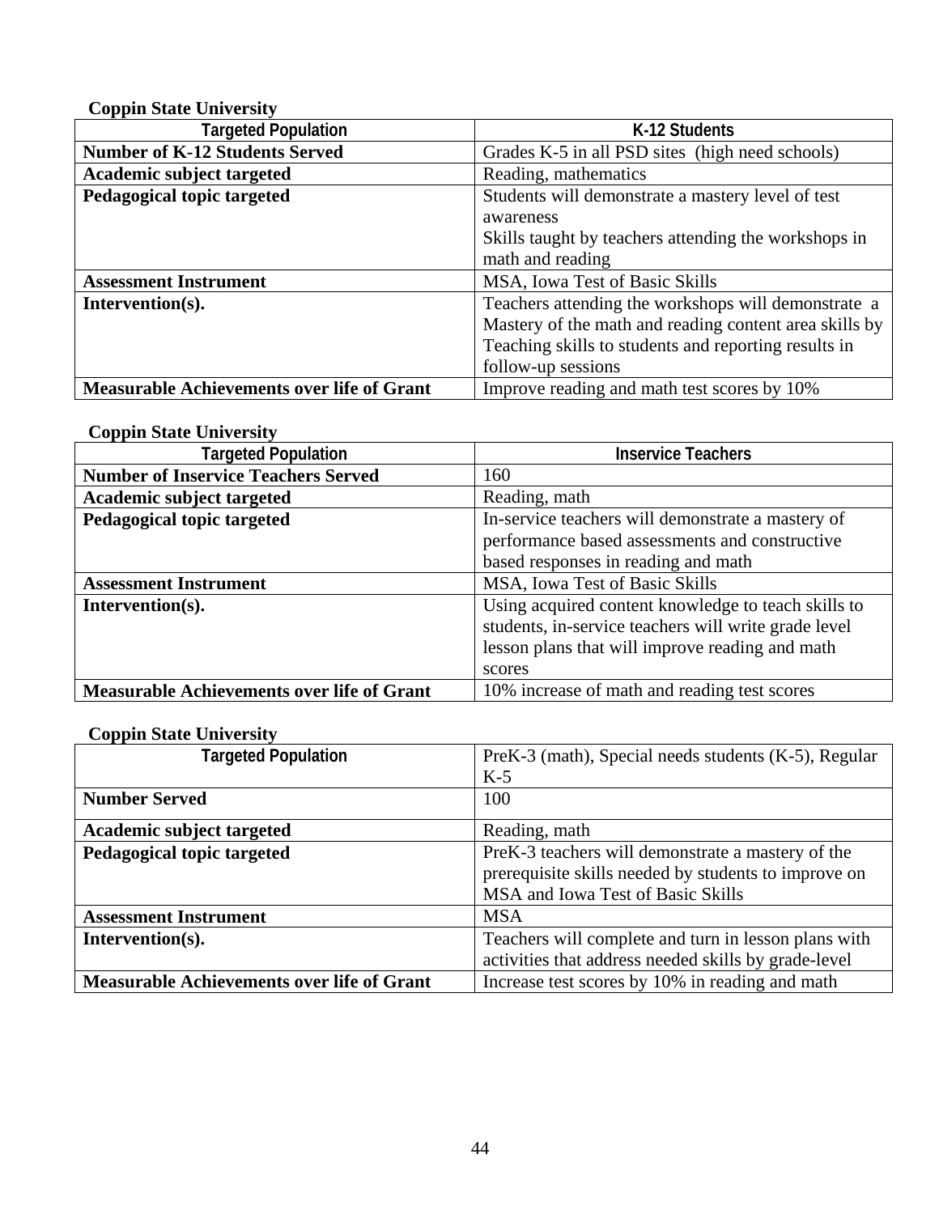**Coppin State University**

| Targeted Population | K-12 Students |
|---|---|
| **Number of K-12 Students Served** | Grades K-5 in all PSD sites (high need schools) |
| **Academic subject targeted** | Reading, mathematics |
| **Pedagogical topic targeted** | Students will demonstrate a mastery level of test awareness<br>Skills taught by teachers attending the workshops in math and reading |
| **Assessment Instrument** | MSA, Iowa Test of Basic Skills |
| **Intervention(s).** | Teachers attending the workshops will demonstrate a Mastery of the math and reading content area skills by Teaching skills to students and reporting results in follow-up sessions |
| **Measurable Achievements over life of Grant** | Improve reading and math test scores by 10% |

**Coppin State University**

| Targeted Population | Inservice Teachers |
|---|---|
| **Number of Inservice Teachers Served** | 160 |
| **Academic subject targeted** | Reading, math |
| **Pedagogical topic targeted** | In-service teachers will demonstrate a mastery of performance based assessments and constructive based responses in reading and math |
| **Assessment Instrument** | MSA, Iowa Test of Basic Skills |
| **Intervention(s).** | Using acquired content knowledge to teach skills to students, in-service teachers will write grade level lesson plans that will improve reading and math scores |
| **Measurable Achievements over life of Grant** | 10% increase of math and reading test scores |

**Coppin State University**

| Targeted Population | PreK-3 (math), Special needs students (K-5), Regular K-5 |
|---|---|
| **Number Served** | 100 |
| **Academic subject targeted** | Reading, math |
| **Pedagogical topic targeted** | PreK-3 teachers will demonstrate a mastery of the prerequisite skills needed by students to improve on MSA and Iowa Test of Basic Skills |
| **Assessment Instrument** | MSA |
| **Intervention(s).** | Teachers will complete and turn in lesson plans with activities that address needed skills by grade-level |
| **Measurable Achievements over life of Grant** | Increase test scores by 10% in reading and math |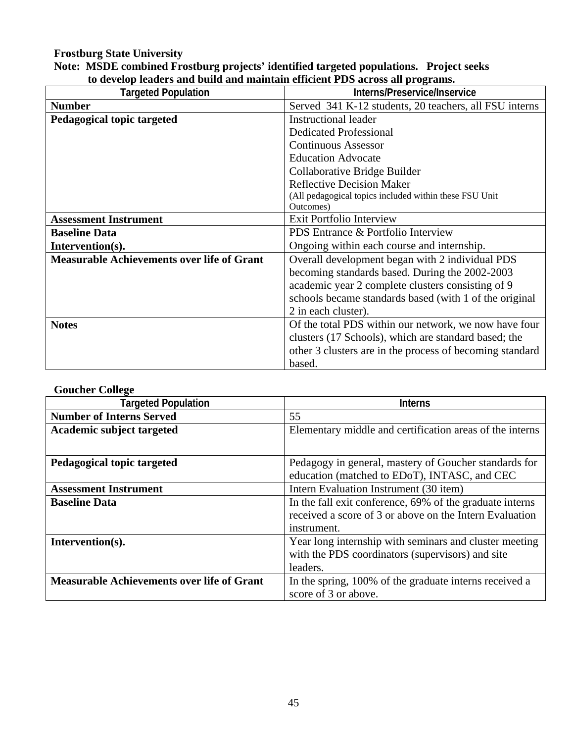**Frostburg State University**

**Note: MSDE combined Frostburg projects' identified targeted populations. Project seeks to develop leaders and build and maintain efficient PDS across all programs.**

| Targeted Population | Interns/Preservice/Inservice |
|---|---|
| **Number** | Served 341 K-12 students, 20 teachers, all FSU interns |
| **Pedagogical topic targeted** | Instructional leader<br>Dedicated Professional<br>Continuous Assessor<br>Education Advocate<br>Collaborative Bridge Builder<br>Reflective Decision Maker<br>(All pedagogical topics included within these FSU Unit Outcomes) |
| **Assessment Instrument** | Exit Portfolio Interview |
| **Baseline Data** | PDS Entrance & Portfolio Interview |
| **Intervention(s).** | Ongoing within each course and internship. |
| **Measurable Achievements over life of Grant** | Overall development began with 2 individual PDS becoming standards based. During the 2002-2003 academic year 2 complete clusters consisting of 9 schools became standards based (with 1 of the original 2 in each cluster). |
| **Notes** | Of the total PDS within our network, we now have four clusters (17 Schools), which are standard based; the other 3 clusters are in the process of becoming standard based. |

**Goucher College**

| Targeted Population | Interns |
|---|---|
| **Number of Interns Served** | 55 |
| **Academic subject targeted** | Elementary middle and certification areas of the interns |
| **Pedagogical topic targeted** | Pedagogy in general, mastery of Goucher standards for education (matched to EDoT), INTASC, and CEC |
| **Assessment Instrument** | Intern Evaluation Instrument (30 item) |
| **Baseline Data** | In the fall exit conference, 69% of the graduate interns received a score of 3 or above on the Intern Evaluation instrument. |
| **Intervention(s).** | Year long internship with seminars and cluster meeting with the PDS coordinators (supervisors) and site leaders. |
| **Measurable Achievements over life of Grant** | In the spring, 100% of the graduate interns received a score of 3 or above. |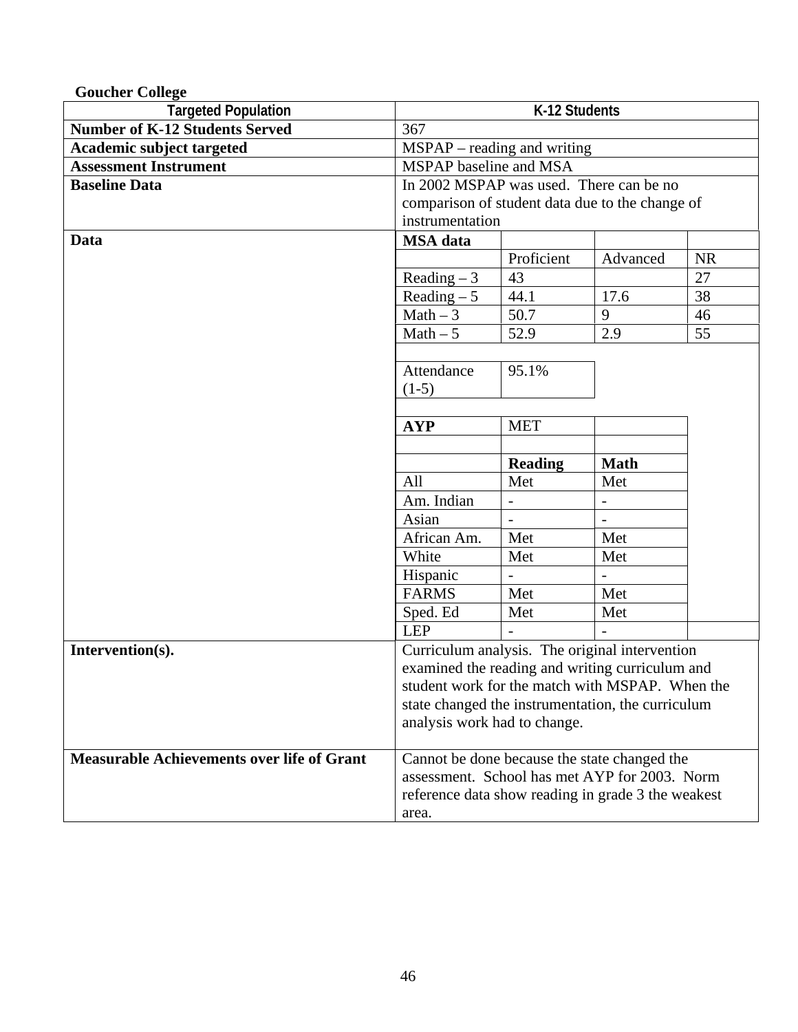**Goucher College**

| Targeted Population | K-12 Students |
|---|---|
| **Number of K-12 Students Served** | 367 |
| **Academic subject targeted** | MSPAP – reading and writing |
| **Assessment Instrument** | MSPAP baseline and MSA |
| **Baseline Data** | In 2002 MSPAP was used. There can be no comparison of student data due to the change of instrumentation |
| **Data** | (see tables below) |
| **Intervention(s).** | Curriculum analysis. The original intervention examined the reading and writing curriculum and student work for the match with MSPAP. When the state changed the instrumentation, the curriculum analysis work had to change. |
| **Measurable Achievements over life of Grant** | Cannot be done because the state changed the assessment. School has met AYP for 2003. Norm reference data show reading in grade 3 the weakest area. |

**Data:**

| **MSA data** | Proficient | Advanced | NR |
|---|---|---|---|
| Reading – 3 | 43 | | 27 |
| Reading – 5 | 44.1 | 17.6 | 38 |
| Math – 3 | 50.7 | 9 | 46 |
| Math – 5 | 52.9 | 2.9 | 55 |

| Attendance (1-5) | 95.1% |
|---|---|

| **AYP** | MET | |
|---|---|---|
| | **Reading** | **Math** |
| All | Met | Met |
| Am. Indian | - | - |
| Asian | - | - |
| African Am. | Met | Met |
| White | Met | Met |
| Hispanic | - | - |
| FARMS | Met | Met |
| Sped. Ed | Met | Met |
| LEP | - | - |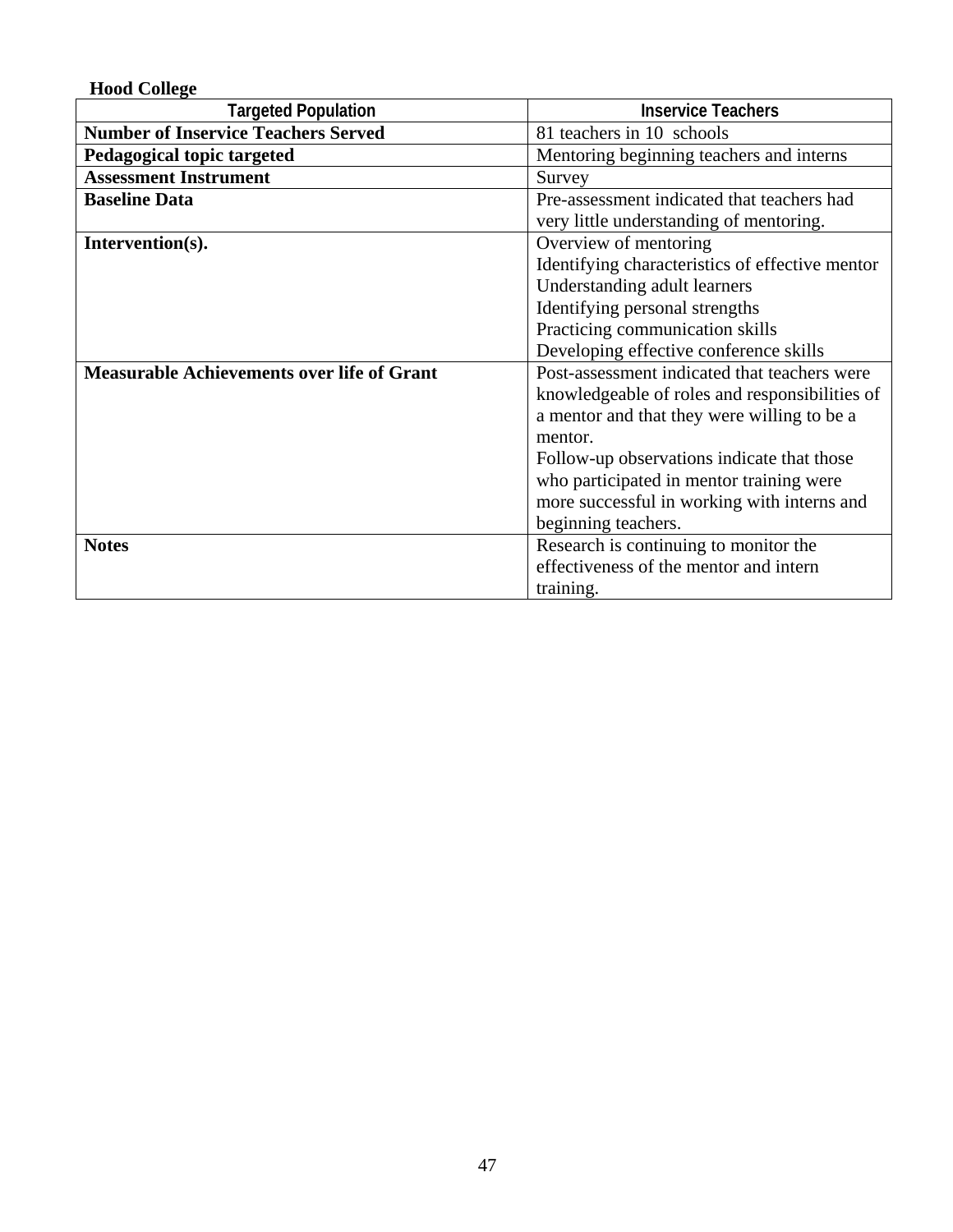**Hood College**

| Targeted Population | Inservice Teachers |
|---|---|
| **Number of Inservice Teachers Served** | 81 teachers in 10 schools |
| **Pedagogical topic targeted** | Mentoring beginning teachers and interns |
| **Assessment Instrument** | Survey |
| **Baseline Data** | Pre-assessment indicated that teachers had very little understanding of mentoring. |
| **Intervention(s).** | Overview of mentoring<br>Identifying characteristics of effective mentor<br>Understanding adult learners<br>Identifying personal strengths<br>Practicing communication skills<br>Developing effective conference skills |
| **Measurable Achievements over life of Grant** | Post-assessment indicated that teachers were knowledgeable of roles and responsibilities of a mentor and that they were willing to be a mentor.<br>Follow-up observations indicate that those who participated in mentor training were more successful in working with interns and beginning teachers. |
| **Notes** | Research is continuing to monitor the effectiveness of the mentor and intern training. |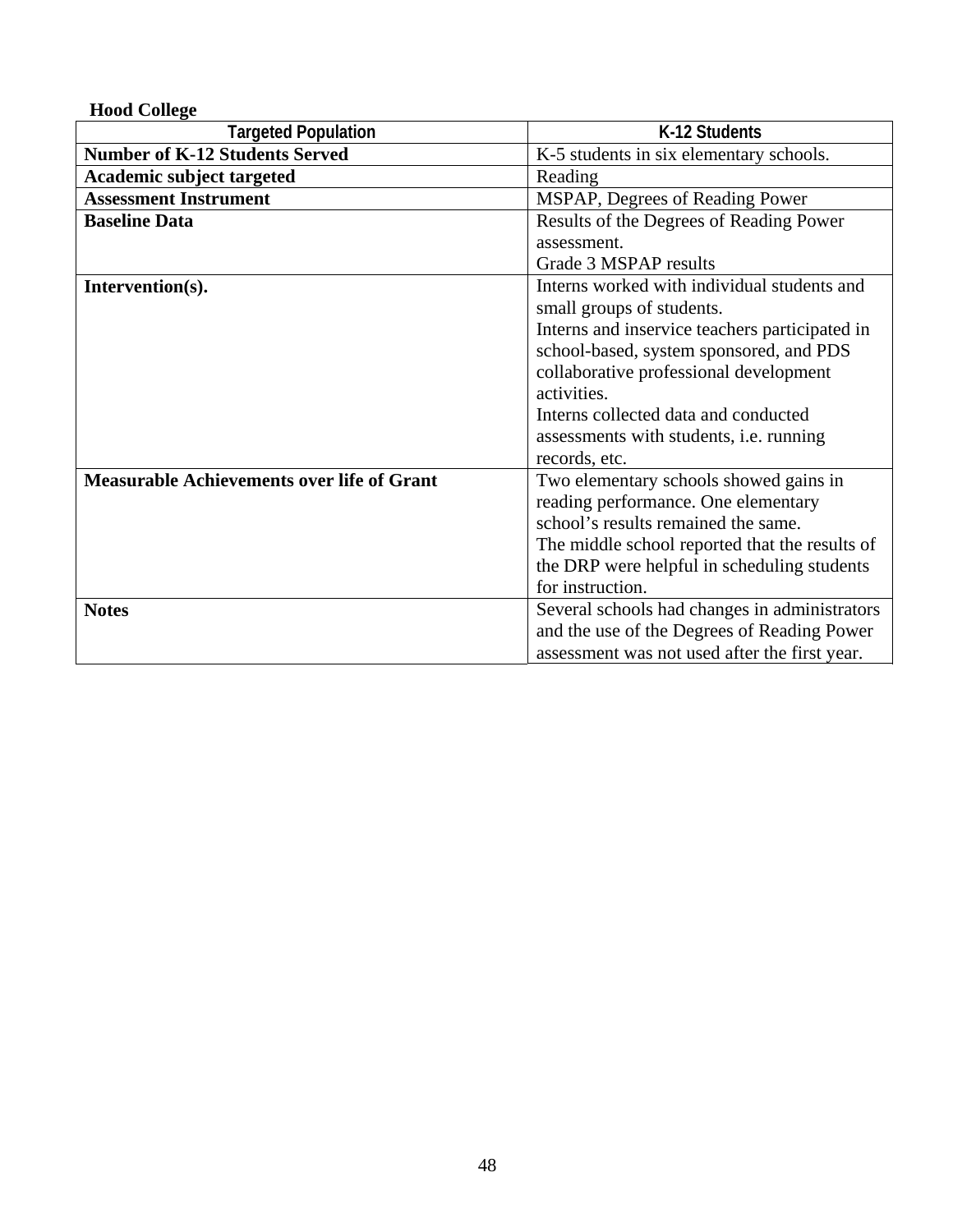**Hood College**

| Targeted Population | K-12 Students |
|---|---|
| **Number of K-12 Students Served** | K-5 students in six elementary schools. |
| **Academic subject targeted** | Reading |
| **Assessment Instrument** | MSPAP, Degrees of Reading Power |
| **Baseline Data** | Results of the Degrees of Reading Power assessment.<br>Grade 3 MSPAP results |
| **Intervention(s).** | Interns worked with individual students and small groups of students.<br>Interns and inservice teachers participated in school-based, system sponsored, and PDS collaborative professional development activities.<br>Interns collected data and conducted assessments with students, i.e. running records, etc. |
| **Measurable Achievements over life of Grant** | Two elementary schools showed gains in reading performance. One elementary school's results remained the same.<br>The middle school reported that the results of the DRP were helpful in scheduling students for instruction. |
| **Notes** | Several schools had changes in administrators and the use of the Degrees of Reading Power assessment was not used after the first year. |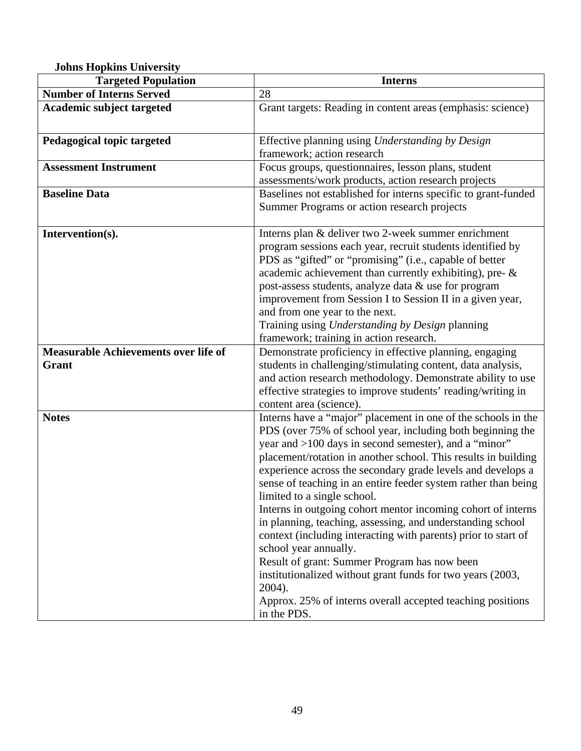**Johns Hopkins University**

| Targeted Population | Interns |
|---|---|
| **Number of Interns Served** | 28 |
| **Academic subject targeted** | Grant targets: Reading in content areas (emphasis: science) |
| **Pedagogical topic targeted** | Effective planning using *Understanding by Design* framework; action research |
| **Assessment Instrument** | Focus groups, questionnaires, lesson plans, student assessments/work products, action research projects |
| **Baseline Data** | Baselines not established for interns specific to grant-funded Summer Programs or action research projects |
| **Intervention(s).** | Interns plan & deliver two 2-week summer enrichment program sessions each year, recruit students identified by PDS as "gifted" or "promising" (i.e., capable of better academic achievement than currently exhibiting), pre- & post-assess students, analyze data & use for program improvement from Session I to Session II in a given year, and from one year to the next.<br>Training using *Understanding by Design* planning framework; training in action research. |
| **Measurable Achievements over life of Grant** | Demonstrate proficiency in effective planning, engaging students in challenging/stimulating content, data analysis, and action research methodology. Demonstrate ability to use effective strategies to improve students' reading/writing in content area (science). |
| **Notes** | Interns have a "major" placement in one of the schools in the PDS (over 75% of school year, including both beginning the year and >100 days in second semester), and a "minor" placement/rotation in another school. This results in building experience across the secondary grade levels and develops a sense of teaching in an entire feeder system rather than being limited to a single school.<br>Interns in outgoing cohort mentor incoming cohort of interns in planning, teaching, assessing, and understanding school context (including interacting with parents) prior to start of school year annually.<br>Result of grant: Summer Program has now been institutionalized without grant funds for two years (2003, 2004).<br>Approx. 25% of interns overall accepted teaching positions in the PDS. |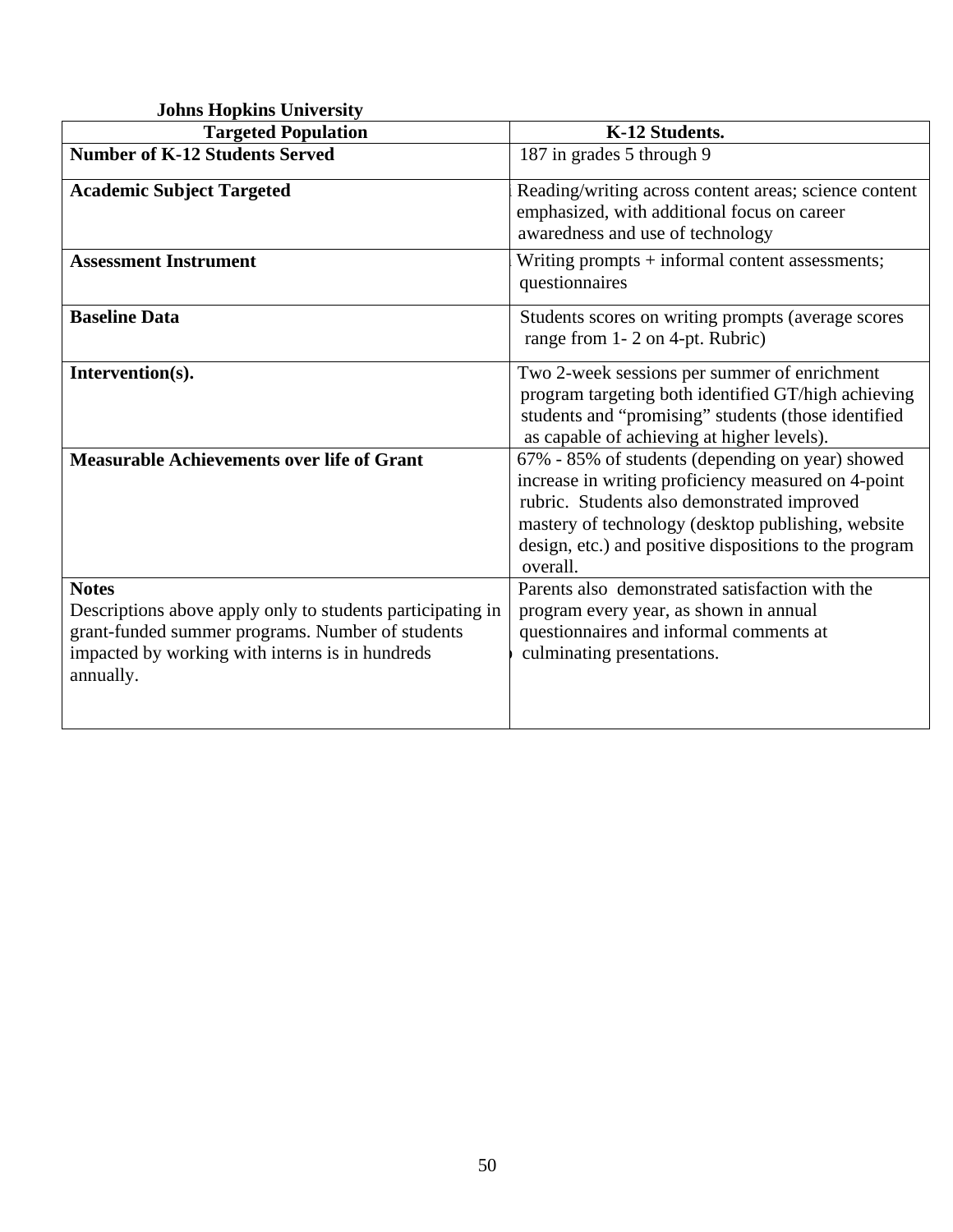**Johns Hopkins University**

| **Targeted Population** | **K-12 Students.** |
|---|---|
| **Number of K-12 Students Served** | 187 in grades 5 through 9 |
| **Academic Subject Targeted** | Reading/writing across content areas; science content emphasized, with additional focus on career awaredness and use of technology |
| **Assessment Instrument** | Writing prompts + informal content assessments; questionnaires |
| **Baseline Data** | Students scores on writing prompts (average scores range from 1- 2 on 4-pt. Rubric) |
| **Intervention(s).** | Two 2-week sessions per summer of enrichment program targeting both identified GT/high achieving students and "promising" students (those identified as capable of achieving at higher levels). |
| **Measurable Achievements over life of Grant** | 67% - 85% of students (depending on year) showed increase in writing proficiency measured on 4-point rubric. Students also demonstrated improved mastery of technology (desktop publishing, website design, etc.) and positive dispositions to the program overall. |
| **Notes**<br>Descriptions above apply only to students participating in grant-funded summer programs. Number of students impacted by working with interns is in hundreds annually. | Parents also demonstrated satisfaction with the program every year, as shown in annual questionnaires and informal comments at culminating presentations. |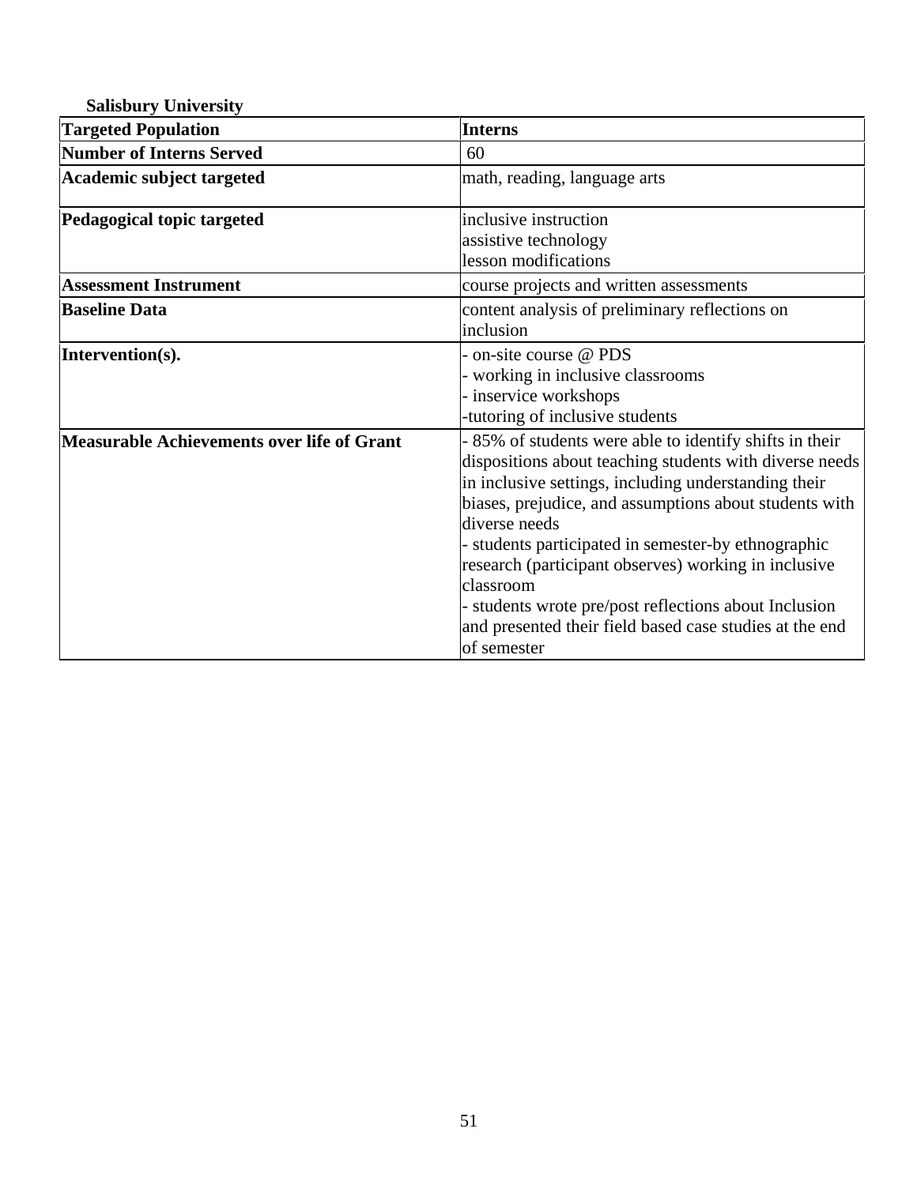**Salisbury University**

| Targeted Population | Interns |
|---|---|
| Number of Interns Served | 60 |
| Academic subject targeted | math, reading, language arts |
| Pedagogical topic targeted | inclusive instruction<br>assistive technology<br>lesson modifications |
| Assessment Instrument | course projects and written assessments |
| Baseline Data | content analysis of preliminary reflections on inclusion |
| Intervention(s). | - on-site course @ PDS<br>- working in inclusive classrooms<br>- inservice workshops<br>-tutoring of inclusive students |
| Measurable Achievements over life of Grant | - 85% of students were able to identify shifts in their dispositions about teaching students with diverse needs in inclusive settings, including understanding their biases, prejudice, and assumptions about students with diverse needs<br>- students participated in semester-by ethnographic research (participant observes) working in inclusive classroom<br>- students wrote pre/post reflections about Inclusion and presented their field based case studies at the end of semester |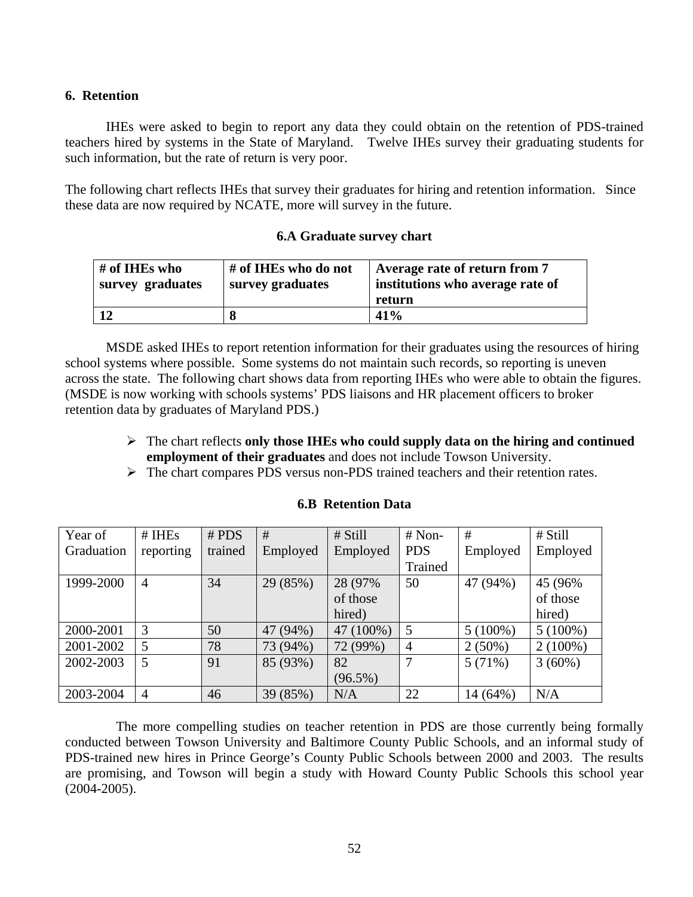### 6. Retention

IHEs were asked to begin to report any data they could obtain on the retention of PDS-trained teachers hired by systems in the State of Maryland. Twelve IHEs survey their graduating students for such information, but the rate of return is very poor.

The following chart reflects IHEs that survey their graduates for hiring and retention information. Since these data are now required by NCATE, more will survey in the future.

**6.A Graduate survey chart**

| # of IHEs who survey graduates | # of IHEs who do not survey graduates | Average rate of return from 7 institutions who average rate of return |
|---|---|---|
| **12** | **8** | **41%** |

MSDE asked IHEs to report retention information for their graduates using the resources of hiring school systems where possible. Some systems do not maintain such records, so reporting is uneven across the state. The following chart shows data from reporting IHEs who were able to obtain the figures. (MSDE is now working with schools systems' PDS liaisons and HR placement officers to broker retention data by graduates of Maryland PDS.)

- The chart reflects **only those IHEs who could supply data on the hiring and continued employment of their graduates** and does not include Towson University.
- The chart compares PDS versus non-PDS trained teachers and their retention rates.

**6.B Retention Data**

| Year of Graduation | # IHEs reporting | # PDS trained | # Employed | # Still Employed | # Non-PDS Trained | # Employed | # Still Employed |
|---|---|---|---|---|---|---|---|
| 1999-2000 | 4 | 34 | 29 (85%) | 28 (97% of those hired) | 50 | 47 (94%) | 45 (96% of those hired) |
| 2000-2001 | 3 | 50 | 47 (94%) | 47 (100%) | 5 | 5 (100%) | 5 (100%) |
| 2001-2002 | 5 | 78 | 73 (94%) | 72 (99%) | 4 | 2 (50%) | 2 (100%) |
| 2002-2003 | 5 | 91 | 85 (93%) | 82 (96.5%) | 7 | 5 (71%) | 3 (60%) |
| 2003-2004 | 4 | 46 | 39 (85%) | N/A | 22 | 14 (64%) | N/A |

The more compelling studies on teacher retention in PDS are those currently being formally conducted between Towson University and Baltimore County Public Schools, and an informal study of PDS-trained new hires in Prince George's County Public Schools between 2000 and 2003. The results are promising, and Towson will begin a study with Howard County Public Schools this school year (2004-2005).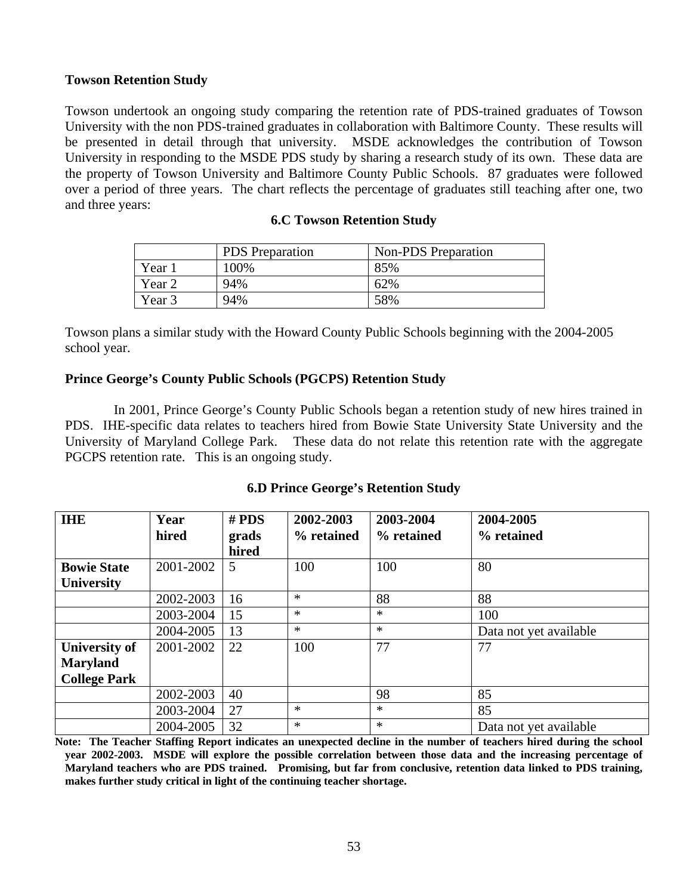### Towson Retention Study

Towson undertook an ongoing study comparing the retention rate of PDS-trained graduates of Towson University with the non PDS-trained graduates in collaboration with Baltimore County. These results will be presented in detail through that university. MSDE acknowledges the contribution of Towson University in responding to the MSDE PDS study by sharing a research study of its own. These data are the property of Towson University and Baltimore County Public Schools. 87 graduates were followed over a period of three years. The chart reflects the percentage of graduates still teaching after one, two and three years:

**6.C Towson Retention Study**

| | PDS Preparation | Non-PDS Preparation |
|---|---|---|
| Year 1 | 100% | 85% |
| Year 2 | 94% | 62% |
| Year 3 | 94% | 58% |

Towson plans a similar study with the Howard County Public Schools beginning with the 2004-2005 school year.

### Prince George's County Public Schools (PGCPS) Retention Study

In 2001, Prince George's County Public Schools began a retention study of new hires trained in PDS. IHE-specific data relates to teachers hired from Bowie State University State University and the University of Maryland College Park. These data do not relate this retention rate with the aggregate PGCPS retention rate. This is an ongoing study.

**6.D Prince George's Retention Study**

| IHE | Year hired | # PDS grads hired | 2002-2003 % retained | 2003-2004 % retained | 2004-2005 % retained |
|---|---|---|---|---|---|
| **Bowie State University** | 2001-2002 | 5 | 100 | 100 | 80 |
| | 2002-2003 | 16 | * | 88 | 88 |
| | 2003-2004 | 15 | * | * | 100 |
| | 2004-2005 | 13 | * | * | Data not yet available |
| **University of Maryland College Park** | 2001-2002 | 22 | 100 | 77 | 77 |
| | 2002-2003 | 40 | | 98 | 85 |
| | 2003-2004 | 27 | * | * | 85 |
| | 2004-2005 | 32 | * | * | Data not yet available |

**Note: The Teacher Staffing Report indicates an unexpected decline in the number of teachers hired during the school year 2002-2003. MSDE will explore the possible correlation between those data and the increasing percentage of Maryland teachers who are PDS trained. Promising, but far from conclusive, retention data linked to PDS training, makes further study critical in light of the continuing teacher shortage.**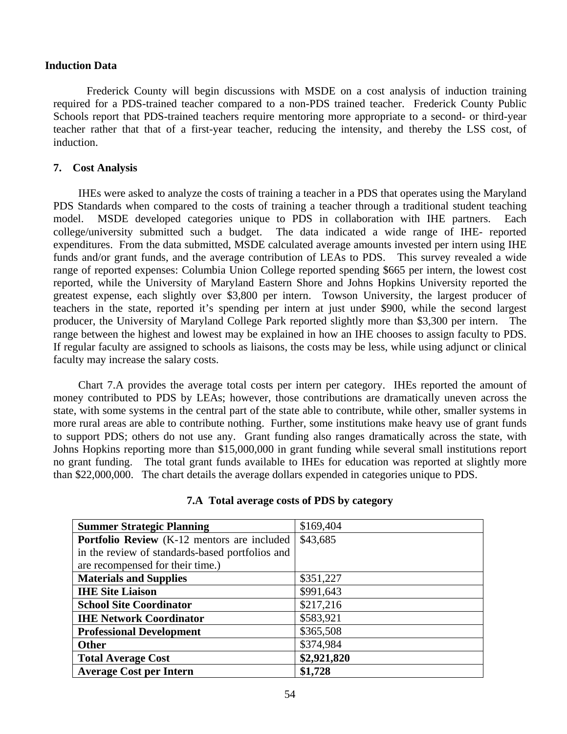### Induction Data

Frederick County will begin discussions with MSDE on a cost analysis of induction training required for a PDS-trained teacher compared to a non-PDS trained teacher. Frederick County Public Schools report that PDS-trained teachers require mentoring more appropriate to a second- or third-year teacher rather that that of a first-year teacher, reducing the intensity, and thereby the LSS cost, of induction.

## 7. Cost Analysis

IHEs were asked to analyze the costs of training a teacher in a PDS that operates using the Maryland PDS Standards when compared to the costs of training a teacher through a traditional student teaching model. MSDE developed categories unique to PDS in collaboration with IHE partners. Each college/university submitted such a budget. The data indicated a wide range of IHE- reported expenditures. From the data submitted, MSDE calculated average amounts invested per intern using IHE funds and/or grant funds, and the average contribution of LEAs to PDS. This survey revealed a wide range of reported expenses: Columbia Union College reported spending $665 per intern, the lowest cost reported, while the University of Maryland Eastern Shore and Johns Hopkins University reported the greatest expense, each slightly over $3,800 per intern. Towson University, the largest producer of teachers in the state, reported it's spending per intern at just under $900, while the second largest producer, the University of Maryland College Park reported slightly more than $3,300 per intern. The range between the highest and lowest may be explained in how an IHE chooses to assign faculty to PDS. If regular faculty are assigned to schools as liaisons, the costs may be less, while using adjunct or clinical faculty may increase the salary costs.

Chart 7.A provides the average total costs per intern per category. IHEs reported the amount of money contributed to PDS by LEAs; however, those contributions are dramatically uneven across the state, with some systems in the central part of the state able to contribute, while other, smaller systems in more rural areas are able to contribute nothing. Further, some institutions make heavy use of grant funds to support PDS; others do not use any. Grant funding also ranges dramatically across the state, with Johns Hopkins reporting more than $15,000,000 in grant funding while several small institutions report no grant funding. The total grant funds available to IHEs for education was reported at slightly more than $22,000,000. The chart details the average dollars expended in categories unique to PDS.

**7.A Total average costs of PDS by category**

| Category | Cost |
|---|---|
| **Summer Strategic Planning** | $169,404 |
| **Portfolio Review** (K-12 mentors are included in the review of standards-based portfolios and are recompensed for their time.) | $43,685 |
| **Materials and Supplies** | $351,227 |
| **IHE Site Liaison** | $991,643 |
| **School Site Coordinator** | $217,216 |
| **IHE Network Coordinator** | $583,921 |
| **Professional Development** | $365,508 |
| **Other** | $374,984 |
| **Total Average Cost** | **$2,921,820** |
| **Average Cost per Intern** | **$1,728** |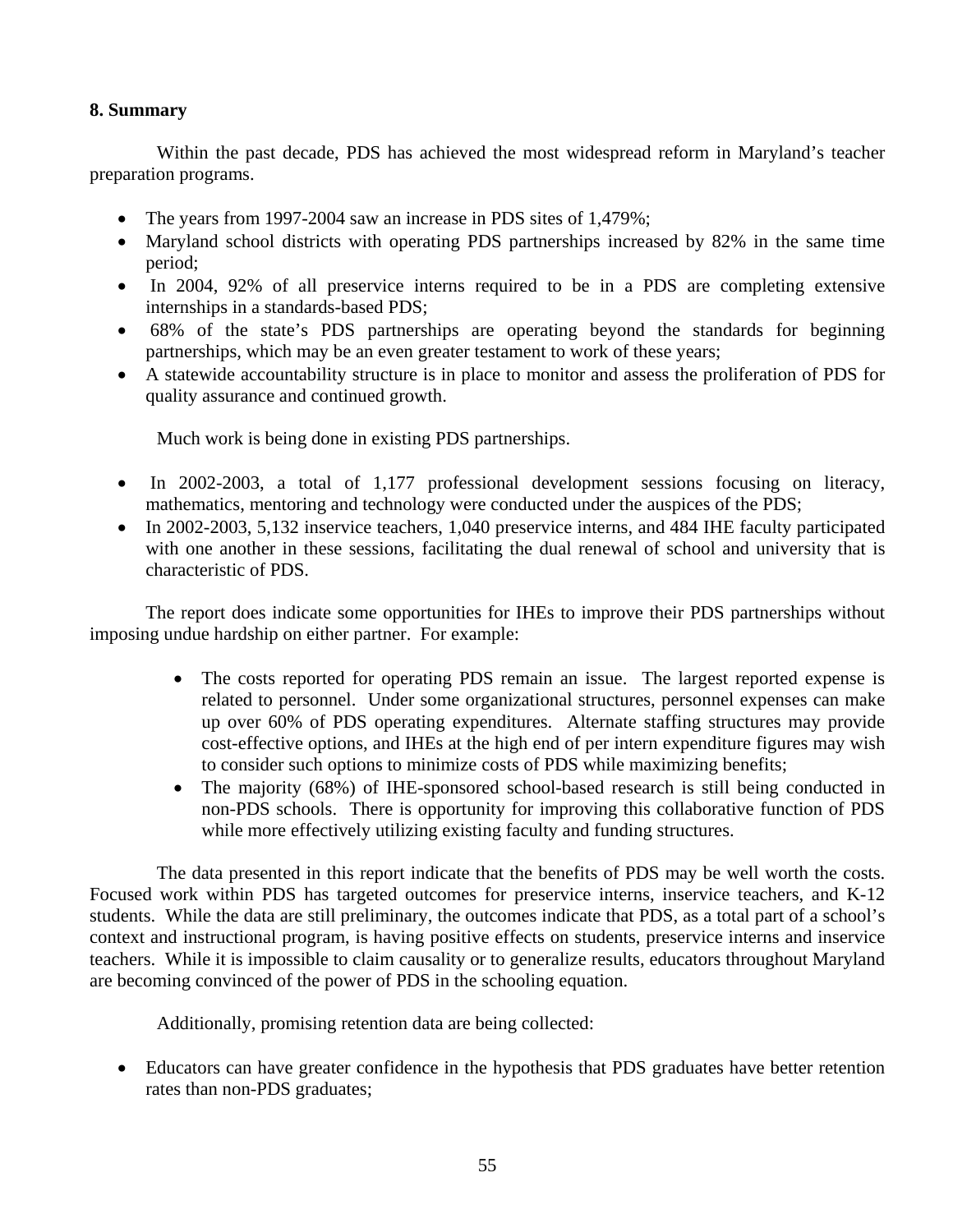## 8. Summary

Within the past decade, PDS has achieved the most widespread reform in Maryland's teacher preparation programs.

- The years from 1997-2004 saw an increase in PDS sites of 1,479%;
- Maryland school districts with operating PDS partnerships increased by 82% in the same time period;
- In 2004, 92% of all preservice interns required to be in a PDS are completing extensive internships in a standards-based PDS;
- 68% of the state's PDS partnerships are operating beyond the standards for beginning partnerships, which may be an even greater testament to work of these years;
- A statewide accountability structure is in place to monitor and assess the proliferation of PDS for quality assurance and continued growth.

Much work is being done in existing PDS partnerships.

- In 2002-2003, a total of 1,177 professional development sessions focusing on literacy, mathematics, mentoring and technology were conducted under the auspices of the PDS;
- In 2002-2003, 5,132 inservice teachers, 1,040 preservice interns, and 484 IHE faculty participated with one another in these sessions, facilitating the dual renewal of school and university that is characteristic of PDS.

The report does indicate some opportunities for IHEs to improve their PDS partnerships without imposing undue hardship on either partner. For example:

- The costs reported for operating PDS remain an issue. The largest reported expense is related to personnel. Under some organizational structures, personnel expenses can make up over 60% of PDS operating expenditures. Alternate staffing structures may provide cost-effective options, and IHEs at the high end of per intern expenditure figures may wish to consider such options to minimize costs of PDS while maximizing benefits;
- The majority (68%) of IHE-sponsored school-based research is still being conducted in non-PDS schools. There is opportunity for improving this collaborative function of PDS while more effectively utilizing existing faculty and funding structures.

The data presented in this report indicate that the benefits of PDS may be well worth the costs. Focused work within PDS has targeted outcomes for preservice interns, inservice teachers, and K-12 students. While the data are still preliminary, the outcomes indicate that PDS, as a total part of a school's context and instructional program, is having positive effects on students, preservice interns and inservice teachers. While it is impossible to claim causality or to generalize results, educators throughout Maryland are becoming convinced of the power of PDS in the schooling equation.

Additionally, promising retention data are being collected:

- Educators can have greater confidence in the hypothesis that PDS graduates have better retention rates than non-PDS graduates;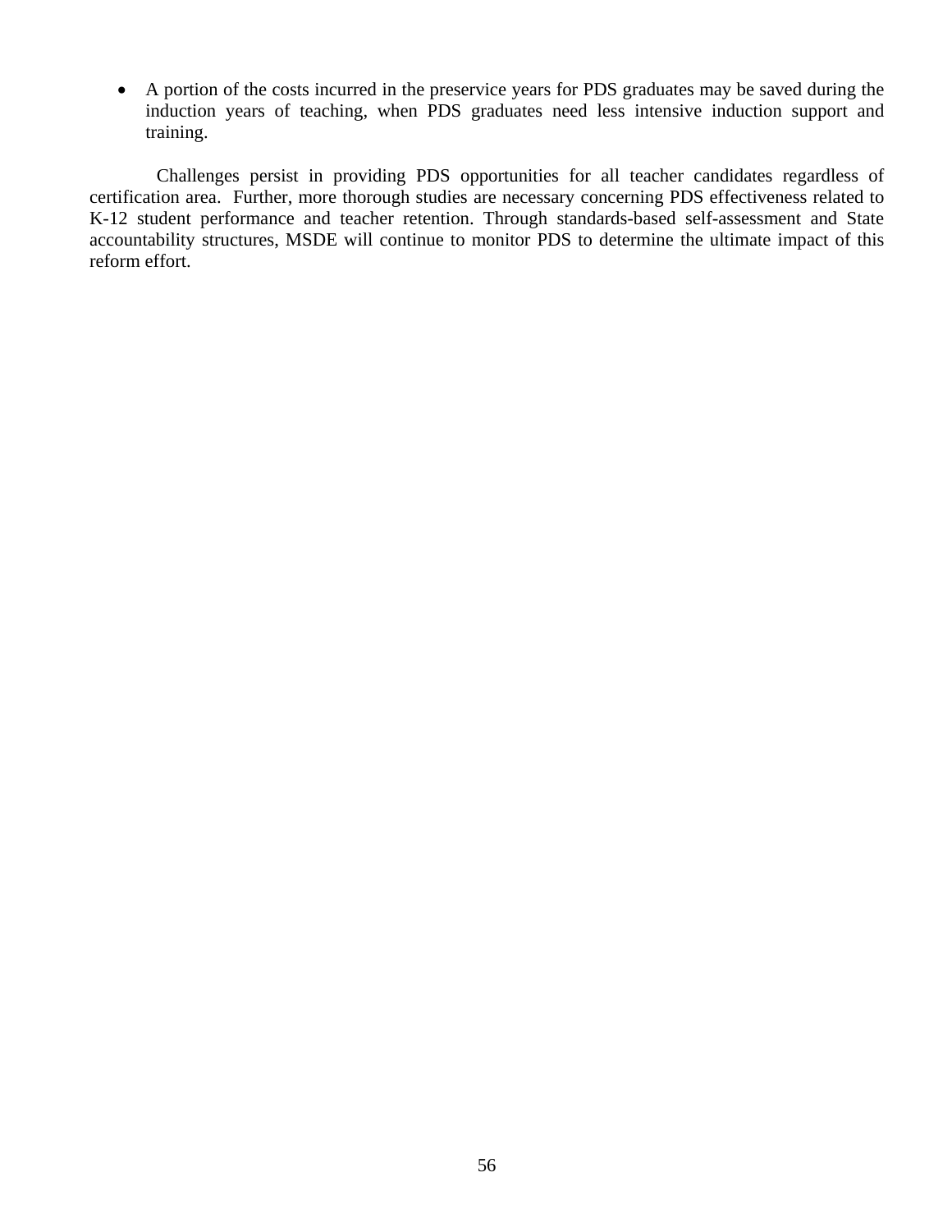- A portion of the costs incurred in the preservice years for PDS graduates may be saved during the induction years of teaching, when PDS graduates need less intensive induction support and training.

Challenges persist in providing PDS opportunities for all teacher candidates regardless of certification area. Further, more thorough studies are necessary concerning PDS effectiveness related to K-12 student performance and teacher retention. Through standards-based self-assessment and State accountability structures, MSDE will continue to monitor PDS to determine the ultimate impact of this reform effort.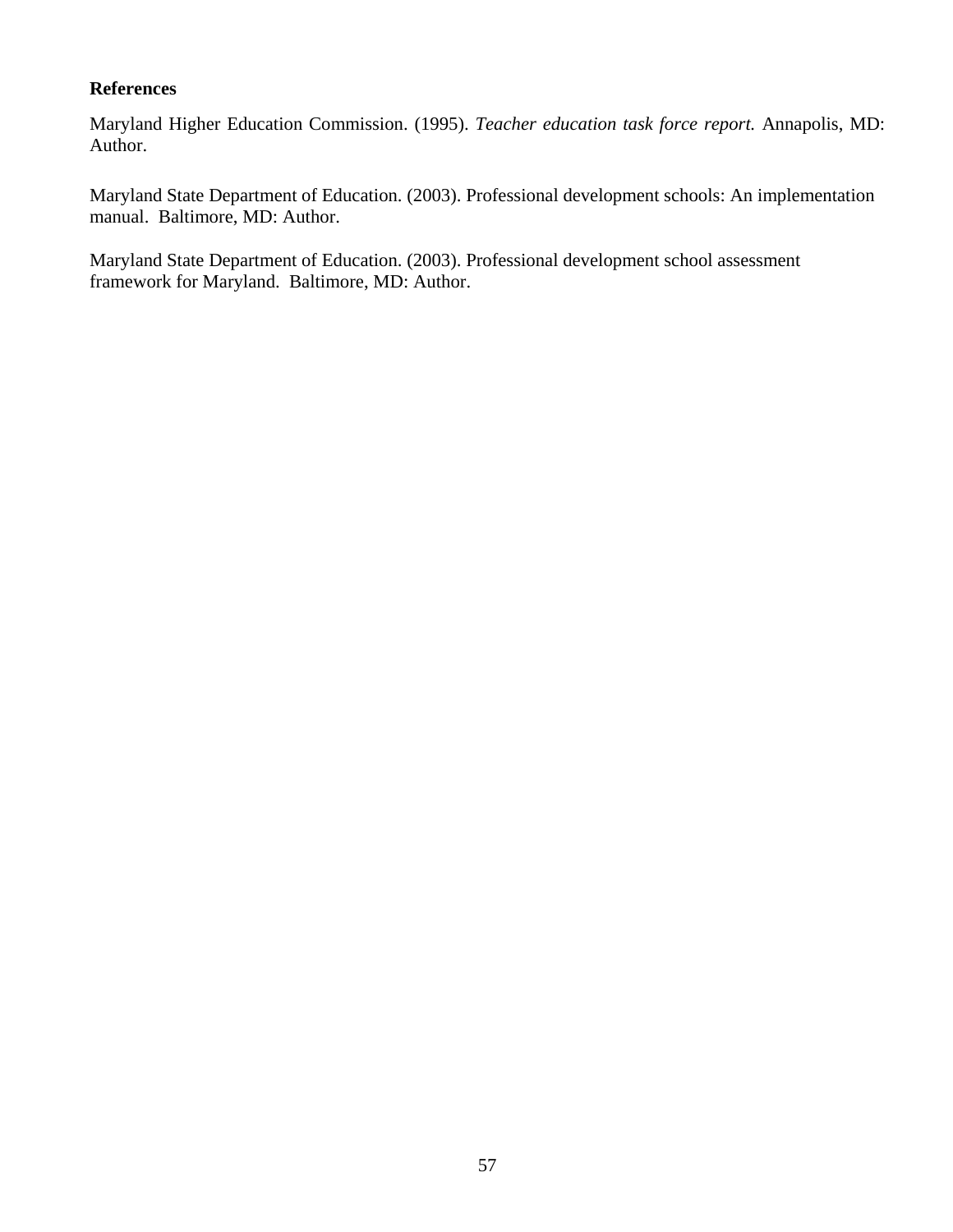**References**

Maryland Higher Education Commission. (1995). *Teacher education task force report.* Annapolis, MD: Author.

Maryland State Department of Education. (2003). Professional development schools: An implementation manual. Baltimore, MD: Author.

Maryland State Department of Education. (2003). Professional development school assessment framework for Maryland. Baltimore, MD: Author.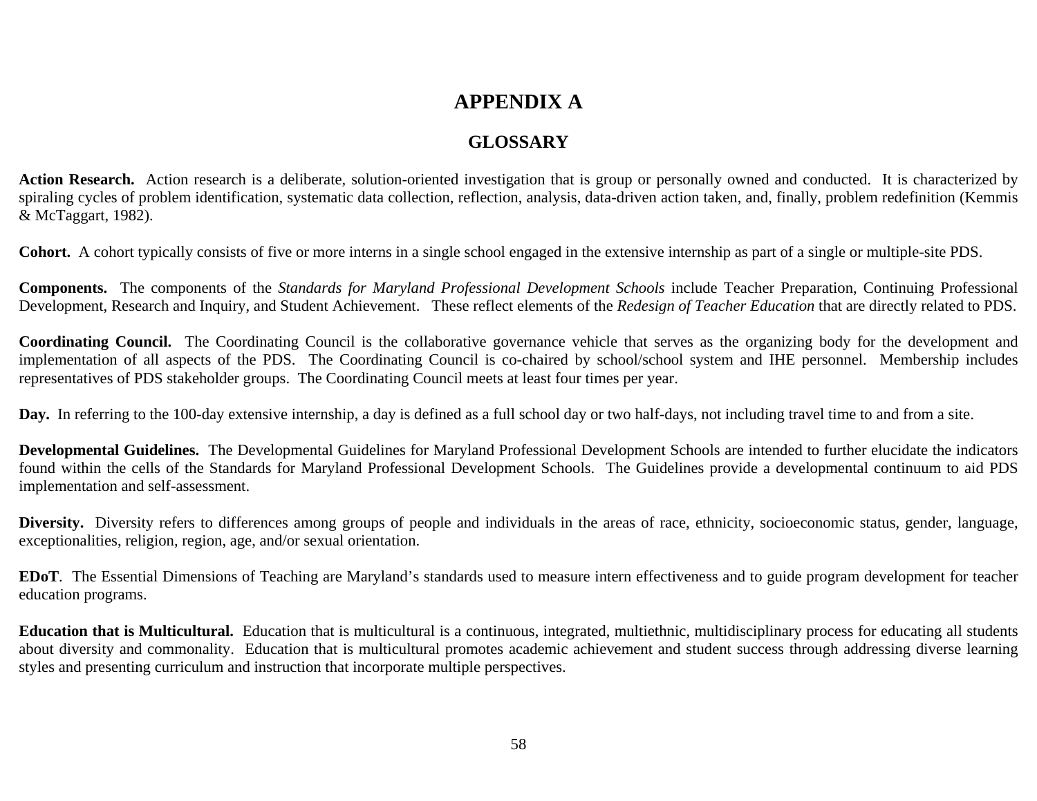# APPENDIX A

## GLOSSARY

**Action Research.** Action research is a deliberate, solution-oriented investigation that is group or personally owned and conducted. It is characterized by spiraling cycles of problem identification, systematic data collection, reflection, analysis, data-driven action taken, and, finally, problem redefinition (Kemmis & McTaggart, 1982).

**Cohort.** A cohort typically consists of five or more interns in a single school engaged in the extensive internship as part of a single or multiple-site PDS.

**Components.** The components of the *Standards for Maryland Professional Development Schools* include Teacher Preparation, Continuing Professional Development, Research and Inquiry, and Student Achievement. These reflect elements of the *Redesign of Teacher Education* that are directly related to PDS.

**Coordinating Council.** The Coordinating Council is the collaborative governance vehicle that serves as the organizing body for the development and implementation of all aspects of the PDS. The Coordinating Council is co-chaired by school/school system and IHE personnel. Membership includes representatives of PDS stakeholder groups. The Coordinating Council meets at least four times per year.

**Day.** In referring to the 100-day extensive internship, a day is defined as a full school day or two half-days, not including travel time to and from a site.

**Developmental Guidelines.** The Developmental Guidelines for Maryland Professional Development Schools are intended to further elucidate the indicators found within the cells of the Standards for Maryland Professional Development Schools. The Guidelines provide a developmental continuum to aid PDS implementation and self-assessment.

**Diversity.** Diversity refers to differences among groups of people and individuals in the areas of race, ethnicity, socioeconomic status, gender, language, exceptionalities, religion, region, age, and/or sexual orientation.

**EDoT**. The Essential Dimensions of Teaching are Maryland's standards used to measure intern effectiveness and to guide program development for teacher education programs.

**Education that is Multicultural.** Education that is multicultural is a continuous, integrated, multiethnic, multidisciplinary process for educating all students about diversity and commonality. Education that is multicultural promotes academic achievement and student success through addressing diverse learning styles and presenting curriculum and instruction that incorporate multiple perspectives.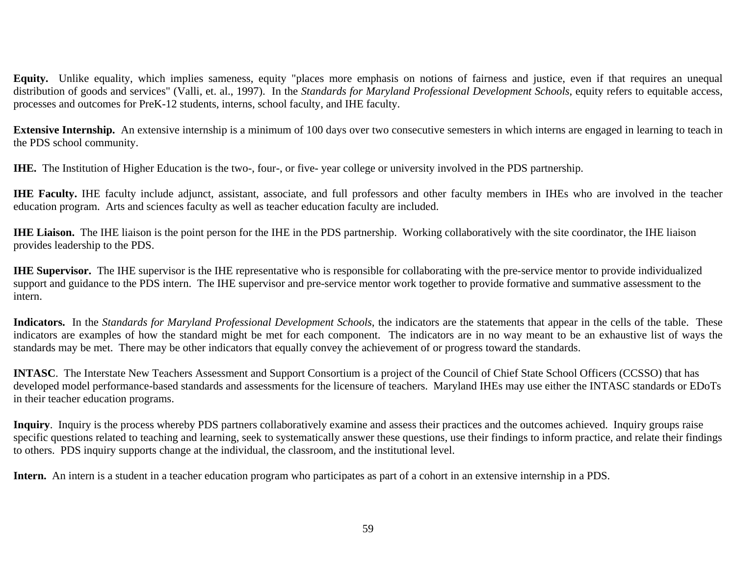**Equity.** Unlike equality, which implies sameness, equity "places more emphasis on notions of fairness and justice, even if that requires an unequal distribution of goods and services" (Valli, et. al., 1997). In the *Standards for Maryland Professional Development Schools,* equity refers to equitable access, processes and outcomes for PreK-12 students, interns, school faculty, and IHE faculty.

**Extensive Internship.** An extensive internship is a minimum of 100 days over two consecutive semesters in which interns are engaged in learning to teach in the PDS school community.

**IHE.** The Institution of Higher Education is the two-, four-, or five- year college or university involved in the PDS partnership.

**IHE Faculty.** IHE faculty include adjunct, assistant, associate, and full professors and other faculty members in IHEs who are involved in the teacher education program. Arts and sciences faculty as well as teacher education faculty are included.

**IHE Liaison.** The IHE liaison is the point person for the IHE in the PDS partnership. Working collaboratively with the site coordinator, the IHE liaison provides leadership to the PDS.

**IHE Supervisor.** The IHE supervisor is the IHE representative who is responsible for collaborating with the pre-service mentor to provide individualized support and guidance to the PDS intern. The IHE supervisor and pre-service mentor work together to provide formative and summative assessment to the intern.

**Indicators.** In the *Standards for Maryland Professional Development Schools*, the indicators are the statements that appear in the cells of the table. These indicators are examples of how the standard might be met for each component. The indicators are in no way meant to be an exhaustive list of ways the standards may be met. There may be other indicators that equally convey the achievement of or progress toward the standards.

**INTASC**. The Interstate New Teachers Assessment and Support Consortium is a project of the Council of Chief State School Officers (CCSSO) that has developed model performance-based standards and assessments for the licensure of teachers. Maryland IHEs may use either the INTASC standards or EDoTs in their teacher education programs.

**Inquiry**. Inquiry is the process whereby PDS partners collaboratively examine and assess their practices and the outcomes achieved. Inquiry groups raise specific questions related to teaching and learning, seek to systematically answer these questions, use their findings to inform practice, and relate their findings to others. PDS inquiry supports change at the individual, the classroom, and the institutional level.

**Intern.** An intern is a student in a teacher education program who participates as part of a cohort in an extensive internship in a PDS.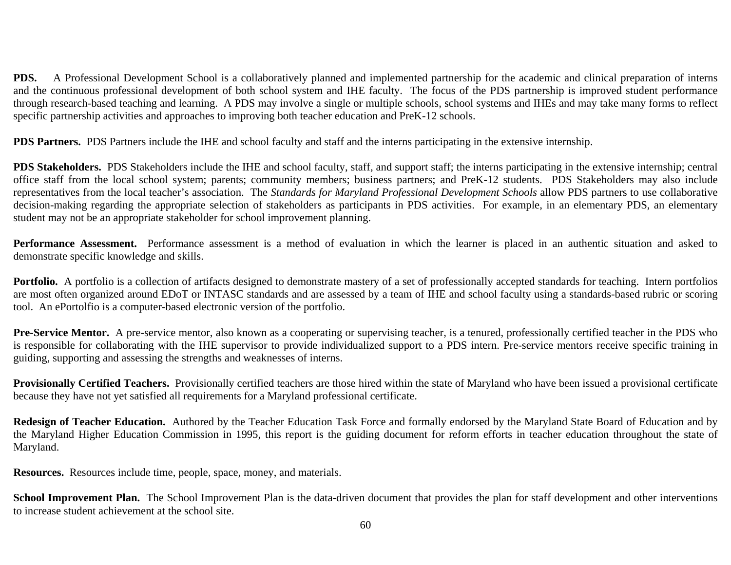**PDS.** A Professional Development School is a collaboratively planned and implemented partnership for the academic and clinical preparation of interns and the continuous professional development of both school system and IHE faculty. The focus of the PDS partnership is improved student performance through research-based teaching and learning. A PDS may involve a single or multiple schools, school systems and IHEs and may take many forms to reflect specific partnership activities and approaches to improving both teacher education and PreK-12 schools.

**PDS Partners.** PDS Partners include the IHE and school faculty and staff and the interns participating in the extensive internship.

**PDS Stakeholders.** PDS Stakeholders include the IHE and school faculty, staff, and support staff; the interns participating in the extensive internship; central office staff from the local school system; parents; community members; business partners; and PreK-12 students. PDS Stakeholders may also include representatives from the local teacher's association. The *Standards for Maryland Professional Development Schools* allow PDS partners to use collaborative decision-making regarding the appropriate selection of stakeholders as participants in PDS activities. For example, in an elementary PDS, an elementary student may not be an appropriate stakeholder for school improvement planning.

**Performance Assessment.** Performance assessment is a method of evaluation in which the learner is placed in an authentic situation and asked to demonstrate specific knowledge and skills.

**Portfolio.** A portfolio is a collection of artifacts designed to demonstrate mastery of a set of professionally accepted standards for teaching. Intern portfolios are most often organized around EDoT or INTASC standards and are assessed by a team of IHE and school faculty using a standards-based rubric or scoring tool. An ePortolfio is a computer-based electronic version of the portfolio.

**Pre-Service Mentor.** A pre-service mentor, also known as a cooperating or supervising teacher, is a tenured, professionally certified teacher in the PDS who is responsible for collaborating with the IHE supervisor to provide individualized support to a PDS intern. Pre-service mentors receive specific training in guiding, supporting and assessing the strengths and weaknesses of interns.

**Provisionally Certified Teachers.** Provisionally certified teachers are those hired within the state of Maryland who have been issued a provisional certificate because they have not yet satisfied all requirements for a Maryland professional certificate.

**Redesign of Teacher Education.** Authored by the Teacher Education Task Force and formally endorsed by the Maryland State Board of Education and by the Maryland Higher Education Commission in 1995, this report is the guiding document for reform efforts in teacher education throughout the state of Maryland.

**Resources.** Resources include time, people, space, money, and materials.

**School Improvement Plan.** The School Improvement Plan is the data-driven document that provides the plan for staff development and other interventions to increase student achievement at the school site.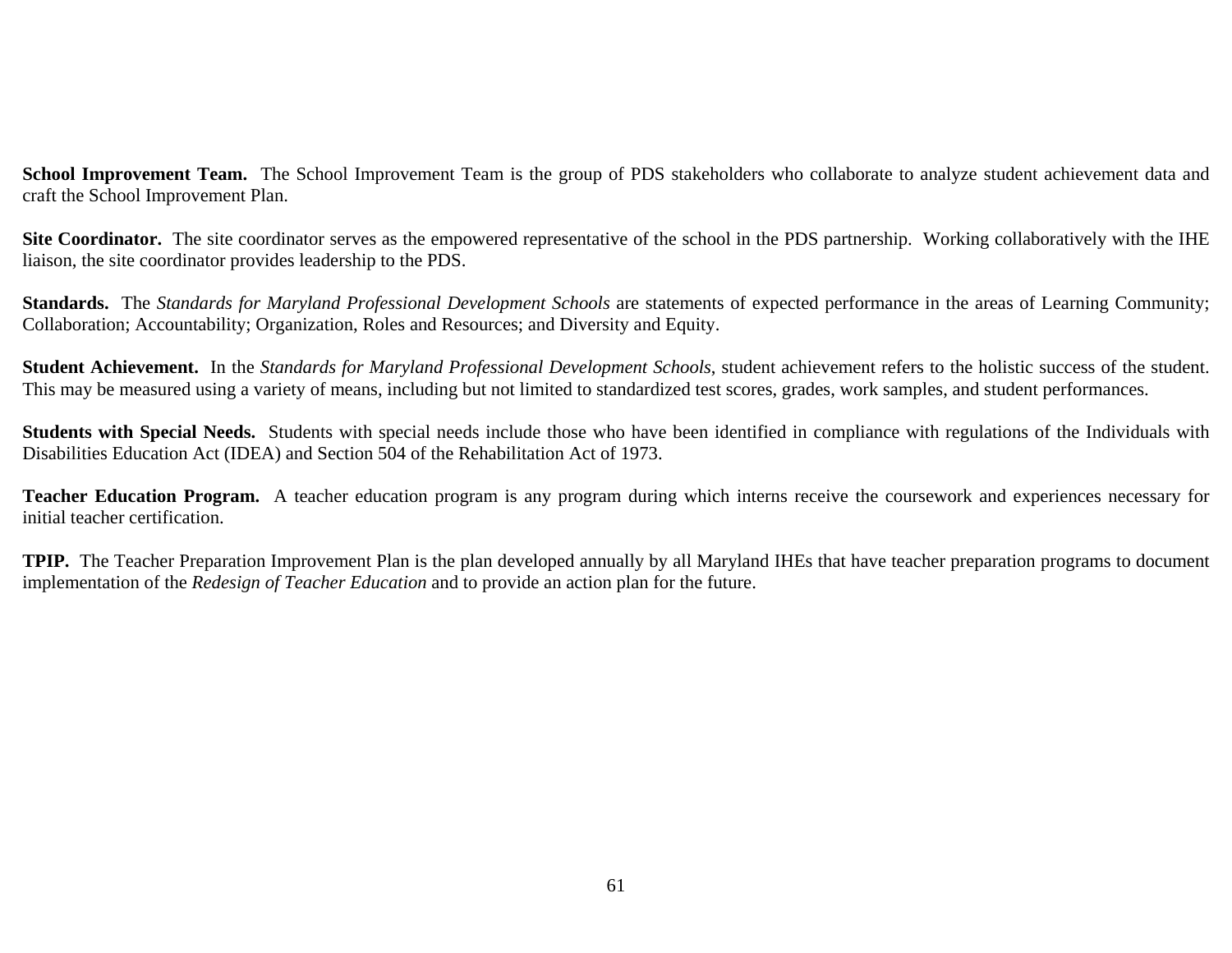**School Improvement Team.** The School Improvement Team is the group of PDS stakeholders who collaborate to analyze student achievement data and craft the School Improvement Plan.

**Site Coordinator.** The site coordinator serves as the empowered representative of the school in the PDS partnership. Working collaboratively with the IHE liaison, the site coordinator provides leadership to the PDS.

**Standards.** The *Standards for Maryland Professional Development Schools* are statements of expected performance in the areas of Learning Community; Collaboration; Accountability; Organization, Roles and Resources; and Diversity and Equity.

**Student Achievement.** In the *Standards for Maryland Professional Development Schools*, student achievement refers to the holistic success of the student. This may be measured using a variety of means, including but not limited to standardized test scores, grades, work samples, and student performances.

**Students with Special Needs.** Students with special needs include those who have been identified in compliance with regulations of the Individuals with Disabilities Education Act (IDEA) and Section 504 of the Rehabilitation Act of 1973.

**Teacher Education Program.** A teacher education program is any program during which interns receive the coursework and experiences necessary for initial teacher certification.

**TPIP.** The Teacher Preparation Improvement Plan is the plan developed annually by all Maryland IHEs that have teacher preparation programs to document implementation of the *Redesign of Teacher Education* and to provide an action plan for the future.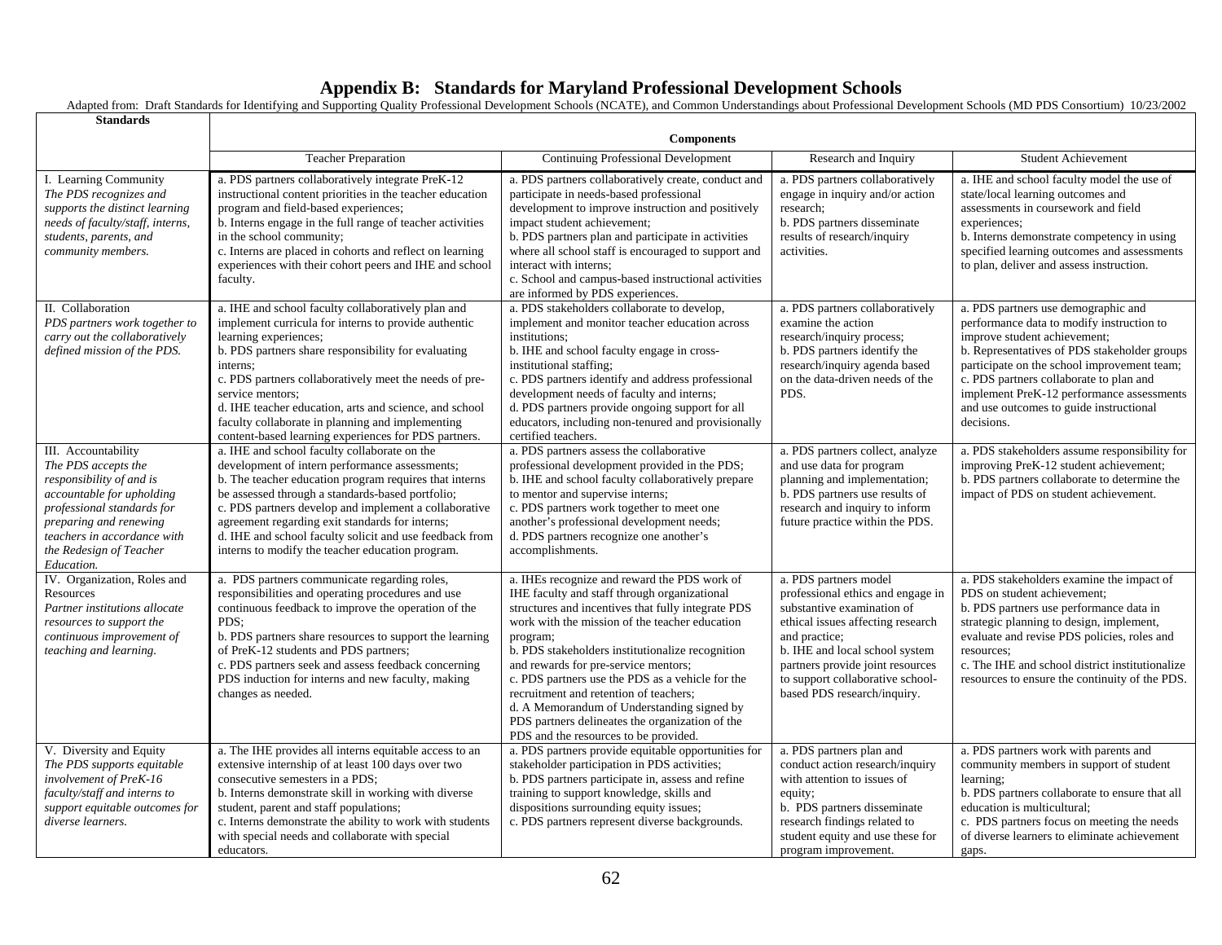# Appendix B: Standards for Maryland Professional Development Schools

Adapted from: Draft Standards for Identifying and Supporting Quality Professional Development Schools (NCATE), and Common Understandings about Professional Development Schools (MD PDS Consortium) 10/23/2002

| Standards | Components | | | |
|---|---|---|---|---|
| | Teacher Preparation | Continuing Professional Development | Research and Inquiry | Student Achievement |
| I. Learning Community<br>*The PDS recognizes and supports the distinct learning needs of faculty/staff, interns, students, parents, and community members.* | a. PDS partners collaboratively integrate PreK-12 instructional content priorities in the teacher education program and field-based experiences;<br>b. Interns engage in the full range of teacher activities in the school community;<br>c. Interns are placed in cohorts and reflect on learning experiences with their cohort peers and IHE and school faculty. | a. PDS partners collaboratively create, conduct and participate in needs-based professional development to improve instruction and positively impact student achievement;<br>b. PDS partners plan and participate in activities where all school staff is encouraged to support and interact with interns;<br>c. School and campus-based instructional activities are informed by PDS experiences. | a. PDS partners collaboratively engage in inquiry and/or action research;<br>b. PDS partners disseminate results of research/inquiry activities. | a. IHE and school faculty model the use of state/local learning outcomes and assessments in coursework and field experiences;<br>b. Interns demonstrate competency in using specified learning outcomes and assessments to plan, deliver and assess instruction. |
| II. Collaboration<br>*PDS partners work together to carry out the collaboratively defined mission of the PDS.* | a. IHE and school faculty collaboratively plan and implement curricula for interns to provide authentic learning experiences;<br>b. PDS partners share responsibility for evaluating interns;<br>c. PDS partners collaboratively meet the needs of pre-service mentors;<br>d. IHE teacher education, arts and science, and school faculty collaborate in planning and implementing content-based learning experiences for PDS partners. | a. PDS stakeholders collaborate to develop, implement and monitor teacher education across institutions;<br>b. IHE and school faculty engage in cross-institutional staffing;<br>c. PDS partners identify and address professional development needs of faculty and interns;<br>d. PDS partners provide ongoing support for all educators, including non-tenured and provisionally certified teachers. | a. PDS partners collaboratively examine the action research/inquiry process;<br>b. PDS partners identify the research/inquiry agenda based on the data-driven needs of the PDS. | a. PDS partners use demographic and performance data to modify instruction to improve student achievement;<br>b. Representatives of PDS stakeholder groups participate on the school improvement team;<br>c. PDS partners collaborate to plan and implement PreK-12 performance assessments and use outcomes to guide instructional decisions. |
| III. Accountability<br>*The PDS accepts the responsibility of and is accountable for upholding professional standards for preparing and renewing teachers in accordance with the Redesign of Teacher Education.* | a. IHE and school faculty collaborate on the development of intern performance assessments;<br>b. The teacher education program requires that interns be assessed through a standards-based portfolio;<br>c. PDS partners develop and implement a collaborative agreement regarding exit standards for interns;<br>d. IHE and school faculty solicit and use feedback from interns to modify the teacher education program. | a. PDS partners assess the collaborative professional development provided in the PDS;<br>b. IHE and school faculty collaboratively prepare to mentor and supervise interns;<br>c. PDS partners work together to meet one another's professional development needs;<br>d. PDS partners recognize one another's accomplishments. | a. PDS partners collect, analyze and use data for program planning and implementation;<br>b. PDS partners use results of research and inquiry to inform future practice within the PDS. | a. PDS stakeholders assume responsibility for improving PreK-12 student achievement;<br>b. PDS partners collaborate to determine the impact of PDS on student achievement. |
| IV. Organization, Roles and Resources<br>*Partner institutions allocate resources to support the continuous improvement of teaching and learning.* | a. PDS partners communicate regarding roles, responsibilities and operating procedures and use continuous feedback to improve the operation of the PDS;<br>b. PDS partners share resources to support the learning of PreK-12 students and PDS partners;<br>c. PDS partners seek and assess feedback concerning PDS induction for interns and new faculty, making changes as needed. | a. IHEs recognize and reward the PDS work of IHE faculty and staff through organizational structures and incentives that fully integrate PDS work with the mission of the teacher education program;<br>b. PDS stakeholders institutionalize recognition and rewards for pre-service mentors;<br>c. PDS partners use the PDS as a vehicle for the recruitment and retention of teachers;<br>d. A Memorandum of Understanding signed by PDS partners delineates the organization of the PDS and the resources to be provided. | a. PDS partners model professional ethics and engage in substantive examination of ethical issues affecting research and practice;<br>b. IHE and local school system partners provide joint resources to support collaborative school-based PDS research/inquiry. | a. PDS stakeholders examine the impact of PDS on student achievement;<br>b. PDS partners use performance data in strategic planning to design, implement, evaluate and revise PDS policies, roles and resources;<br>c. The IHE and school district institutionalize resources to ensure the continuity of the PDS. |
| V. Diversity and Equity<br>*The PDS supports equitable involvement of PreK-16 faculty/staff and interns to support equitable outcomes for diverse learners.* | a. The IHE provides all interns equitable access to an extensive internship of at least 100 days over two consecutive semesters in a PDS;<br>b. Interns demonstrate skill in working with diverse student, parent and staff populations;<br>c. Interns demonstrate the ability to work with students with special needs and collaborate with special educators. | a. PDS partners provide equitable opportunities for stakeholder participation in PDS activities;<br>b. PDS partners participate in, assess and refine training to support knowledge, skills and dispositions surrounding equity issues;<br>c. PDS partners represent diverse backgrounds. | a. PDS partners plan and conduct action research/inquiry with attention to issues of equity;<br>b. PDS partners disseminate research findings related to student equity and use these for program improvement. | a. PDS partners work with parents and community members in support of student learning;<br>b. PDS partners collaborate to ensure that all education is multicultural;<br>c. PDS partners focus on meeting the needs of diverse learners to eliminate achievement gaps. |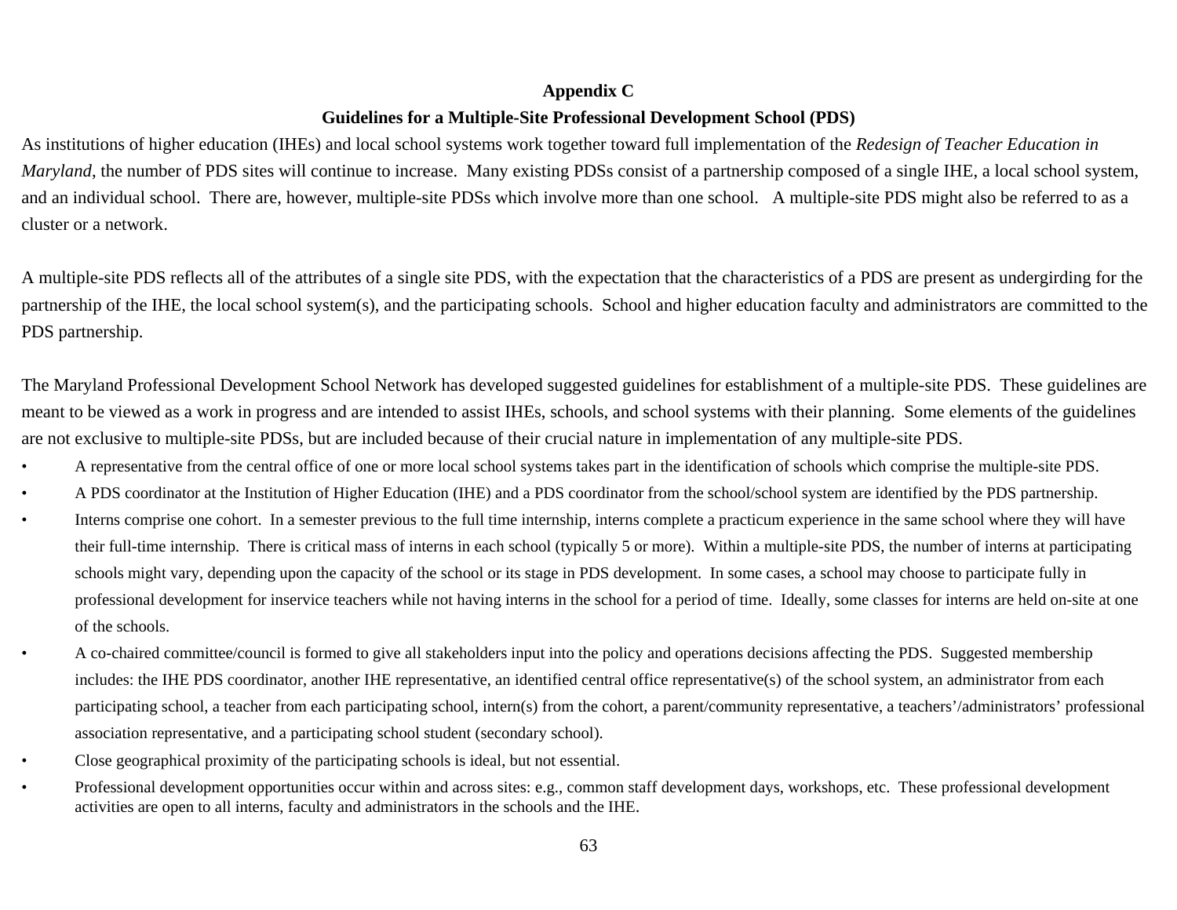## Appendix C

## Guidelines for a Multiple-Site Professional Development School (PDS)

As institutions of higher education (IHEs) and local school systems work together toward full implementation of the *Redesign of Teacher Education in Maryland*, the number of PDS sites will continue to increase. Many existing PDSs consist of a partnership composed of a single IHE, a local school system, and an individual school. There are, however, multiple-site PDSs which involve more than one school. A multiple-site PDS might also be referred to as a cluster or a network.

A multiple-site PDS reflects all of the attributes of a single site PDS, with the expectation that the characteristics of a PDS are present as undergirding for the partnership of the IHE, the local school system(s), and the participating schools. School and higher education faculty and administrators are committed to the PDS partnership.

The Maryland Professional Development School Network has developed suggested guidelines for establishment of a multiple-site PDS. These guidelines are meant to be viewed as a work in progress and are intended to assist IHEs, schools, and school systems with their planning. Some elements of the guidelines are not exclusive to multiple-site PDSs, but are included because of their crucial nature in implementation of any multiple-site PDS.

- A representative from the central office of one or more local school systems takes part in the identification of schools which comprise the multiple-site PDS.
- A PDS coordinator at the Institution of Higher Education (IHE) and a PDS coordinator from the school/school system are identified by the PDS partnership.
- Interns comprise one cohort. In a semester previous to the full time internship, interns complete a practicum experience in the same school where they will have their full-time internship. There is critical mass of interns in each school (typically 5 or more). Within a multiple-site PDS, the number of interns at participating schools might vary, depending upon the capacity of the school or its stage in PDS development. In some cases, a school may choose to participate fully in professional development for inservice teachers while not having interns in the school for a period of time. Ideally, some classes for interns are held on-site at one of the schools.
- A co-chaired committee/council is formed to give all stakeholders input into the policy and operations decisions affecting the PDS. Suggested membership includes: the IHE PDS coordinator, another IHE representative, an identified central office representative(s) of the school system, an administrator from each participating school, a teacher from each participating school, intern(s) from the cohort, a parent/community representative, a teachers'/administrators' professional association representative, and a participating school student (secondary school).
- Close geographical proximity of the participating schools is ideal, but not essential.
- Professional development opportunities occur within and across sites: e.g., common staff development days, workshops, etc. These professional development activities are open to all interns, faculty and administrators in the schools and the IHE.